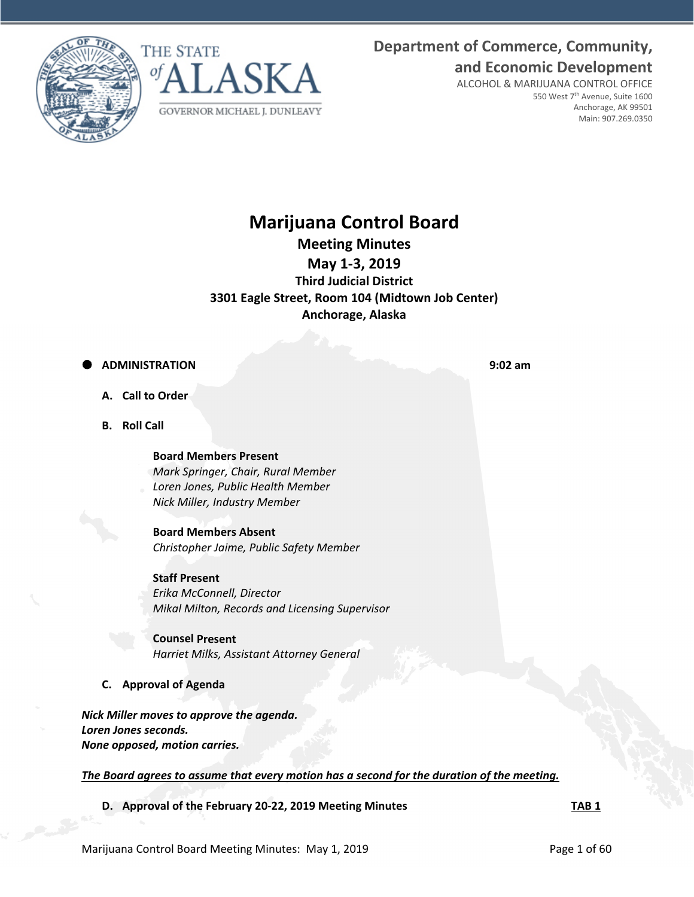**Department of Commerce, Community, and Economic Development**
ALCOHOL & MARIJUANA CONTROL OFFICE
550 West 7th Avenue, Suite 1600
Anchorage, AK 99501
Main: 907.269.0350

THE STATE of ALASKA
GOVERNOR MICHAEL J. DUNLEAVY

# Marijuana Control Board

## Meeting Minutes

## May 1-3, 2019

### Third Judicial District
### 3301 Eagle Street, Room 104 (Midtown Job Center)
### Anchorage, Alaska

- **ADMINISTRATION** **9:02 am**

**A. Call to Order**

**B. Roll Call**

**Board Members Present**
*Mark Springer, Chair, Rural Member*
*Loren Jones, Public Health Member*
*Nick Miller, Industry Member*

**Board Members Absent**
*Christopher Jaime, Public Safety Member*

**Staff Present**
*Erika McConnell, Director*
*Mikal Milton, Records and Licensing Supervisor*

**Counsel Present**
*Harriet Milks, Assistant Attorney General*

**C. Approval of Agenda**

***Nick Miller moves to approve the agenda.***
***Loren Jones seconds.***
***None opposed, motion carries.***

***The Board agrees to assume that every motion has a second for the duration of the meeting.***

**D. Approval of the February 20-22, 2019 Meeting Minutes** **TAB 1**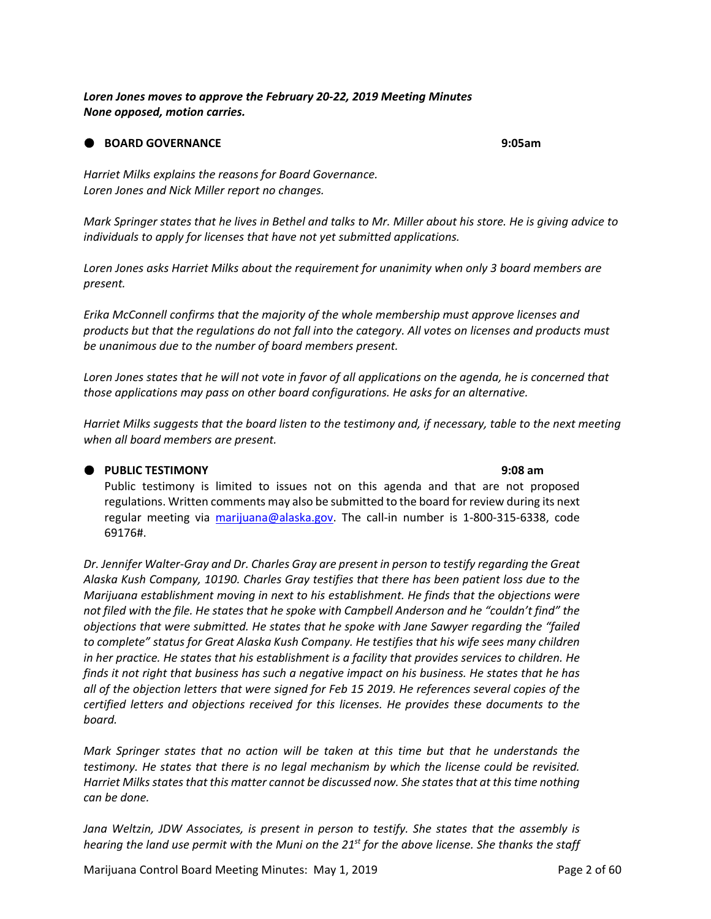*Loren Jones moves to approve the February 20-22, 2019 Meeting Minutes*
***None opposed, motion carries.***

- **BOARD GOVERNANCE** **9:05am**

*Harriet Milks explains the reasons for Board Governance.*
*Loren Jones and Nick Miller report no changes.*

*Mark Springer states that he lives in Bethel and talks to Mr. Miller about his store. He is giving advice to individuals to apply for licenses that have not yet submitted applications.*

*Loren Jones asks Harriet Milks about the requirement for unanimity when only 3 board members are present.*

*Erika McConnell confirms that the majority of the whole membership must approve licenses and products but that the regulations do not fall into the category. All votes on licenses and products must be unanimous due to the number of board members present.*

*Loren Jones states that he will not vote in favor of all applications on the agenda, he is concerned that those applications may pass on other board configurations. He asks for an alternative.*

*Harriet Milks suggests that the board listen to the testimony and, if necessary, table to the next meeting when all board members are present.*

- **PUBLIC TESTIMONY** **9:08 am**

Public testimony is limited to issues not on this agenda and that are not proposed regulations. Written comments may also be submitted to the board for review during its next regular meeting via marijuana@alaska.gov. The call-in number is 1-800-315-6338, code 69176#.

*Dr. Jennifer Walter-Gray and Dr. Charles Gray are present in person to testify regarding the Great Alaska Kush Company, 10190. Charles Gray testifies that there has been patient loss due to the Marijuana establishment moving in next to his establishment. He finds that the objections were not filed with the file. He states that he spoke with Campbell Anderson and he "couldn't find" the objections that were submitted. He states that he spoke with Jane Sawyer regarding the "failed to complete" status for Great Alaska Kush Company. He testifies that his wife sees many children in her practice. He states that his establishment is a facility that provides services to children. He finds it not right that business has such a negative impact on his business. He states that he has all of the objection letters that were signed for Feb 15 2019. He references several copies of the certified letters and objections received for this licenses. He provides these documents to the board.*

*Mark Springer states that no action will be taken at this time but that he understands the testimony. He states that there is no legal mechanism by which the license could be revisited. Harriet Milks states that this matter cannot be discussed now. She states that at this time nothing can be done.*

*Jana Weltzin, JDW Associates, is present in person to testify. She states that the assembly is hearing the land use permit with the Muni on the 21st for the above license. She thanks the staff*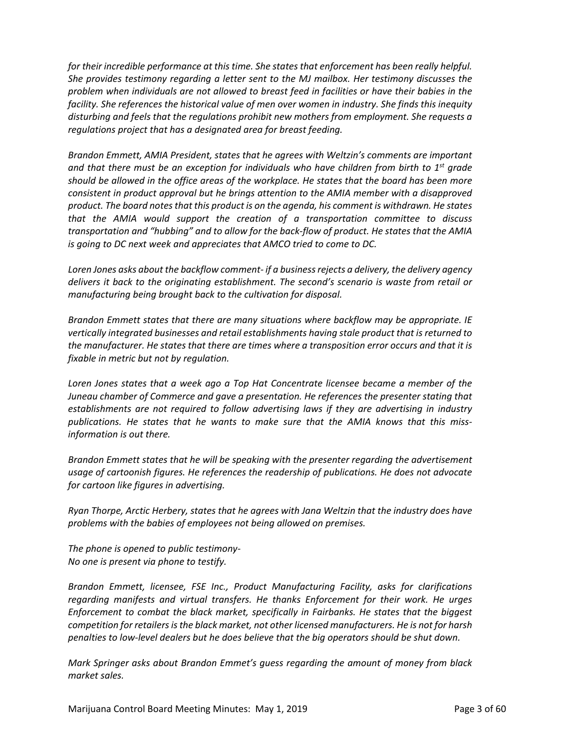*for their incredible performance at this time. She states that enforcement has been really helpful. She provides testimony regarding a letter sent to the MJ mailbox. Her testimony discusses the problem when individuals are not allowed to breast feed in facilities or have their babies in the facility. She references the historical value of men over women in industry. She finds this inequity disturbing and feels that the regulations prohibit new mothers from employment. She requests a regulations project that has a designated area for breast feeding.*

*Brandon Emmett, AMIA President, states that he agrees with Weltzin's comments are important and that there must be an exception for individuals who have children from birth to 1st grade should be allowed in the office areas of the workplace. He states that the board has been more consistent in product approval but he brings attention to the AMIA member with a disapproved product. The board notes that this product is on the agenda, his comment is withdrawn. He states that the AMIA would support the creation of a transportation committee to discuss transportation and "hubbing" and to allow for the back-flow of product. He states that the AMIA is going to DC next week and appreciates that AMCO tried to come to DC.*

*Loren Jones asks about the backflow comment- if a business rejects a delivery, the delivery agency delivers it back to the originating establishment. The second's scenario is waste from retail or manufacturing being brought back to the cultivation for disposal.*

*Brandon Emmett states that there are many situations where backflow may be appropriate. IE vertically integrated businesses and retail establishments having stale product that is returned to the manufacturer. He states that there are times where a transposition error occurs and that it is fixable in metric but not by regulation.*

*Loren Jones states that a week ago a Top Hat Concentrate licensee became a member of the Juneau chamber of Commerce and gave a presentation. He references the presenter stating that establishments are not required to follow advertising laws if they are advertising in industry publications. He states that he wants to make sure that the AMIA knows that this miss-information is out there.*

*Brandon Emmett states that he will be speaking with the presenter regarding the advertisement usage of cartoonish figures. He references the readership of publications. He does not advocate for cartoon like figures in advertising.*

*Ryan Thorpe, Arctic Herbery, states that he agrees with Jana Weltzin that the industry does have problems with the babies of employees not being allowed on premises.*

*The phone is opened to public testimony-*
*No one is present via phone to testify.*

*Brandon Emmett, licensee, FSE Inc., Product Manufacturing Facility, asks for clarifications regarding manifests and virtual transfers. He thanks Enforcement for their work. He urges Enforcement to combat the black market, specifically in Fairbanks. He states that the biggest competition for retailers is the black market, not other licensed manufacturers. He is not for harsh penalties to low-level dealers but he does believe that the big operators should be shut down.*

*Mark Springer asks about Brandon Emmet's guess regarding the amount of money from black market sales.*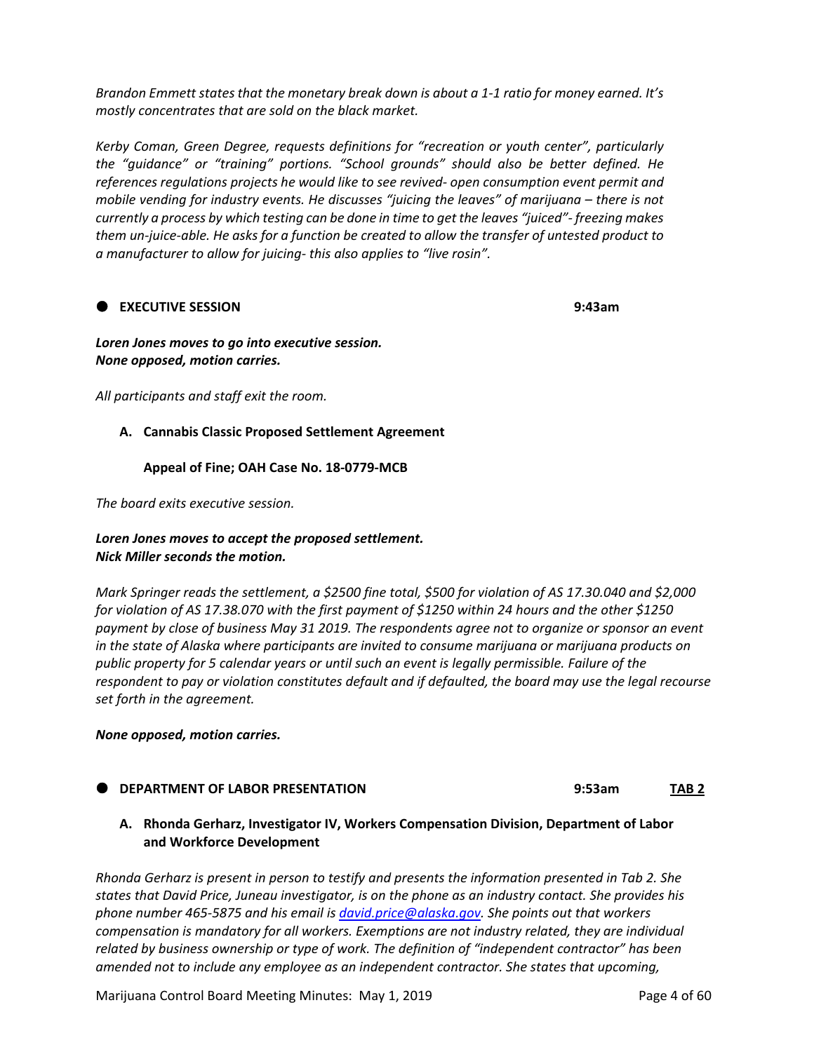*Brandon Emmett states that the monetary break down is about a 1-1 ratio for money earned. It's mostly concentrates that are sold on the black market.*

*Kerby Coman, Green Degree, requests definitions for "recreation or youth center", particularly the "guidance" or "training" portions. "School grounds" should also be better defined. He references regulations projects he would like to see revived- open consumption event permit and mobile vending for industry events. He discusses "juicing the leaves" of marijuana – there is not currently a process by which testing can be done in time to get the leaves "juiced"- freezing makes them un-juice-able. He asks for a function be created to allow the transfer of untested product to a manufacturer to allow for juicing- this also applies to "live rosin".*

## EXECUTIVE SESSION — 9:43am

***Loren Jones moves to go into executive session.***
***None opposed, motion carries.***

*All participants and staff exit the room.*

**A. Cannabis Classic Proposed Settlement Agreement**

**Appeal of Fine; OAH Case No. 18-0779-MCB**

*The board exits executive session.*

***Loren Jones moves to accept the proposed settlement.***
***Nick Miller seconds the motion.***

*Mark Springer reads the settlement, a $2500 fine total, $500 for violation of AS 17.30.040 and $2,000 for violation of AS 17.38.070 with the first payment of $1250 within 24 hours and the other $1250 payment by close of business May 31 2019. The respondents agree not to organize or sponsor an event in the state of Alaska where participants are invited to consume marijuana or marijuana products on public property for 5 calendar years or until such an event is legally permissible. Failure of the respondent to pay or violation constitutes default and if defaulted, the board may use the legal recourse set forth in the agreement.*

***None opposed, motion carries.***

## DEPARTMENT OF LABOR PRESENTATION — 9:53am — TAB 2

**A. Rhonda Gerharz, Investigator IV, Workers Compensation Division, Department of Labor and Workforce Development**

*Rhonda Gerharz is present in person to testify and presents the information presented in Tab 2. She states that David Price, Juneau investigator, is on the phone as an industry contact. She provides his phone number 465-5875 and his email is david.price@alaska.gov. She points out that workers compensation is mandatory for all workers. Exemptions are not industry related, they are individual related by business ownership or type of work. The definition of "independent contractor" has been amended not to include any employee as an independent contractor. She states that upcoming,*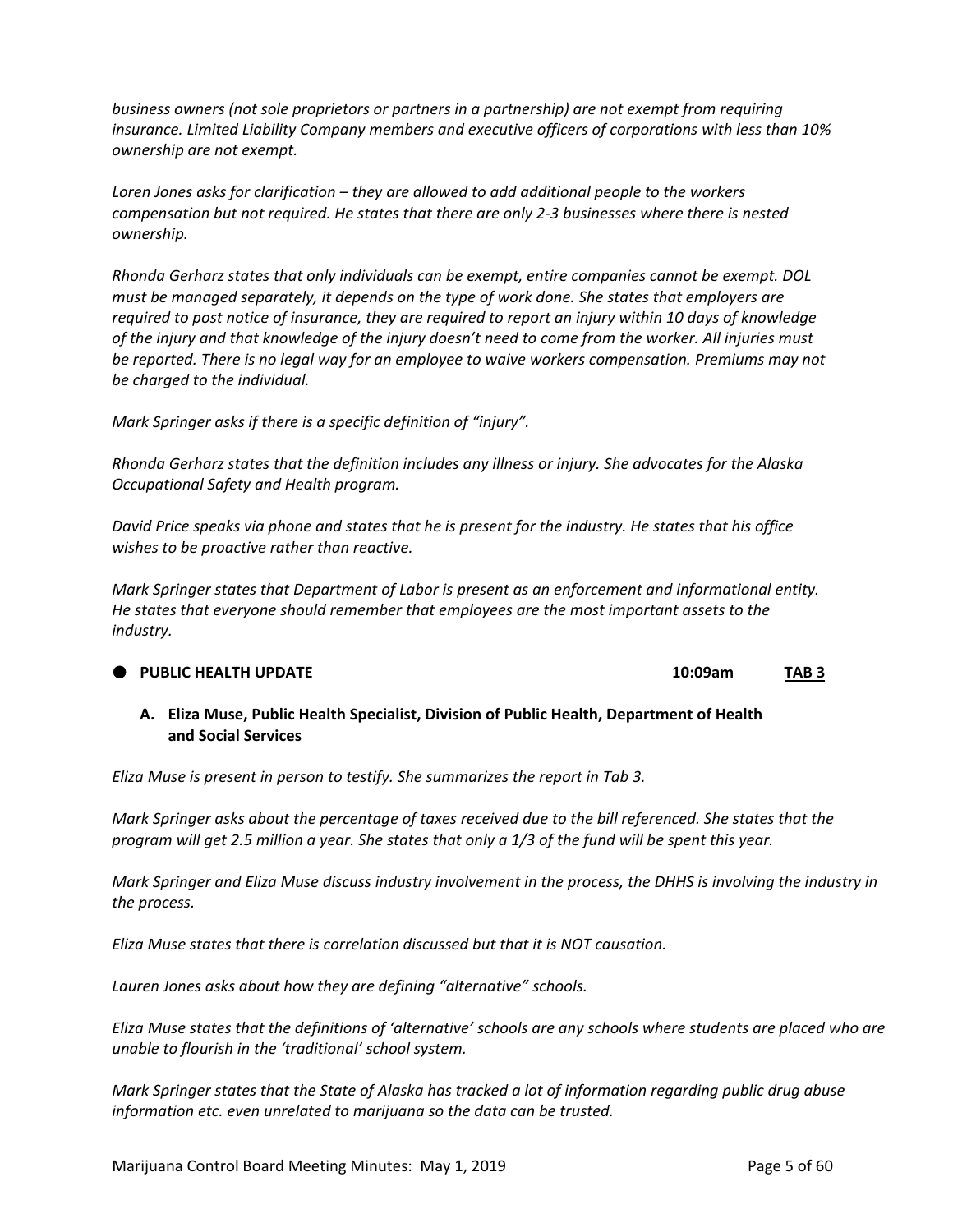*business owners (not sole proprietors or partners in a partnership) are not exempt from requiring insurance. Limited Liability Company members and executive officers of corporations with less than 10% ownership are not exempt.*

*Loren Jones asks for clarification – they are allowed to add additional people to the workers compensation but not required. He states that there are only 2-3 businesses where there is nested ownership.*

*Rhonda Gerharz states that only individuals can be exempt, entire companies cannot be exempt. DOL must be managed separately, it depends on the type of work done. She states that employers are required to post notice of insurance, they are required to report an injury within 10 days of knowledge of the injury and that knowledge of the injury doesn't need to come from the worker. All injuries must be reported. There is no legal way for an employee to waive workers compensation. Premiums may not be charged to the individual.*

*Mark Springer asks if there is a specific definition of "injury".*

*Rhonda Gerharz states that the definition includes any illness or injury. She advocates for the Alaska Occupational Safety and Health program.*

*David Price speaks via phone and states that he is present for the industry. He states that his office wishes to be proactive rather than reactive.*

*Mark Springer states that Department of Labor is present as an enforcement and informational entity. He states that everyone should remember that employees are the most important assets to the industry.*

- **PUBLIC HEALTH UPDATE** **10:09am** **<u>TAB 3</u>**

**A. Eliza Muse, Public Health Specialist, Division of Public Health, Department of Health and Social Services**

*Eliza Muse is present in person to testify. She summarizes the report in Tab 3.*

*Mark Springer asks about the percentage of taxes received due to the bill referenced. She states that the program will get 2.5 million a year. She states that only a 1/3 of the fund will be spent this year.*

*Mark Springer and Eliza Muse discuss industry involvement in the process, the DHHS is involving the industry in the process.*

*Eliza Muse states that there is correlation discussed but that it is NOT causation.*

*Lauren Jones asks about how they are defining "alternative" schools.*

*Eliza Muse states that the definitions of 'alternative' schools are any schools where students are placed who are unable to flourish in the 'traditional' school system.*

*Mark Springer states that the State of Alaska has tracked a lot of information regarding public drug abuse information etc. even unrelated to marijuana so the data can be trusted.*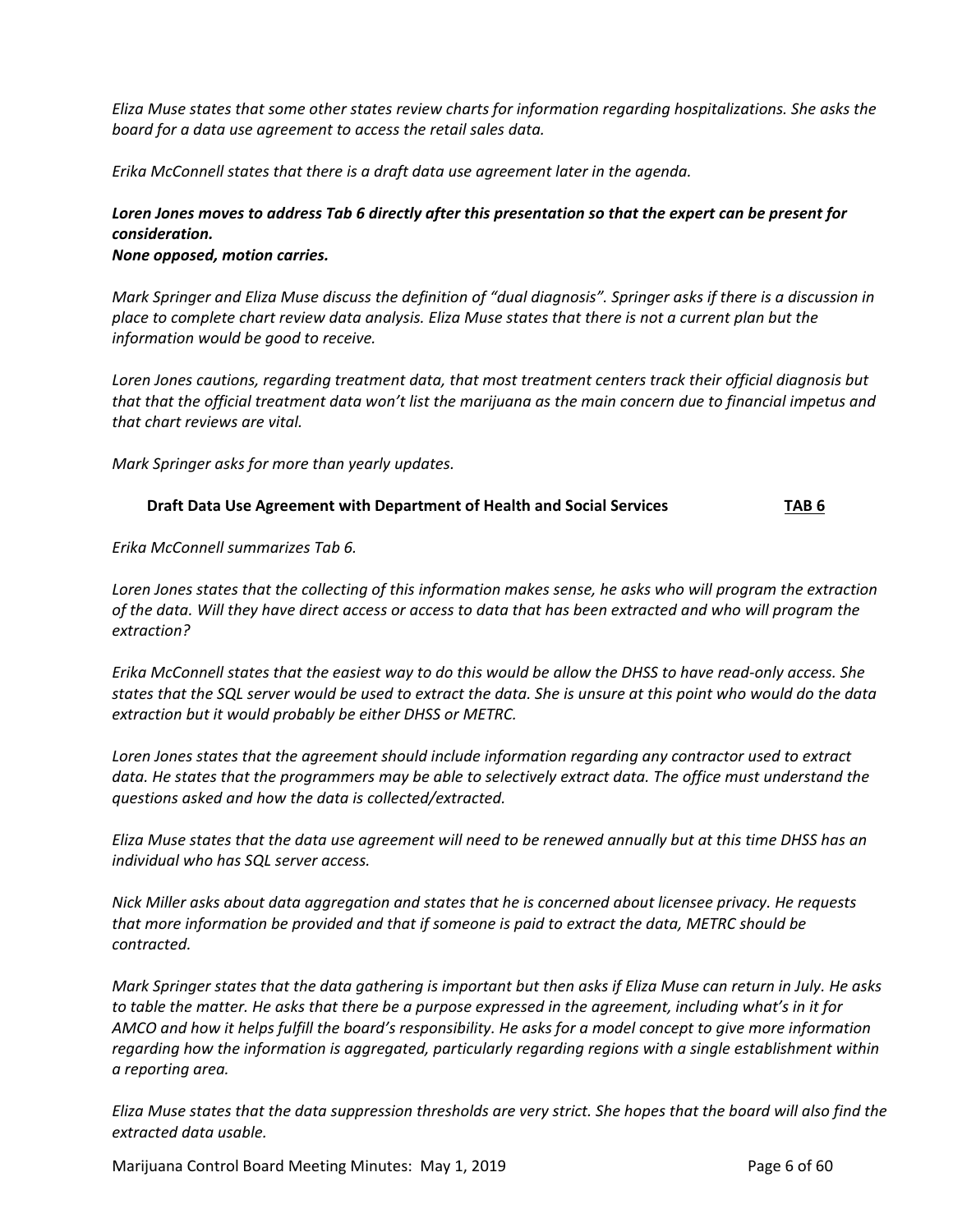*Eliza Muse states that some other states review charts for information regarding hospitalizations. She asks the board for a data use agreement to access the retail sales data.*

*Erika McConnell states that there is a draft data use agreement later in the agenda.*

***Loren Jones moves to address Tab 6 directly after this presentation so that the expert can be present for consideration.***
***None opposed, motion carries.***

*Mark Springer and Eliza Muse discuss the definition of "dual diagnosis". Springer asks if there is a discussion in place to complete chart review data analysis. Eliza Muse states that there is not a current plan but the information would be good to receive.*

*Loren Jones cautions, regarding treatment data, that most treatment centers track their official diagnosis but that that the official treatment data won't list the marijuana as the main concern due to financial impetus and that chart reviews are vital.*

*Mark Springer asks for more than yearly updates.*

**Draft Data Use Agreement with Department of Health and Social Services** **TAB 6**

*Erika McConnell summarizes Tab 6.*

*Loren Jones states that the collecting of this information makes sense, he asks who will program the extraction of the data. Will they have direct access or access to data that has been extracted and who will program the extraction?*

*Erika McConnell states that the easiest way to do this would be allow the DHSS to have read-only access. She states that the SQL server would be used to extract the data. She is unsure at this point who would do the data extraction but it would probably be either DHSS or METRC.*

*Loren Jones states that the agreement should include information regarding any contractor used to extract data. He states that the programmers may be able to selectively extract data. The office must understand the questions asked and how the data is collected/extracted.*

*Eliza Muse states that the data use agreement will need to be renewed annually but at this time DHSS has an individual who has SQL server access.*

*Nick Miller asks about data aggregation and states that he is concerned about licensee privacy. He requests that more information be provided and that if someone is paid to extract the data, METRC should be contracted.*

*Mark Springer states that the data gathering is important but then asks if Eliza Muse can return in July. He asks to table the matter. He asks that there be a purpose expressed in the agreement, including what's in it for AMCO and how it helps fulfill the board's responsibility. He asks for a model concept to give more information regarding how the information is aggregated, particularly regarding regions with a single establishment within a reporting area.*

*Eliza Muse states that the data suppression thresholds are very strict. She hopes that the board will also find the extracted data usable.*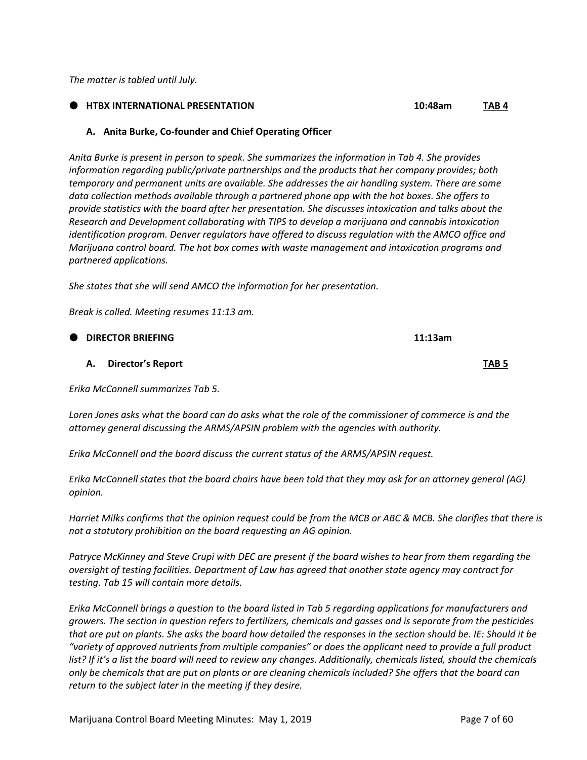*The matter is tabled until July.*

- **HTBX INTERNATIONAL PRESENTATION** **10:48am** **TAB 4**

  **A. Anita Burke, Co-founder and Chief Operating Officer**

*Anita Burke is present in person to speak. She summarizes the information in Tab 4. She provides information regarding public/private partnerships and the products that her company provides; both temporary and permanent units are available. She addresses the air handling system. There are some data collection methods available through a partnered phone app with the hot boxes. She offers to provide statistics with the board after her presentation. She discusses intoxication and talks about the Research and Development collaborating with TIPS to develop a marijuana and cannabis intoxication identification program. Denver regulators have offered to discuss regulation with the AMCO office and Marijuana control board. The hot box comes with waste management and intoxication programs and partnered applications.*

*She states that she will send AMCO the information for her presentation.*

*Break is called. Meeting resumes 11:13 am.*

- **DIRECTOR BRIEFING** **11:13am**

  **A. Director's Report** **TAB 5**

*Erika McConnell summarizes Tab 5.*

*Loren Jones asks what the board can do asks what the role of the commissioner of commerce is and the attorney general discussing the ARMS/APSIN problem with the agencies with authority.*

*Erika McConnell and the board discuss the current status of the ARMS/APSIN request.*

*Erika McConnell states that the board chairs have been told that they may ask for an attorney general (AG) opinion.*

*Harriet Milks confirms that the opinion request could be from the MCB or ABC & MCB. She clarifies that there is not a statutory prohibition on the board requesting an AG opinion.*

*Patryce McKinney and Steve Crupi with DEC are present if the board wishes to hear from them regarding the oversight of testing facilities. Department of Law has agreed that another state agency may contract for testing. Tab 15 will contain more details.*

*Erika McConnell brings a question to the board listed in Tab 5 regarding applications for manufacturers and growers. The section in question refers to fertilizers, chemicals and gasses and is separate from the pesticides that are put on plants. She asks the board how detailed the responses in the section should be. IE: Should it be "variety of approved nutrients from multiple companies" or does the applicant need to provide a full product list? If it's a list the board will need to review any changes. Additionally, chemicals listed, should the chemicals only be chemicals that are put on plants or are cleaning chemicals included? She offers that the board can return to the subject later in the meeting if they desire.*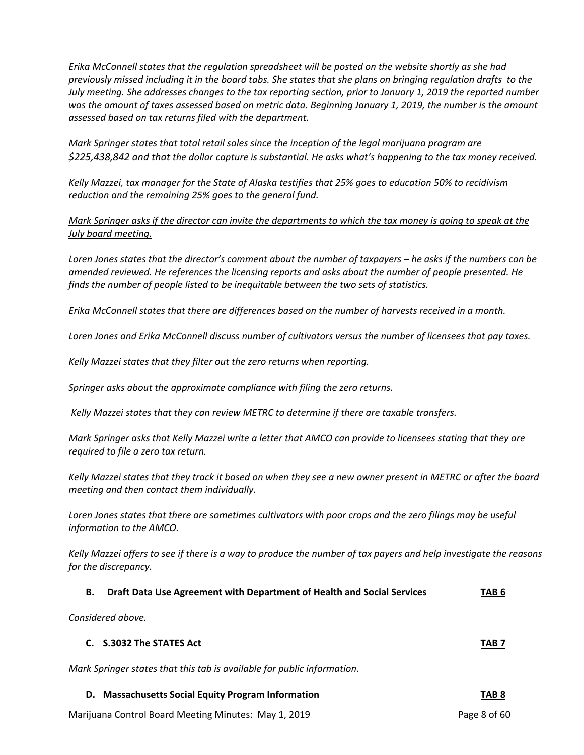*Erika McConnell states that the regulation spreadsheet will be posted on the website shortly as she had previously missed including it in the board tabs. She states that she plans on bringing regulation drafts to the July meeting. She addresses changes to the tax reporting section, prior to January 1, 2019 the reported number was the amount of taxes assessed based on metric data. Beginning January 1, 2019, the number is the amount assessed based on tax returns filed with the department.*

*Mark Springer states that total retail sales since the inception of the legal marijuana program are $225,438,842 and that the dollar capture is substantial. He asks what's happening to the tax money received.*

*Kelly Mazzei, tax manager for the State of Alaska testifies that 25% goes to education 50% to recidivism reduction and the remaining 25% goes to the general fund.*

<u>*Mark Springer asks if the director can invite the departments to which the tax money is going to speak at the July board meeting.*</u>

*Loren Jones states that the director's comment about the number of taxpayers – he asks if the numbers can be amended reviewed. He references the licensing reports and asks about the number of people presented. He finds the number of people listed to be inequitable between the two sets of statistics.*

*Erika McConnell states that there are differences based on the number of harvests received in a month.*

*Loren Jones and Erika McConnell discuss number of cultivators versus the number of licensees that pay taxes.*

*Kelly Mazzei states that they filter out the zero returns when reporting.*

*Springer asks about the approximate compliance with filing the zero returns.*

*Kelly Mazzei states that they can review METRC to determine if there are taxable transfers.*

*Mark Springer asks that Kelly Mazzei write a letter that AMCO can provide to licensees stating that they are required to file a zero tax return.*

*Kelly Mazzei states that they track it based on when they see a new owner present in METRC or after the board meeting and then contact them individually.*

*Loren Jones states that there are sometimes cultivators with poor crops and the zero filings may be useful information to the AMCO.*

*Kelly Mazzei offers to see if there is a way to produce the number of tax payers and help investigate the reasons for the discrepancy.*

**B. Draft Data Use Agreement with Department of Health and Social Services** **<u>TAB 6</u>**

*Considered above.*

**C. S.3032 The STATES Act** **<u>TAB 7</u>**

*Mark Springer states that this tab is available for public information.*

**D. Massachusetts Social Equity Program Information** **<u>TAB 8</u>**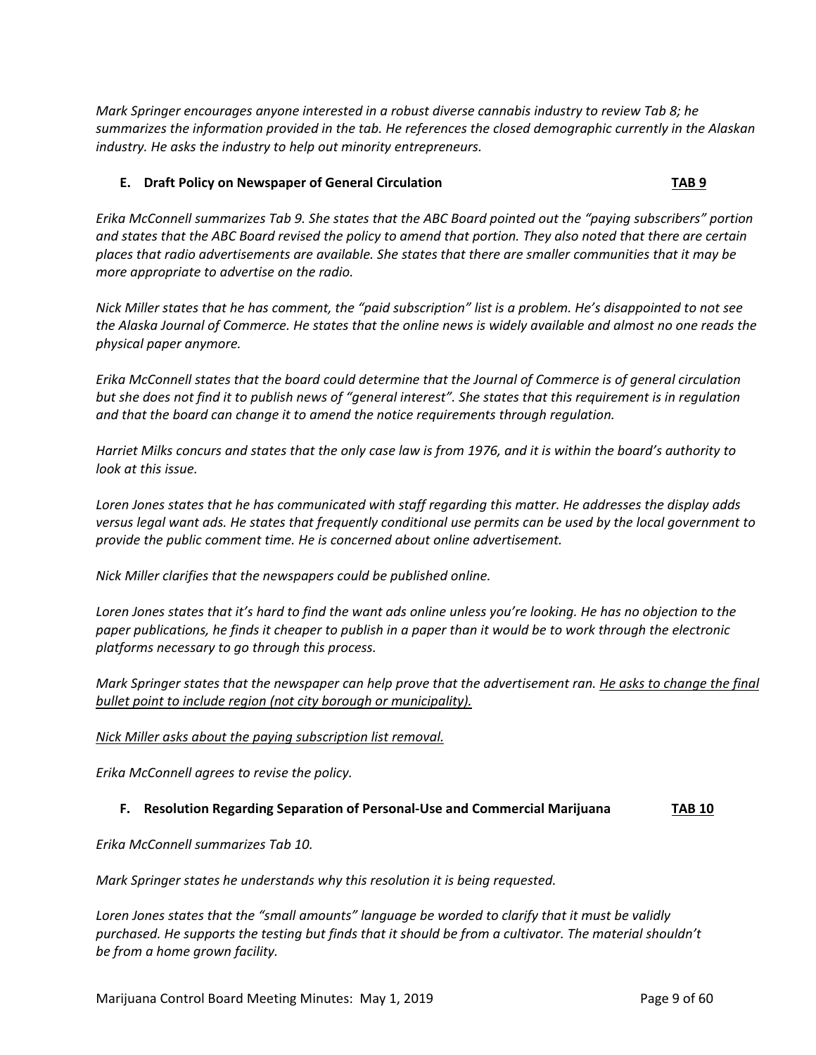*Mark Springer encourages anyone interested in a robust diverse cannabis industry to review Tab 8; he summarizes the information provided in the tab. He references the closed demographic currently in the Alaskan industry. He asks the industry to help out minority entrepreneurs.*

### E. Draft Policy on Newspaper of General Circulation **TAB 9**

*Erika McConnell summarizes Tab 9. She states that the ABC Board pointed out the "paying subscribers" portion and states that the ABC Board revised the policy to amend that portion. They also noted that there are certain places that radio advertisements are available. She states that there are smaller communities that it may be more appropriate to advertise on the radio.*

*Nick Miller states that he has comment, the "paid subscription" list is a problem. He's disappointed to not see the Alaska Journal of Commerce. He states that the online news is widely available and almost no one reads the physical paper anymore.*

*Erika McConnell states that the board could determine that the Journal of Commerce is of general circulation but she does not find it to publish news of "general interest". She states that this requirement is in regulation and that the board can change it to amend the notice requirements through regulation.*

*Harriet Milks concurs and states that the only case law is from 1976, and it is within the board's authority to look at this issue.*

*Loren Jones states that he has communicated with staff regarding this matter. He addresses the display adds versus legal want ads. He states that frequently conditional use permits can be used by the local government to provide the public comment time. He is concerned about online advertisement.*

*Nick Miller clarifies that the newspapers could be published online.*

*Loren Jones states that it's hard to find the want ads online unless you're looking. He has no objection to the paper publications, he finds it cheaper to publish in a paper than it would be to work through the electronic platforms necessary to go through this process.*

*Mark Springer states that the newspaper can help prove that the advertisement ran. <u>He asks to change the final bullet point to include region (not city borough or municipality).</u>*

*<u>Nick Miller asks about the paying subscription list removal.</u>*

*Erika McConnell agrees to revise the policy.*

### F. Resolution Regarding Separation of Personal-Use and Commercial Marijuana **TAB 10**

*Erika McConnell summarizes Tab 10.*

*Mark Springer states he understands why this resolution it is being requested.*

*Loren Jones states that the "small amounts" language be worded to clarify that it must be validly purchased. He supports the testing but finds that it should be from a cultivator. The material shouldn't be from a home grown facility.*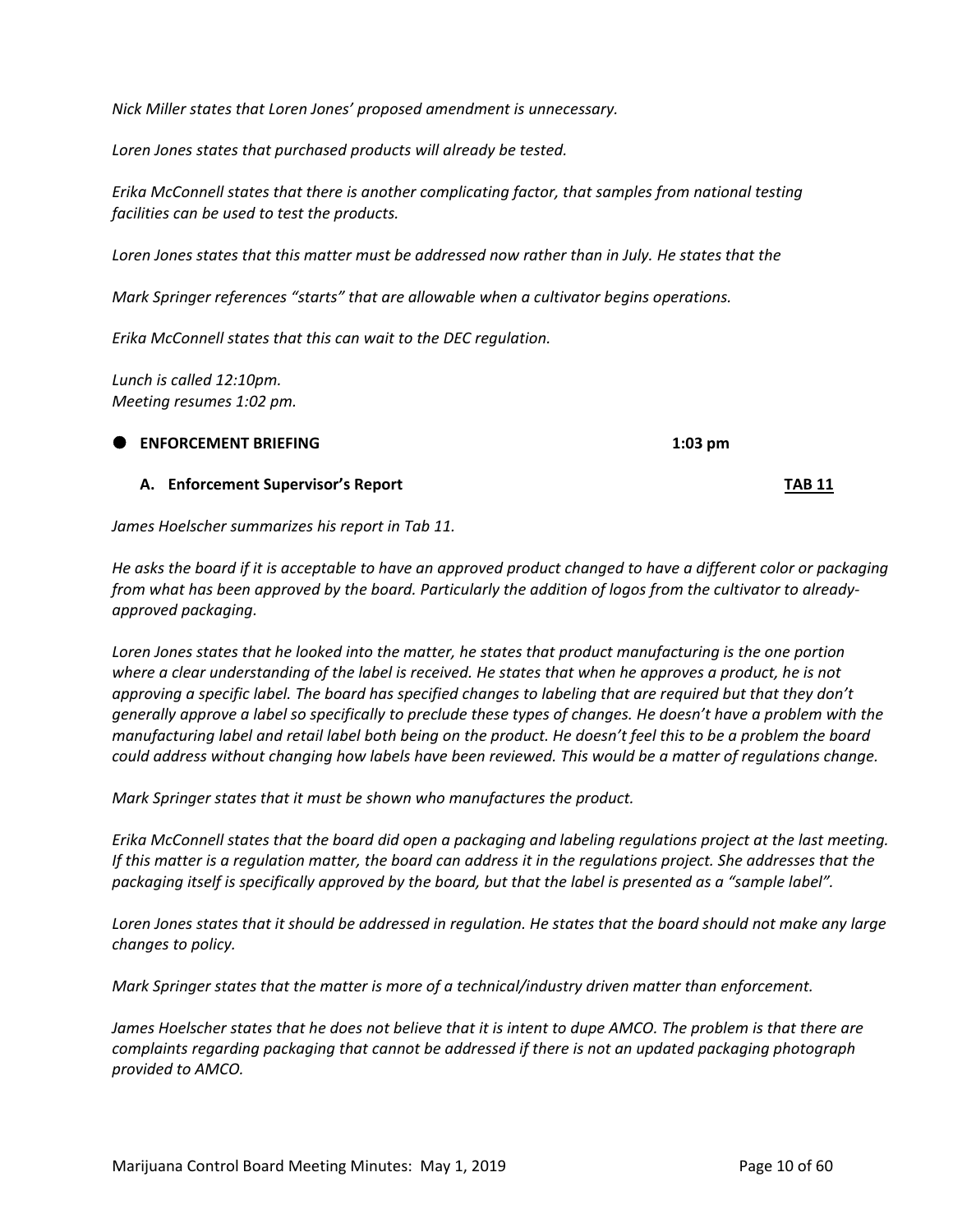*Nick Miller states that Loren Jones' proposed amendment is unnecessary.*

*Loren Jones states that purchased products will already be tested.*

*Erika McConnell states that there is another complicating factor, that samples from national testing facilities can be used to test the products.*

*Loren Jones states that this matter must be addressed now rather than in July. He states that the*

*Mark Springer references "starts" that are allowable when a cultivator begins operations.*

*Erika McConnell states that this can wait to the DEC regulation.*

*Lunch is called 12:10pm.*
*Meeting resumes 1:02 pm.*

- **ENFORCEMENT BRIEFING** **1:03 pm**

**A. Enforcement Supervisor's Report** **TAB 11**

*James Hoelscher summarizes his report in Tab 11.*

*He asks the board if it is acceptable to have an approved product changed to have a different color or packaging from what has been approved by the board. Particularly the addition of logos from the cultivator to already-approved packaging.*

*Loren Jones states that he looked into the matter, he states that product manufacturing is the one portion where a clear understanding of the label is received. He states that when he approves a product, he is not approving a specific label. The board has specified changes to labeling that are required but that they don't generally approve a label so specifically to preclude these types of changes. He doesn't have a problem with the manufacturing label and retail label both being on the product. He doesn't feel this to be a problem the board could address without changing how labels have been reviewed. This would be a matter of regulations change.*

*Mark Springer states that it must be shown who manufactures the product.*

*Erika McConnell states that the board did open a packaging and labeling regulations project at the last meeting. If this matter is a regulation matter, the board can address it in the regulations project. She addresses that the packaging itself is specifically approved by the board, but that the label is presented as a "sample label".*

*Loren Jones states that it should be addressed in regulation. He states that the board should not make any large changes to policy.*

*Mark Springer states that the matter is more of a technical/industry driven matter than enforcement.*

*James Hoelscher states that he does not believe that it is intent to dupe AMCO. The problem is that there are complaints regarding packaging that cannot be addressed if there is not an updated packaging photograph provided to AMCO.*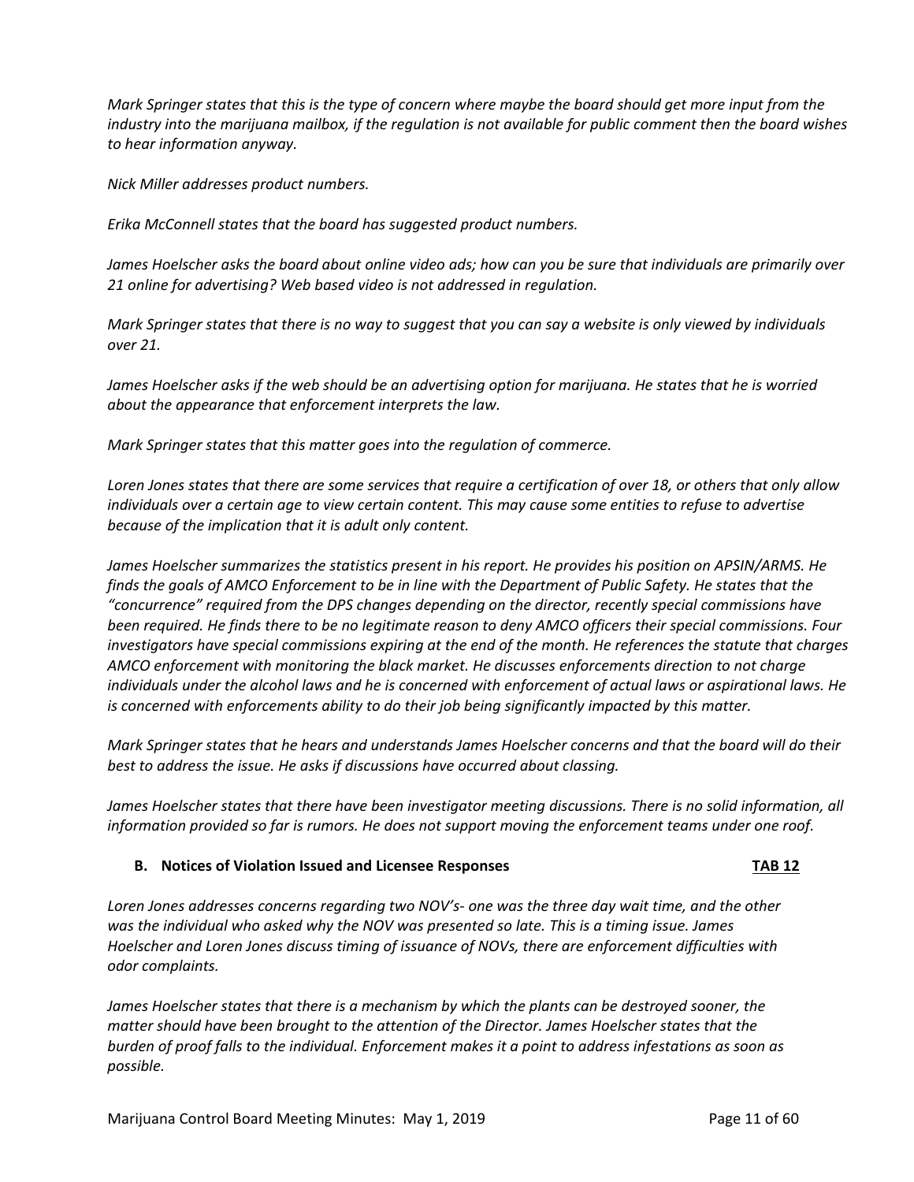*Mark Springer states that this is the type of concern where maybe the board should get more input from the industry into the marijuana mailbox, if the regulation is not available for public comment then the board wishes to hear information anyway.*

*Nick Miller addresses product numbers.*

*Erika McConnell states that the board has suggested product numbers.*

*James Hoelscher asks the board about online video ads; how can you be sure that individuals are primarily over 21 online for advertising? Web based video is not addressed in regulation.*

*Mark Springer states that there is no way to suggest that you can say a website is only viewed by individuals over 21.*

*James Hoelscher asks if the web should be an advertising option for marijuana. He states that he is worried about the appearance that enforcement interprets the law.*

*Mark Springer states that this matter goes into the regulation of commerce.*

*Loren Jones states that there are some services that require a certification of over 18, or others that only allow individuals over a certain age to view certain content. This may cause some entities to refuse to advertise because of the implication that it is adult only content.*

*James Hoelscher summarizes the statistics present in his report. He provides his position on APSIN/ARMS. He finds the goals of AMCO Enforcement to be in line with the Department of Public Safety. He states that the "concurrence" required from the DPS changes depending on the director, recently special commissions have been required. He finds there to be no legitimate reason to deny AMCO officers their special commissions. Four investigators have special commissions expiring at the end of the month. He references the statute that charges AMCO enforcement with monitoring the black market. He discusses enforcements direction to not charge individuals under the alcohol laws and he is concerned with enforcement of actual laws or aspirational laws. He is concerned with enforcements ability to do their job being significantly impacted by this matter.*

*Mark Springer states that he hears and understands James Hoelscher concerns and that the board will do their best to address the issue. He asks if discussions have occurred about classing.*

*James Hoelscher states that there have been investigator meeting discussions. There is no solid information, all information provided so far is rumors. He does not support moving the enforcement teams under one roof.*

**B. Notices of Violation Issued and Licensee Responses** **TAB 12**

*Loren Jones addresses concerns regarding two NOV's- one was the three day wait time, and the other was the individual who asked why the NOV was presented so late. This is a timing issue. James Hoelscher and Loren Jones discuss timing of issuance of NOVs, there are enforcement difficulties with odor complaints.*

*James Hoelscher states that there is a mechanism by which the plants can be destroyed sooner, the matter should have been brought to the attention of the Director. James Hoelscher states that the burden of proof falls to the individual. Enforcement makes it a point to address infestations as soon as possible.*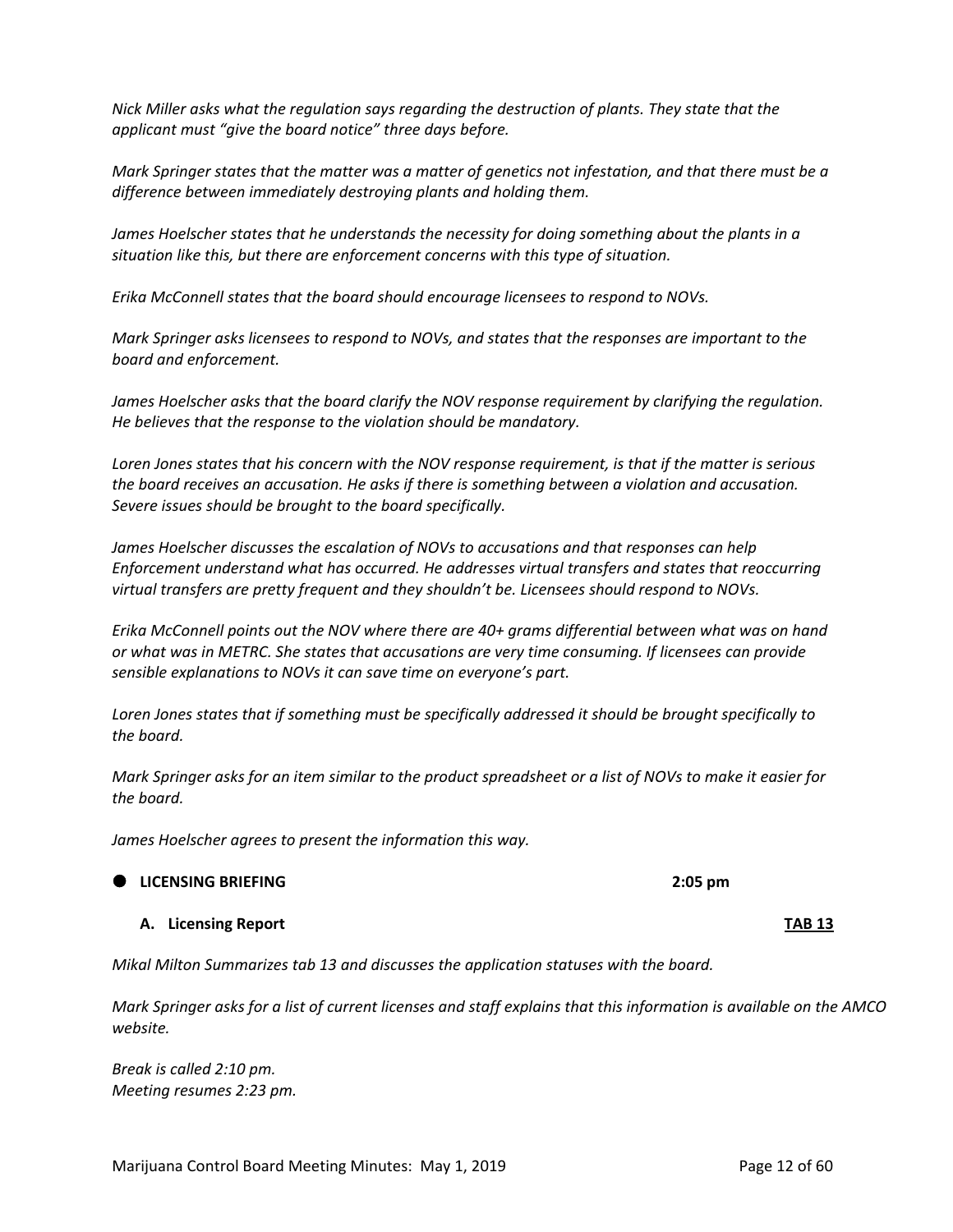*Nick Miller asks what the regulation says regarding the destruction of plants. They state that the applicant must "give the board notice" three days before.*

*Mark Springer states that the matter was a matter of genetics not infestation, and that there must be a difference between immediately destroying plants and holding them.*

*James Hoelscher states that he understands the necessity for doing something about the plants in a situation like this, but there are enforcement concerns with this type of situation.*

*Erika McConnell states that the board should encourage licensees to respond to NOVs.*

*Mark Springer asks licensees to respond to NOVs, and states that the responses are important to the board and enforcement.*

*James Hoelscher asks that the board clarify the NOV response requirement by clarifying the regulation. He believes that the response to the violation should be mandatory.*

*Loren Jones states that his concern with the NOV response requirement, is that if the matter is serious the board receives an accusation. He asks if there is something between a violation and accusation. Severe issues should be brought to the board specifically.*

*James Hoelscher discusses the escalation of NOVs to accusations and that responses can help Enforcement understand what has occurred. He addresses virtual transfers and states that reoccurring virtual transfers are pretty frequent and they shouldn't be. Licensees should respond to NOVs.*

*Erika McConnell points out the NOV where there are 40+ grams differential between what was on hand or what was in METRC. She states that accusations are very time consuming. If licensees can provide sensible explanations to NOVs it can save time on everyone's part.*

*Loren Jones states that if something must be specifically addressed it should be brought specifically to the board.*

*Mark Springer asks for an item similar to the product spreadsheet or a list of NOVs to make it easier for the board.*

*James Hoelscher agrees to present the information this way.*

- **LICENSING BRIEFING** **2:05 pm**

  **A. Licensing Report** **TAB 13**

*Mikal Milton Summarizes tab 13 and discusses the application statuses with the board.*

*Mark Springer asks for a list of current licenses and staff explains that this information is available on the AMCO website.*

*Break is called 2:10 pm.*
*Meeting resumes 2:23 pm.*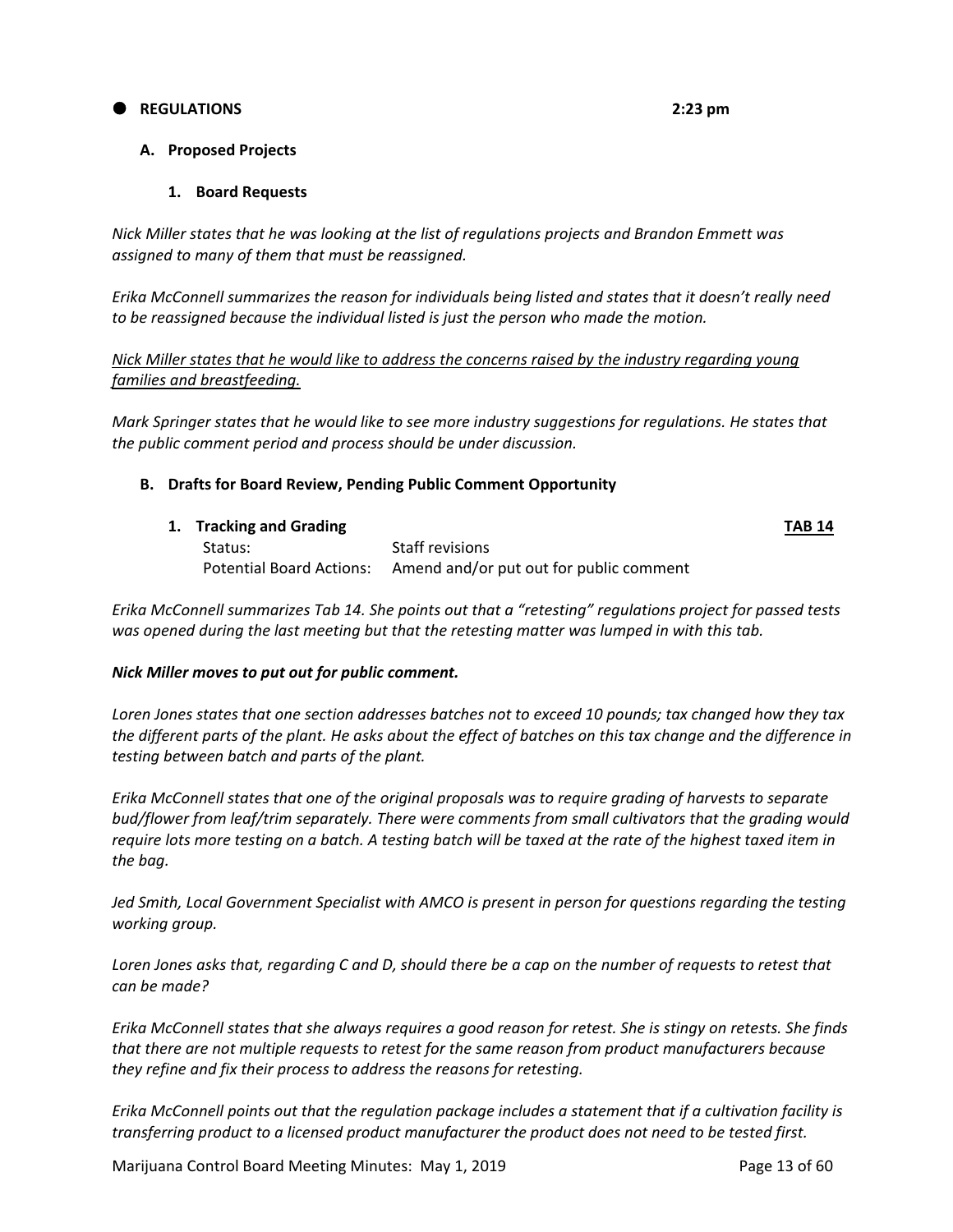● **REGULATIONS** **2:23 pm**

**A. Proposed Projects**

**1. Board Requests**

*Nick Miller states that he was looking at the list of regulations projects and Brandon Emmett was assigned to many of them that must be reassigned.*

*Erika McConnell summarizes the reason for individuals being listed and states that it doesn't really need to be reassigned because the individual listed is just the person who made the motion.*

<u>*Nick Miller states that he would like to address the concerns raised by the industry regarding young families and breastfeeding.*</u>

*Mark Springer states that he would like to see more industry suggestions for regulations. He states that the public comment period and process should be under discussion.*

**B. Drafts for Board Review, Pending Public Comment Opportunity**

**1. Tracking and Grading** **<u>TAB 14</u>**

Status: Staff revisions
Potential Board Actions: Amend and/or put out for public comment

*Erika McConnell summarizes Tab 14. She points out that a "retesting" regulations project for passed tests was opened during the last meeting but that the retesting matter was lumped in with this tab.*

***Nick Miller moves to put out for public comment.***

*Loren Jones states that one section addresses batches not to exceed 10 pounds; tax changed how they tax the different parts of the plant. He asks about the effect of batches on this tax change and the difference in testing between batch and parts of the plant.*

*Erika McConnell states that one of the original proposals was to require grading of harvests to separate bud/flower from leaf/trim separately. There were comments from small cultivators that the grading would require lots more testing on a batch. A testing batch will be taxed at the rate of the highest taxed item in the bag.*

*Jed Smith, Local Government Specialist with AMCO is present in person for questions regarding the testing working group.*

*Loren Jones asks that, regarding C and D, should there be a cap on the number of requests to retest that can be made?*

*Erika McConnell states that she always requires a good reason for retest. She is stingy on retests. She finds that there are not multiple requests to retest for the same reason from product manufacturers because they refine and fix their process to address the reasons for retesting.*

*Erika McConnell points out that the regulation package includes a statement that if a cultivation facility is transferring product to a licensed product manufacturer the product does not need to be tested first.*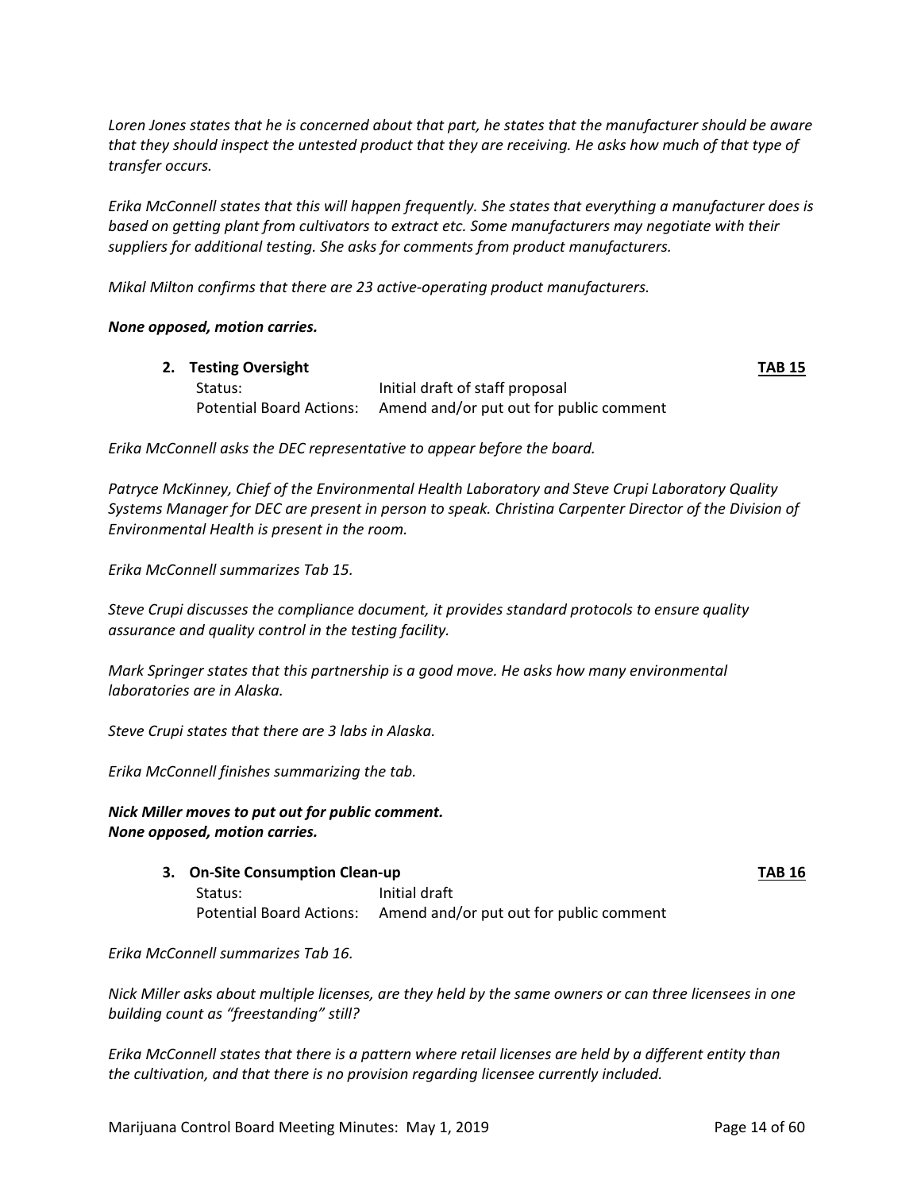*Loren Jones states that he is concerned about that part, he states that the manufacturer should be aware that they should inspect the untested product that they are receiving. He asks how much of that type of transfer occurs.*

*Erika McConnell states that this will happen frequently. She states that everything a manufacturer does is based on getting plant from cultivators to extract etc. Some manufacturers may negotiate with their suppliers for additional testing. She asks for comments from product manufacturers.*

*Mikal Milton confirms that there are 23 active-operating product manufacturers.*

***None opposed, motion carries.***

2. **Testing Oversight** **TAB 15**

   Status: Initial draft of staff proposal

   Potential Board Actions: Amend and/or put out for public comment

*Erika McConnell asks the DEC representative to appear before the board.*

*Patryce McKinney, Chief of the Environmental Health Laboratory and Steve Crupi Laboratory Quality Systems Manager for DEC are present in person to speak. Christina Carpenter Director of the Division of Environmental Health is present in the room.*

*Erika McConnell summarizes Tab 15.*

*Steve Crupi discusses the compliance document, it provides standard protocols to ensure quality assurance and quality control in the testing facility.*

*Mark Springer states that this partnership is a good move. He asks how many environmental laboratories are in Alaska.*

*Steve Crupi states that there are 3 labs in Alaska.*

*Erika McConnell finishes summarizing the tab.*

***Nick Miller moves to put out for public comment.***
***None opposed, motion carries.***

3. **On-Site Consumption Clean-up** **TAB 16**

   Status: Initial draft

   Potential Board Actions: Amend and/or put out for public comment

*Erika McConnell summarizes Tab 16.*

*Nick Miller asks about multiple licenses, are they held by the same owners or can three licensees in one building count as "freestanding" still?*

*Erika McConnell states that there is a pattern where retail licenses are held by a different entity than the cultivation, and that there is no provision regarding licensee currently included.*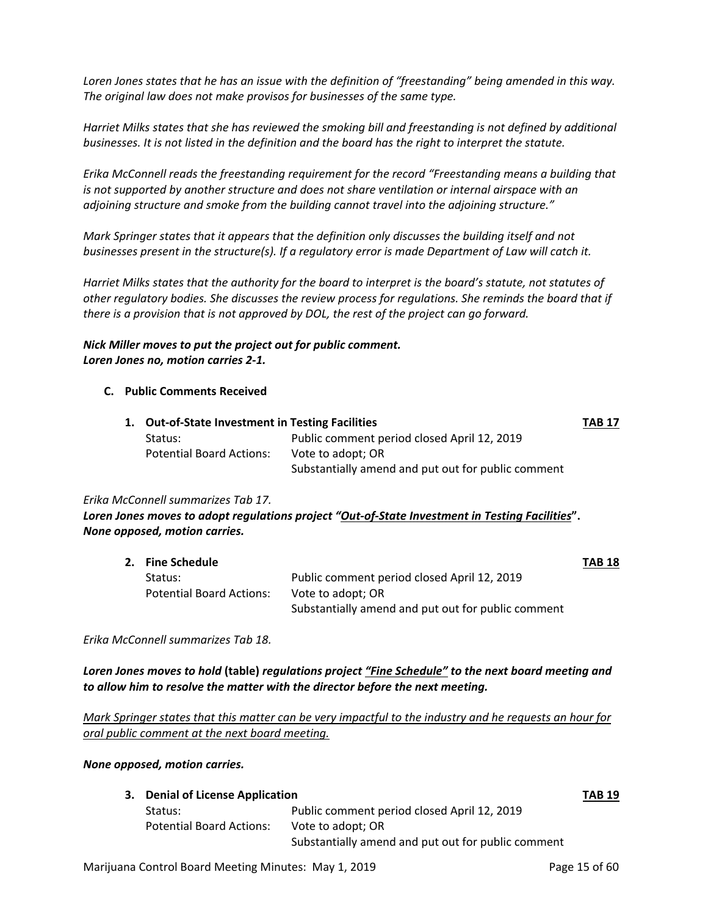*Loren Jones states that he has an issue with the definition of "freestanding" being amended in this way. The original law does not make provisos for businesses of the same type.*

*Harriet Milks states that she has reviewed the smoking bill and freestanding is not defined by additional businesses. It is not listed in the definition and the board has the right to interpret the statute.*

*Erika McConnell reads the freestanding requirement for the record "Freestanding means a building that is not supported by another structure and does not share ventilation or internal airspace with an adjoining structure and smoke from the building cannot travel into the adjoining structure."*

*Mark Springer states that it appears that the definition only discusses the building itself and not businesses present in the structure(s). If a regulatory error is made Department of Law will catch it.*

*Harriet Milks states that the authority for the board to interpret is the board's statute, not statutes of other regulatory bodies. She discusses the review process for regulations. She reminds the board that if there is a provision that is not approved by DOL, the rest of the project can go forward.*

***Nick Miller moves to put the project out for public comment.***
***Loren Jones no, motion carries 2-1.***

**C. Public Comments Received**

**1. Out-of-State Investment in Testing Facilities** **TAB 17**

| | |
|---|---|
| Status: | Public comment period closed April 12, 2019 |
| Potential Board Actions: | Vote to adopt; OR<br>Substantially amend and put out for public comment |

*Erika McConnell summarizes Tab 17.*
***Loren Jones moves to adopt regulations project "<u>Out-of-State Investment in Testing Facilities</u>".***
***None opposed, motion carries.***

**2. Fine Schedule** **TAB 18**

| | |
|---|---|
| Status: | Public comment period closed April 12, 2019 |
| Potential Board Actions: | Vote to adopt; OR<br>Substantially amend and put out for public comment |

*Erika McConnell summarizes Tab 18.*

***Loren Jones moves to hold* (table) *regulations project <u>"Fine Schedule"</u> to the next board meeting and to allow him to resolve the matter with the director before the next meeting.***

*<u>Mark Springer states that this matter can be very impactful to the industry and he requests an hour for oral public comment at the next board meeting.</u>*

***None opposed, motion carries.***

**3. Denial of License Application** **TAB 19**

| | |
|---|---|
| Status: | Public comment period closed April 12, 2019 |
| Potential Board Actions: | Vote to adopt; OR<br>Substantially amend and put out for public comment |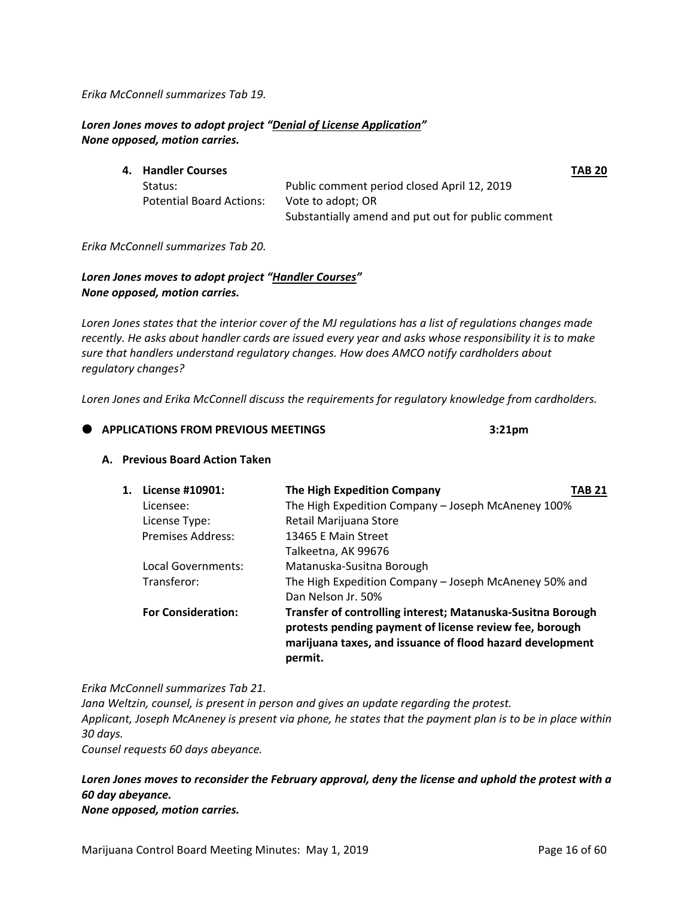*Erika McConnell summarizes Tab 19.*

***Loren Jones moves to adopt project "Denial of License Application"***
***None opposed, motion carries.***

**4. Handler Courses** **TAB 20**

| | |
|---|---|
| Status: | Public comment period closed April 12, 2019 |
| Potential Board Actions: | Vote to adopt; OR<br>Substantially amend and put out for public comment |

*Erika McConnell summarizes Tab 20.*

***Loren Jones moves to adopt project "Handler Courses"***
***None opposed, motion carries.***

*Loren Jones states that the interior cover of the MJ regulations has a list of regulations changes made recently. He asks about handler cards are issued every year and asks whose responsibility it is to make sure that handlers understand regulatory changes. How does AMCO notify cardholders about regulatory changes?*

*Loren Jones and Erika McConnell discuss the requirements for regulatory knowledge from cardholders.*

## ● APPLICATIONS FROM PREVIOUS MEETINGS 3:21pm

### A. Previous Board Action Taken

| | |
|---|---|
| **1. License #10901:** | **The High Expedition Company** **TAB 21** |
| Licensee: | The High Expedition Company – Joseph McAneney 100% |
| License Type: | Retail Marijuana Store |
| Premises Address: | 13465 E Main Street<br>Talkeetna, AK 99676 |
| Local Governments: | Matanuska-Susitna Borough |
| Transferor: | The High Expedition Company – Joseph McAneney 50% and Dan Nelson Jr. 50% |
| **For Consideration:** | **Transfer of controlling interest; Matanuska-Susitna Borough protests pending payment of license review fee, borough marijuana taxes, and issuance of flood hazard development permit.** |

*Erika McConnell summarizes Tab 21.*
*Jana Weltzin, counsel, is present in person and gives an update regarding the protest.*
*Applicant, Joseph McAneney is present via phone, he states that the payment plan is to be in place within 30 days.*
*Counsel requests 60 days abeyance.*

***Loren Jones moves to reconsider the February approval, deny the license and uphold the protest with a 60 day abeyance.***
***None opposed, motion carries.***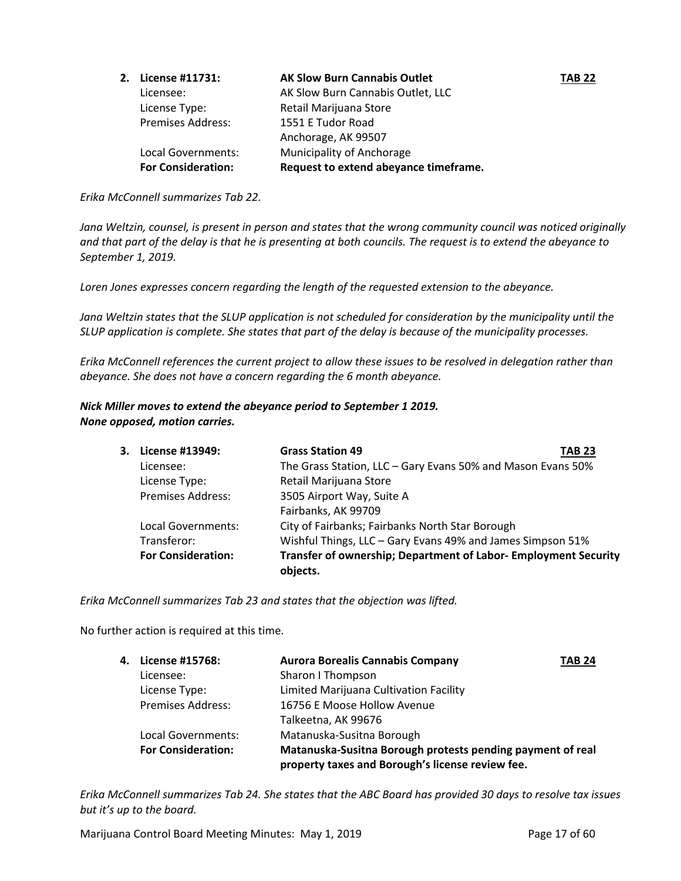2. **License #11731:** **AK Slow Burn Cannabis Outlet** **TAB 22**

| | |
|---|---|
| Licensee: | AK Slow Burn Cannabis Outlet, LLC |
| License Type: | Retail Marijuana Store |
| Premises Address: | 1551 E Tudor Road<br>Anchorage, AK 99507 |
| Local Governments: | Municipality of Anchorage |
| **For Consideration:** | **Request to extend abeyance timeframe.** |

*Erika McConnell summarizes Tab 22.*

*Jana Weltzin, counsel, is present in person and states that the wrong community council was noticed originally and that part of the delay is that he is presenting at both councils. The request is to extend the abeyance to September 1, 2019.*

*Loren Jones expresses concern regarding the length of the requested extension to the abeyance.*

*Jana Weltzin states that the SLUP application is not scheduled for consideration by the municipality until the SLUP application is complete. She states that part of the delay is because of the municipality processes.*

*Erika McConnell references the current project to allow these issues to be resolved in delegation rather than abeyance. She does not have a concern regarding the 6 month abeyance.*

***Nick Miller moves to extend the abeyance period to September 1 2019.***
***None opposed, motion carries.***

3. **License #13949:** **Grass Station 49** **TAB 23**

| | |
|---|---|
| Licensee: | The Grass Station, LLC – Gary Evans 50% and Mason Evans 50% |
| License Type: | Retail Marijuana Store |
| Premises Address: | 3505 Airport Way, Suite A<br>Fairbanks, AK 99709 |
| Local Governments: | City of Fairbanks; Fairbanks North Star Borough |
| Transferor: | Wishful Things, LLC – Gary Evans 49% and James Simpson 51% |
| **For Consideration:** | **Transfer of ownership; Department of Labor- Employment Security objects.** |

*Erika McConnell summarizes Tab 23 and states that the objection was lifted.*

No further action is required at this time.

4. **License #15768:** **Aurora Borealis Cannabis Company** **TAB 24**

| | |
|---|---|
| Licensee: | Sharon I Thompson |
| License Type: | Limited Marijuana Cultivation Facility |
| Premises Address: | 16756 E Moose Hollow Avenue<br>Talkeetna, AK 99676 |
| Local Governments: | Matanuska-Susitna Borough |
| **For Consideration:** | **Matanuska-Susitna Borough protests pending payment of real property taxes and Borough's license review fee.** |

*Erika McConnell summarizes Tab 24. She states that the ABC Board has provided 30 days to resolve tax issues but it's up to the board.*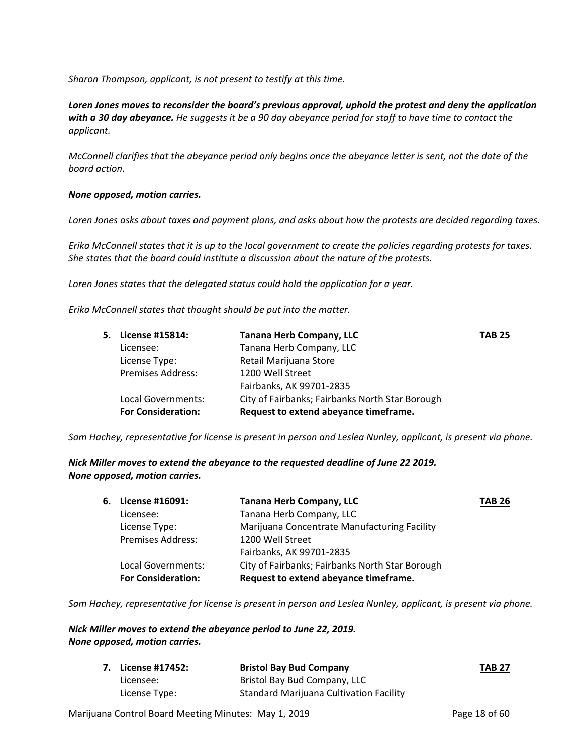*Sharon Thompson, applicant, is not present to testify at this time.*

***Loren Jones moves to reconsider the board's previous approval, uphold the protest and deny the application with a 30 day abeyance.*** *He suggests it be a 90 day abeyance period for staff to have time to contact the applicant.*

*McConnell clarifies that the abeyance period only begins once the abeyance letter is sent, not the date of the board action.*

***None opposed, motion carries.***

*Loren Jones asks about taxes and payment plans, and asks about how the protests are decided regarding taxes.*

*Erika McConnell states that it is up to the local government to create the policies regarding protests for taxes. She states that the board could institute a discussion about the nature of the protests.*

*Loren Jones states that the delegated status could hold the application for a year.*

*Erika McConnell states that thought should be put into the matter.*

| 5. **License #15814:** | **Tanana Herb Company, LLC** | **TAB 25** |
|---|---|---|
| Licensee: | Tanana Herb Company, LLC | |
| License Type: | Retail Marijuana Store | |
| Premises Address: | 1200 Well Street<br>Fairbanks, AK 99701-2835 | |
| Local Governments: | City of Fairbanks; Fairbanks North Star Borough | |
| **For Consideration:** | **Request to extend abeyance timeframe.** | |

*Sam Hachey, representative for license is present in person and Leslea Nunley, applicant, is present via phone.*

***Nick Miller moves to extend the abeyance to the requested deadline of June 22 2019.***
***None opposed, motion carries.***

| 6. **License #16091:** | **Tanana Herb Company, LLC** | **TAB 26** |
|---|---|---|
| Licensee: | Tanana Herb Company, LLC | |
| License Type: | Marijuana Concentrate Manufacturing Facility | |
| Premises Address: | 1200 Well Street<br>Fairbanks, AK 99701-2835 | |
| Local Governments: | City of Fairbanks; Fairbanks North Star Borough | |
| **For Consideration:** | **Request to extend abeyance timeframe.** | |

*Sam Hachey, representative for license is present in person and Leslea Nunley, applicant, is present via phone.*

***Nick Miller moves to extend the abeyance period to June 22, 2019.***
***None opposed, motion carries.***

| 7. **License #17452:** | **Bristol Bay Bud Company** | **TAB 27** |
|---|---|---|
| Licensee: | Bristol Bay Bud Company, LLC | |
| License Type: | Standard Marijuana Cultivation Facility | |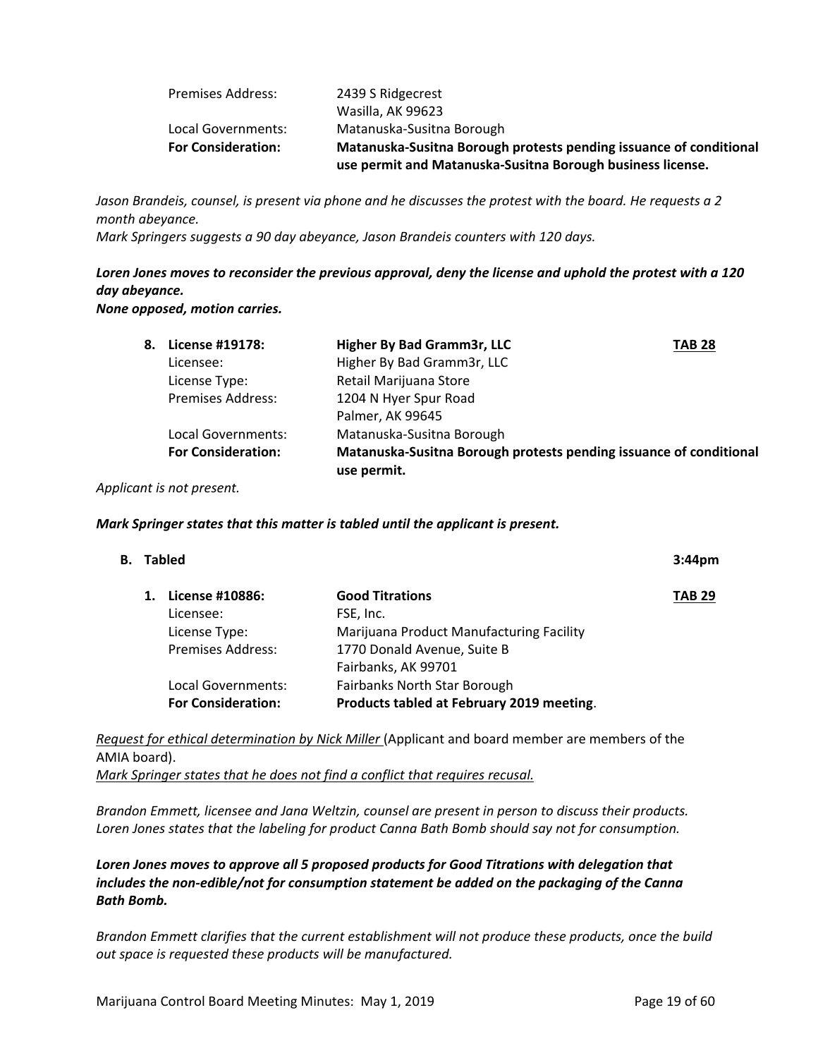| | |
|---|---|
| Premises Address: | 2439 S Ridgecrest<br>Wasilla, AK 99623 |
| Local Governments: | Matanuska-Susitna Borough |
| **For Consideration:** | **Matanuska-Susitna Borough protests pending issuance of conditional use permit and Matanuska-Susitna Borough business license.** |

*Jason Brandeis, counsel, is present via phone and he discusses the protest with the board. He requests a 2 month abeyance.*
*Mark Springers suggests a 90 day abeyance, Jason Brandeis counters with 120 days.*

***Loren Jones moves to reconsider the previous approval, deny the license and uphold the protest with a 120 day abeyance.***
***None opposed, motion carries.***

| | | | |
|---|---|---|---|
| **8. License #19178:** | **Higher By Bad Gramm3r, LLC** | **TAB 28** |
| Licensee: | Higher By Bad Gramm3r, LLC | |
| License Type: | Retail Marijuana Store | |
| Premises Address: | 1204 N Hyer Spur Road<br>Palmer, AK 99645 | |
| Local Governments: | Matanuska-Susitna Borough | |
| **For Consideration:** | **Matanuska-Susitna Borough protests pending issuance of conditional use permit.** | |

*Applicant is not present.*

***Mark Springer states that this matter is tabled until the applicant is present.***

**B. Tabled** **3:44pm**

| | | |
|---|---|---|
| **1. License #10886:** | **Good Titrations** | **TAB 29** |
| Licensee: | FSE, Inc. | |
| License Type: | Marijuana Product Manufacturing Facility | |
| Premises Address: | 1770 Donald Avenue, Suite B<br>Fairbanks, AK 99701 | |
| Local Governments: | Fairbanks North Star Borough | |
| **For Consideration:** | **Products tabled at February 2019 meeting**. | |

*Request for ethical determination by Nick Miller* (Applicant and board member are members of the AMIA board).
*Mark Springer states that he does not find a conflict that requires recusal.*

*Brandon Emmett, licensee and Jana Weltzin, counsel are present in person to discuss their products. Loren Jones states that the labeling for product Canna Bath Bomb should say not for consumption.*

***Loren Jones moves to approve all 5 proposed products for Good Titrations with delegation that includes the non-edible/not for consumption statement be added on the packaging of the Canna Bath Bomb.***

*Brandon Emmett clarifies that the current establishment will not produce these products, once the build out space is requested these products will be manufactured.*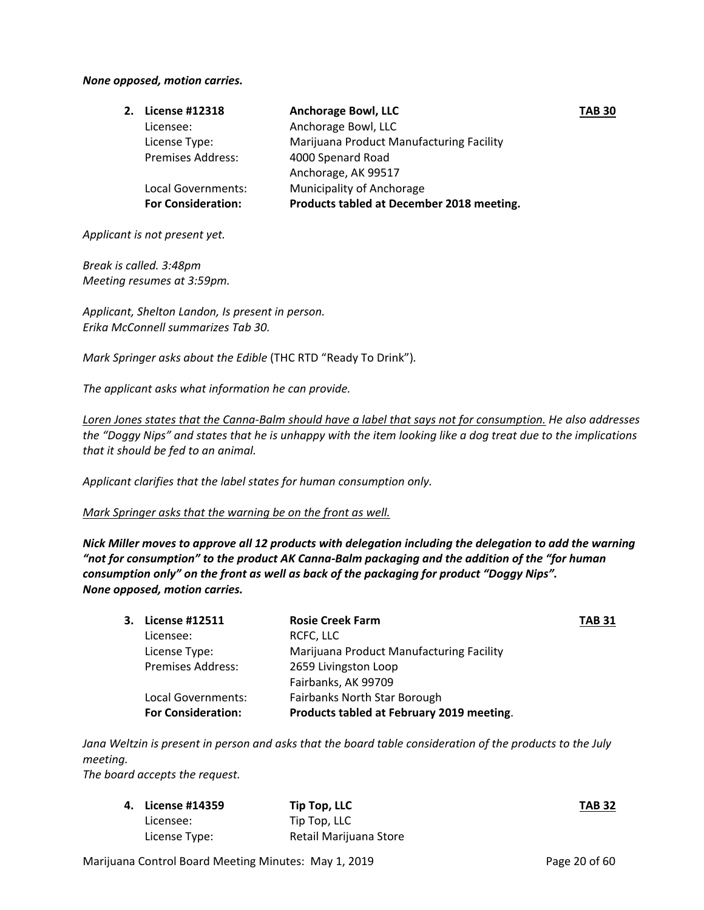***None opposed, motion carries.***

**2. License #12318** **Anchorage Bowl, LLC** **TAB 30**

| | | |
|---|---|---|
| Licensee: | Anchorage Bowl, LLC | |
| License Type: | Marijuana Product Manufacturing Facility | |
| Premises Address: | 4000 Spenard Road<br>Anchorage, AK 99517 | |
| Local Governments: | Municipality of Anchorage | |
| **For Consideration:** | **Products tabled at December 2018 meeting.** | |

*Applicant is not present yet.*

*Break is called. 3:48pm*
*Meeting resumes at 3:59pm.*

*Applicant, Shelton Landon, Is present in person.*
*Erika McConnell summarizes Tab 30.*

*Mark Springer asks about the Edible* (THC RTD "Ready To Drink").

*The applicant asks what information he can provide.*

<u>*Loren Jones states that the Canna-Balm should have a label that says not for consumption.*</u> *He also addresses the "Doggy Nips" and states that he is unhappy with the item looking like a dog treat due to the implications that it should be fed to an animal.*

*Applicant clarifies that the label states for human consumption only.*

<u>*Mark Springer asks that the warning be on the front as well.*</u>

***Nick Miller moves to approve all 12 products with delegation including the delegation to add the warning "not for consumption" to the product AK Canna-Balm packaging and the addition of the "for human consumption only" on the front as well as back of the packaging for product "Doggy Nips".***
***None opposed, motion carries.***

**3. License #12511** **Rosie Creek Farm** **TAB 31**

| | | |
|---|---|---|
| Licensee: | RCFC, LLC | |
| License Type: | Marijuana Product Manufacturing Facility | |
| Premises Address: | 2659 Livingston Loop<br>Fairbanks, AK 99709 | |
| Local Governments: | Fairbanks North Star Borough | |
| **For Consideration:** | **Products tabled at February 2019 meeting**. | |

*Jana Weltzin is present in person and asks that the board table consideration of the products to the July meeting.*
*The board accepts the request.*

**4. License #14359** **Tip Top, LLC** **TAB 32**

| | | |
|---|---|---|
| Licensee: | Tip Top, LLC | |
| License Type: | Retail Marijuana Store | |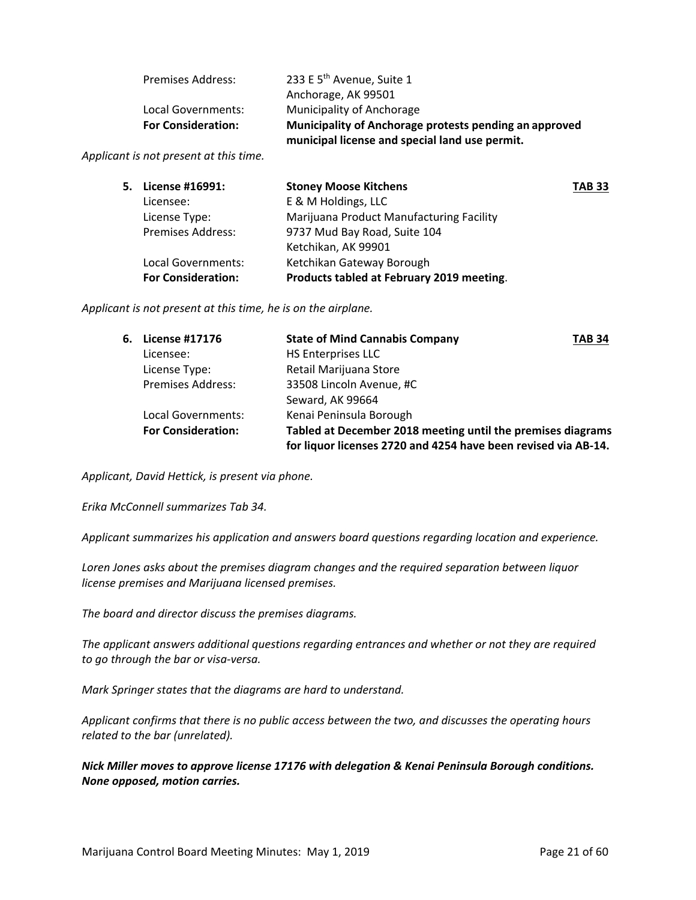| | |
|---|---|
| Premises Address: | 233 E 5th Avenue, Suite 1<br>Anchorage, AK 99501 |
| Local Governments: | Municipality of Anchorage |
| **For Consideration:** | **Municipality of Anchorage protests pending an approved municipal license and special land use permit.** |

*Applicant is not present at this time.*

| | | |
|---|---|---|
| **5. License #16991:** | **Stoney Moose Kitchens** | **TAB 33** |
| Licensee: | E & M Holdings, LLC | |
| License Type: | Marijuana Product Manufacturing Facility | |
| Premises Address: | 9737 Mud Bay Road, Suite 104<br>Ketchikan, AK 99901 | |
| Local Governments: | Ketchikan Gateway Borough | |
| **For Consideration:** | **Products tabled at February 2019 meeting**. | |

*Applicant is not present at this time, he is on the airplane.*

| | | |
|---|---|---|
| **6. License #17176** | **State of Mind Cannabis Company** | **TAB 34** |
| Licensee: | HS Enterprises LLC | |
| License Type: | Retail Marijuana Store | |
| Premises Address: | 33508 Lincoln Avenue, #C<br>Seward, AK 99664 | |
| Local Governments: | Kenai Peninsula Borough | |
| **For Consideration:** | **Tabled at December 2018 meeting until the premises diagrams for liquor licenses 2720 and 4254 have been revised via AB-14.** | |

*Applicant, David Hettick, is present via phone.*

*Erika McConnell summarizes Tab 34.*

*Applicant summarizes his application and answers board questions regarding location and experience.*

*Loren Jones asks about the premises diagram changes and the required separation between liquor license premises and Marijuana licensed premises.*

*The board and director discuss the premises diagrams.*

*The applicant answers additional questions regarding entrances and whether or not they are required to go through the bar or visa-versa.*

*Mark Springer states that the diagrams are hard to understand.*

*Applicant confirms that there is no public access between the two, and discusses the operating hours related to the bar (unrelated).*

***Nick Miller moves to approve license 17176 with delegation & Kenai Peninsula Borough conditions. None opposed, motion carries.***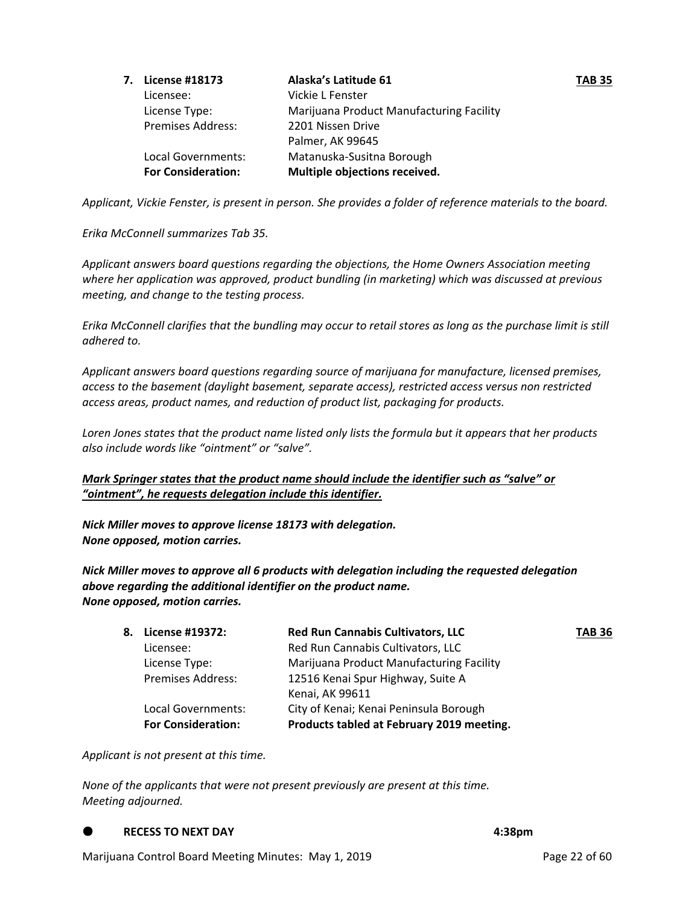**7. License #18173** &nbsp;&nbsp;&nbsp;&nbsp; **Alaska's Latitude 61** &nbsp;&nbsp;&nbsp;&nbsp; **TAB 35**

| | |
|---|---|
| Licensee: | Vickie L Fenster |
| License Type: | Marijuana Product Manufacturing Facility |
| Premises Address: | 2201 Nissen Drive<br>Palmer, AK 99645 |
| Local Governments: | Matanuska-Susitna Borough |
| **For Consideration:** | **Multiple objections received.** |

*Applicant, Vickie Fenster, is present in person. She provides a folder of reference materials to the board.*

*Erika McConnell summarizes Tab 35.*

*Applicant answers board questions regarding the objections, the Home Owners Association meeting where her application was approved, product bundling (in marketing) which was discussed at previous meeting, and change to the testing process.*

*Erika McConnell clarifies that the bundling may occur to retail stores as long as the purchase limit is still adhered to.*

*Applicant answers board questions regarding source of marijuana for manufacture, licensed premises, access to the basement (daylight basement, separate access), restricted access versus non restricted access areas, product names, and reduction of product list, packaging for products.*

*Loren Jones states that the product name listed only lists the formula but it appears that her products also include words like "ointment" or "salve".*

***<u>Mark Springer states that the product name should include the identifier such as "salve" or "ointment", he requests delegation include this identifier.</u>***

***Nick Miller moves to approve license 18173 with delegation.***
***None opposed, motion carries.***

***Nick Miller moves to approve all 6 products with delegation including the requested delegation above regarding the additional identifier on the product name.***
***None opposed, motion carries.***

**8. License #19372:** &nbsp;&nbsp;&nbsp;&nbsp; **Red Run Cannabis Cultivators, LLC** &nbsp;&nbsp;&nbsp;&nbsp; **TAB 36**

| | |
|---|---|
| Licensee: | Red Run Cannabis Cultivators, LLC |
| License Type: | Marijuana Product Manufacturing Facility |
| Premises Address: | 12516 Kenai Spur Highway, Suite A<br>Kenai, AK 99611 |
| Local Governments: | City of Kenai; Kenai Peninsula Borough |
| **For Consideration:** | **Products tabled at February 2019 meeting.** |

*Applicant is not present at this time.*

*None of the applicants that were not present previously are present at this time.*
*Meeting adjourned.*

- **RECESS TO NEXT DAY** &nbsp;&nbsp;&nbsp;&nbsp; **4:38pm**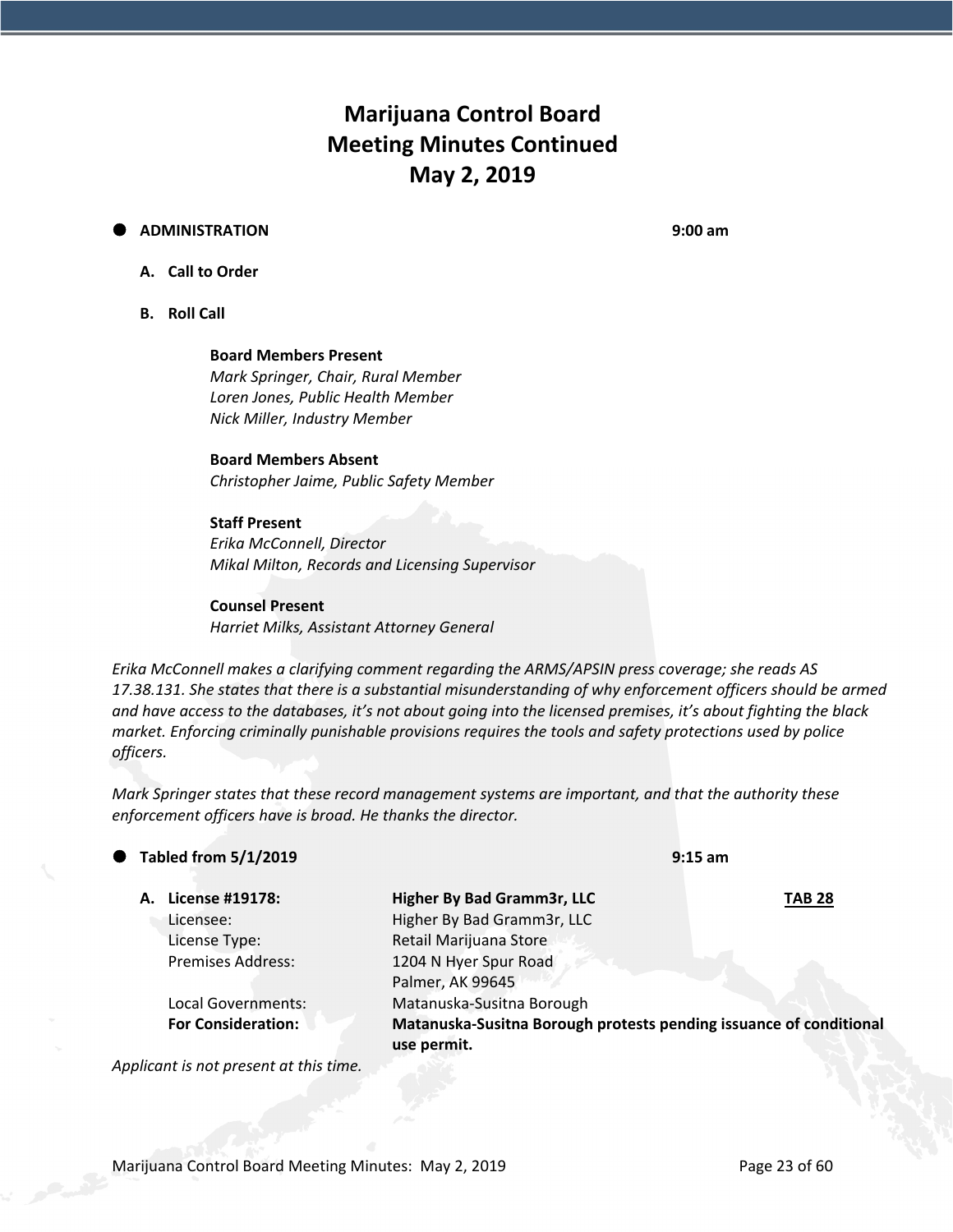# Marijuana Control Board
# Meeting Minutes Continued
# May 2, 2019

- **ADMINISTRATION** **9:00 am**

  **A. Call to Order**

  **B. Roll Call**

  **Board Members Present**
  *Mark Springer, Chair, Rural Member*
  *Loren Jones, Public Health Member*
  *Nick Miller, Industry Member*

  **Board Members Absent**
  *Christopher Jaime, Public Safety Member*

  **Staff Present**
  *Erika McConnell, Director*
  *Mikal Milton, Records and Licensing Supervisor*

  **Counsel Present**
  *Harriet Milks, Assistant Attorney General*

*Erika McConnell makes a clarifying comment regarding the ARMS/APSIN press coverage; she reads AS 17.38.131. She states that there is a substantial misunderstanding of why enforcement officers should be armed and have access to the databases, it's not about going into the licensed premises, it's about fighting the black market. Enforcing criminally punishable provisions requires the tools and safety protections used by police officers.*

*Mark Springer states that these record management systems are important, and that the authority these enforcement officers have is broad. He thanks the director.*

- **Tabled from 5/1/2019** **9:15 am**

  **A. License #19178:** **Higher By Bad Gramm3r, LLC** **TAB 28**

  | | |
  |---|---|
  | Licensee: | Higher By Bad Gramm3r, LLC |
  | License Type: | Retail Marijuana Store |
  | Premises Address: | 1204 N Hyer Spur Road<br>Palmer, AK 99645 |
  | Local Governments: | Matanuska-Susitna Borough |
  | **For Consideration:** | **Matanuska-Susitna Borough protests pending issuance of conditional use permit.** |

*Applicant is not present at this time.*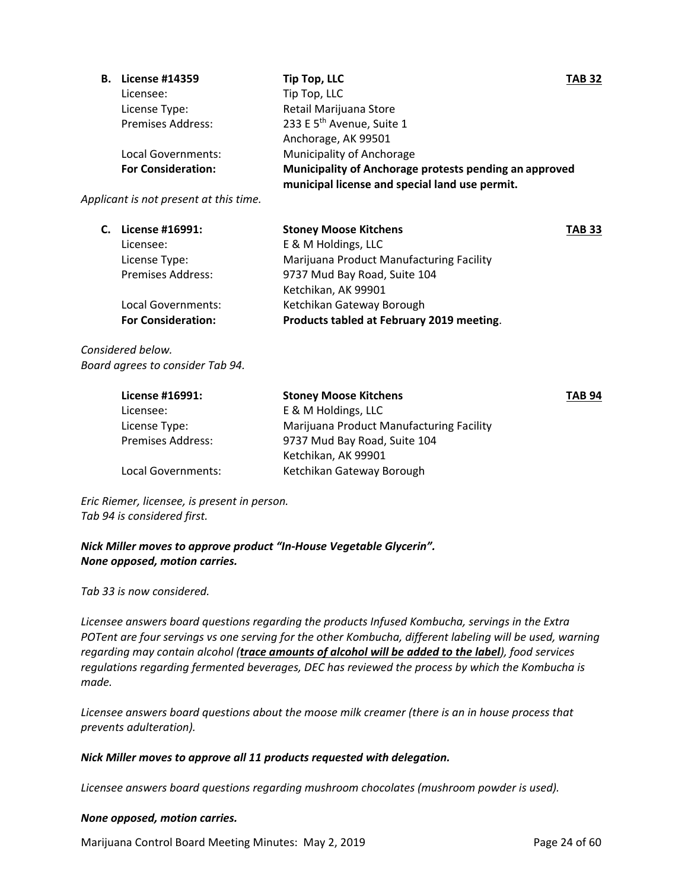**B. License #14359** **Tip Top, LLC** **TAB 32**

| | |
|---|---|
| Licensee: | Tip Top, LLC |
| License Type: | Retail Marijuana Store |
| Premises Address: | 233 E 5th Avenue, Suite 1<br>Anchorage, AK 99501 |
| Local Governments: | Municipality of Anchorage |
| **For Consideration:** | **Municipality of Anchorage protests pending an approved municipal license and special land use permit.** |

*Applicant is not present at this time.*

**C. License #16991:** **Stoney Moose Kitchens** **TAB 33**

| | |
|---|---|
| Licensee: | E & M Holdings, LLC |
| License Type: | Marijuana Product Manufacturing Facility |
| Premises Address: | 9737 Mud Bay Road, Suite 104<br>Ketchikan, AK 99901 |
| Local Governments: | Ketchikan Gateway Borough |
| **For Consideration:** | **Products tabled at February 2019 meeting**. |

*Considered below.*
*Board agrees to consider Tab 94.*

**License #16991:** **Stoney Moose Kitchens** **TAB 94**

| | |
|---|---|
| Licensee: | E & M Holdings, LLC |
| License Type: | Marijuana Product Manufacturing Facility |
| Premises Address: | 9737 Mud Bay Road, Suite 104<br>Ketchikan, AK 99901 |
| Local Governments: | Ketchikan Gateway Borough |

*Eric Riemer, licensee, is present in person.*
*Tab 94 is considered first.*

***Nick Miller moves to approve product "In-House Vegetable Glycerin".***
***None opposed, motion carries.***

*Tab 33 is now considered.*

*Licensee answers board questions regarding the products Infused Kombucha, servings in the Extra POTent are four servings vs one serving for the other Kombucha, different labeling will be used, warning regarding may contain alcohol (**trace amounts of alcohol will be added to the label**), food services regulations regarding fermented beverages, DEC has reviewed the process by which the Kombucha is made.*

*Licensee answers board questions about the moose milk creamer (there is an in house process that prevents adulteration).*

***Nick Miller moves to approve all 11 products requested with delegation.***

*Licensee answers board questions regarding mushroom chocolates (mushroom powder is used).*

***None opposed, motion carries.***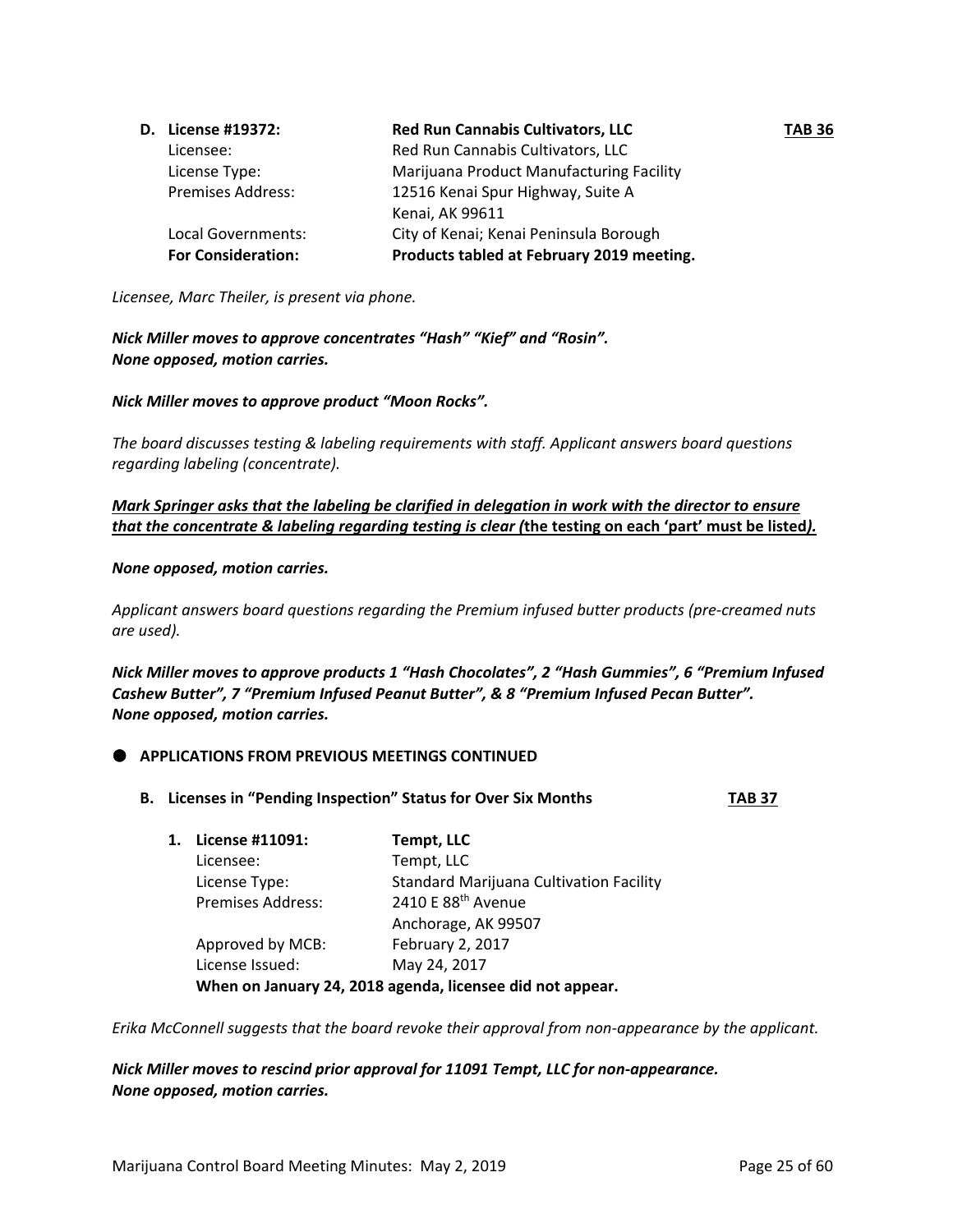**D. License #19372: Red Run Cannabis Cultivators, LLC** **TAB 36**

Licensee: Red Run Cannabis Cultivators, LLC
License Type: Marijuana Product Manufacturing Facility
Premises Address: 12516 Kenai Spur Highway, Suite A
Kenai, AK 99611
Local Governments: City of Kenai; Kenai Peninsula Borough
**For Consideration: Products tabled at February 2019 meeting.**

*Licensee, Marc Theiler, is present via phone.*

***Nick Miller moves to approve concentrates "Hash" "Kief" and "Rosin".***
***None opposed, motion carries.***

***Nick Miller moves to approve product "Moon Rocks".***

*The board discusses testing & labeling requirements with staff. Applicant answers board questions regarding labeling (concentrate).*

<u>***Mark Springer asks that the labeling be clarified in delegation in work with the director to ensure that the concentrate & labeling regarding testing is clear (*****the testing on each 'part' must be listed*****).***</u>

***None opposed, motion carries.***

*Applicant answers board questions regarding the Premium infused butter products (pre-creamed nuts are used).*

***Nick Miller moves to approve products 1 "Hash Chocolates", 2 "Hash Gummies", 6 "Premium Infused Cashew Butter", 7 "Premium Infused Peanut Butter", & 8 "Premium Infused Pecan Butter".***
***None opposed, motion carries.***

- **APPLICATIONS FROM PREVIOUS MEETINGS CONTINUED**

**B. Licenses in "Pending Inspection" Status for Over Six Months** **TAB 37**

**1. License #11091: Tempt, LLC**

Licensee: Tempt, LLC
License Type: Standard Marijuana Cultivation Facility
Premises Address: 2410 E 88th Avenue
Anchorage, AK 99507
Approved by MCB: February 2, 2017
License Issued: May 24, 2017
**When on January 24, 2018 agenda, licensee did not appear.**

*Erika McConnell suggests that the board revoke their approval from non-appearance by the applicant.*

***Nick Miller moves to rescind prior approval for 11091 Tempt, LLC for non-appearance.***
***None opposed, motion carries.***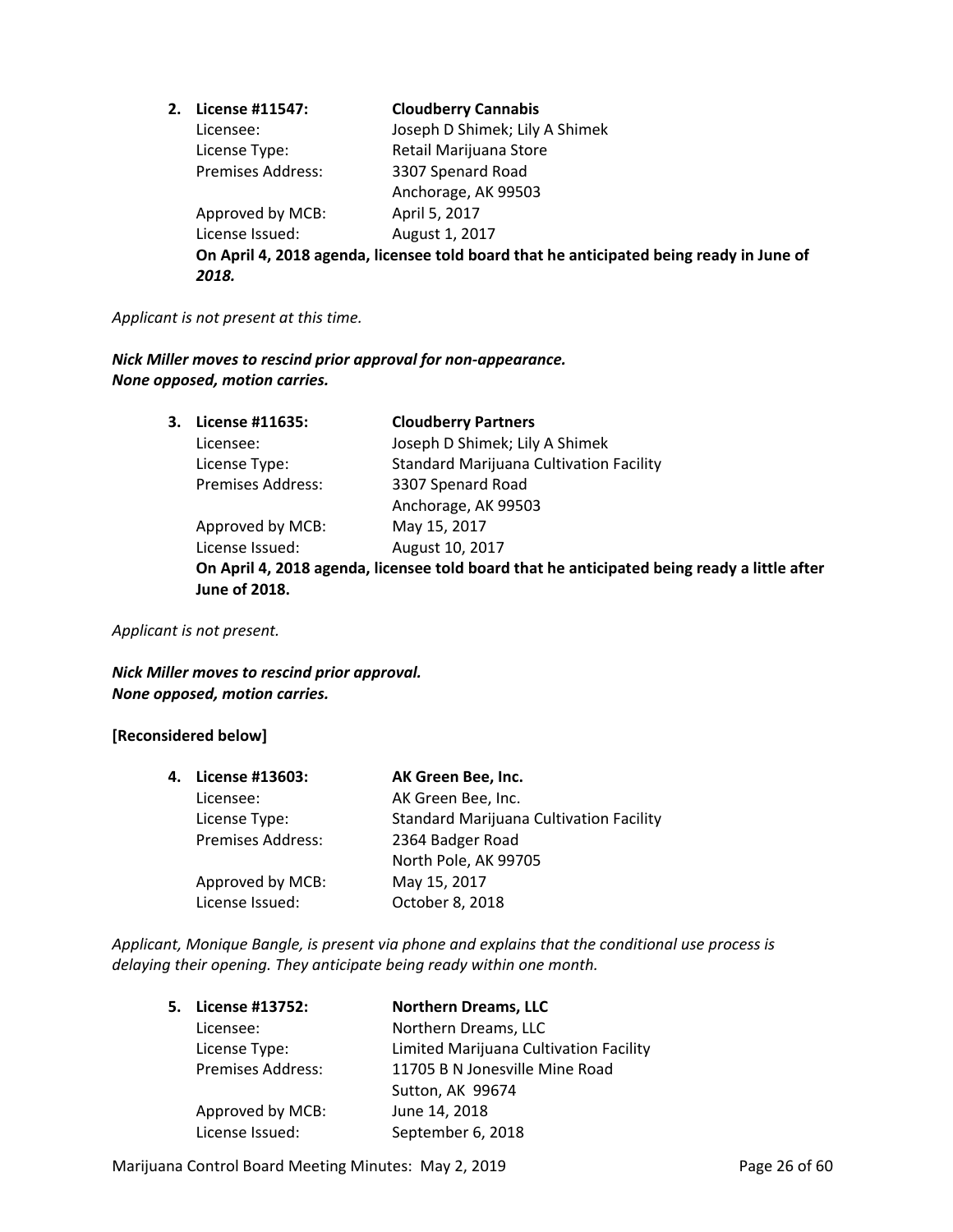2. **License #11547: Cloudberry Cannabis**
   Licensee: Joseph D Shimek; Lily A Shimek
   License Type: Retail Marijuana Store
   Premises Address: 3307 Spenard Road
   Anchorage, AK 99503
   Approved by MCB: April 5, 2017
   License Issued: August 1, 2017
   **On April 4, 2018 agenda, licensee told board that he anticipated being ready in June of *2018.***

*Applicant is not present at this time.*

***Nick Miller moves to rescind prior approval for non-appearance.***
***None opposed, motion carries.***

3. **License #11635: Cloudberry Partners**
   Licensee: Joseph D Shimek; Lily A Shimek
   License Type: Standard Marijuana Cultivation Facility
   Premises Address: 3307 Spenard Road
   Anchorage, AK 99503
   Approved by MCB: May 15, 2017
   License Issued: August 10, 2017
   **On April 4, 2018 agenda, licensee told board that he anticipated being ready a little after June of 2018.**

*Applicant is not present.*

***Nick Miller moves to rescind prior approval.***
***None opposed, motion carries.***

**[Reconsidered below]**

4. **License #13603: AK Green Bee, Inc.**
   Licensee: AK Green Bee, Inc.
   License Type: Standard Marijuana Cultivation Facility
   Premises Address: 2364 Badger Road
   North Pole, AK 99705
   Approved by MCB: May 15, 2017
   License Issued: October 8, 2018

*Applicant, Monique Bangle, is present via phone and explains that the conditional use process is delaying their opening. They anticipate being ready within one month.*

5. **License #13752: Northern Dreams, LLC**
   Licensee: Northern Dreams, LLC
   License Type: Limited Marijuana Cultivation Facility
   Premises Address: 11705 B N Jonesville Mine Road
   Sutton, AK 99674
   Approved by MCB: June 14, 2018
   License Issued: September 6, 2018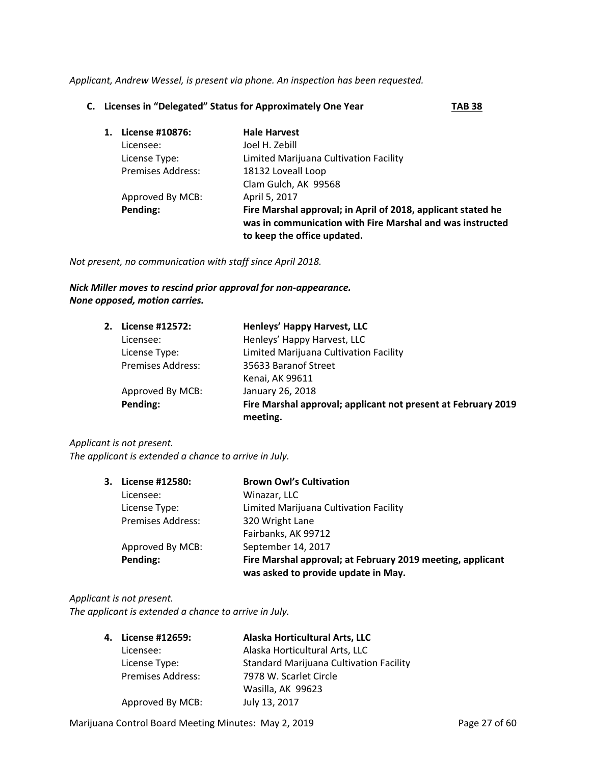*Applicant, Andrew Wessel, is present via phone. An inspection has been requested.*

**C. Licenses in "Delegated" Status for Approximately One Year** **<u>TAB 38</u>**

1. **License #10876:** **Hale Harvest**
   Licensee: Joel H. Zebill
   License Type: Limited Marijuana Cultivation Facility
   Premises Address: 18132 Loveall Loop
   Clam Gulch, AK 99568
   Approved By MCB: April 5, 2017
   **Pending:** **Fire Marshal approval; in April of 2018, applicant stated he was in communication with Fire Marshal and was instructed to keep the office updated.**

*Not present, no communication with staff since April 2018.*

***Nick Miller moves to rescind prior approval for non-appearance.***
***None opposed, motion carries.***

2. **License #12572:** **Henleys' Happy Harvest, LLC**
   Licensee: Henleys' Happy Harvest, LLC
   License Type: Limited Marijuana Cultivation Facility
   Premises Address: 35633 Baranof Street
   Kenai, AK 99611
   Approved By MCB: January 26, 2018
   **Pending:** **Fire Marshal approval; applicant not present at February 2019 meeting.**

*Applicant is not present.*
*The applicant is extended a chance to arrive in July.*

3. **License #12580:** **Brown Owl's Cultivation**
   Licensee: Winazar, LLC
   License Type: Limited Marijuana Cultivation Facility
   Premises Address: 320 Wright Lane
   Fairbanks, AK 99712
   Approved By MCB: September 14, 2017
   **Pending:** **Fire Marshal approval; at February 2019 meeting, applicant was asked to provide update in May.**

*Applicant is not present.*
*The applicant is extended a chance to arrive in July.*

4. **License #12659:** **Alaska Horticultural Arts, LLC**
   Licensee: Alaska Horticultural Arts, LLC
   License Type: Standard Marijuana Cultivation Facility
   Premises Address: 7978 W. Scarlet Circle
   Wasilla, AK 99623
   Approved By MCB: July 13, 2017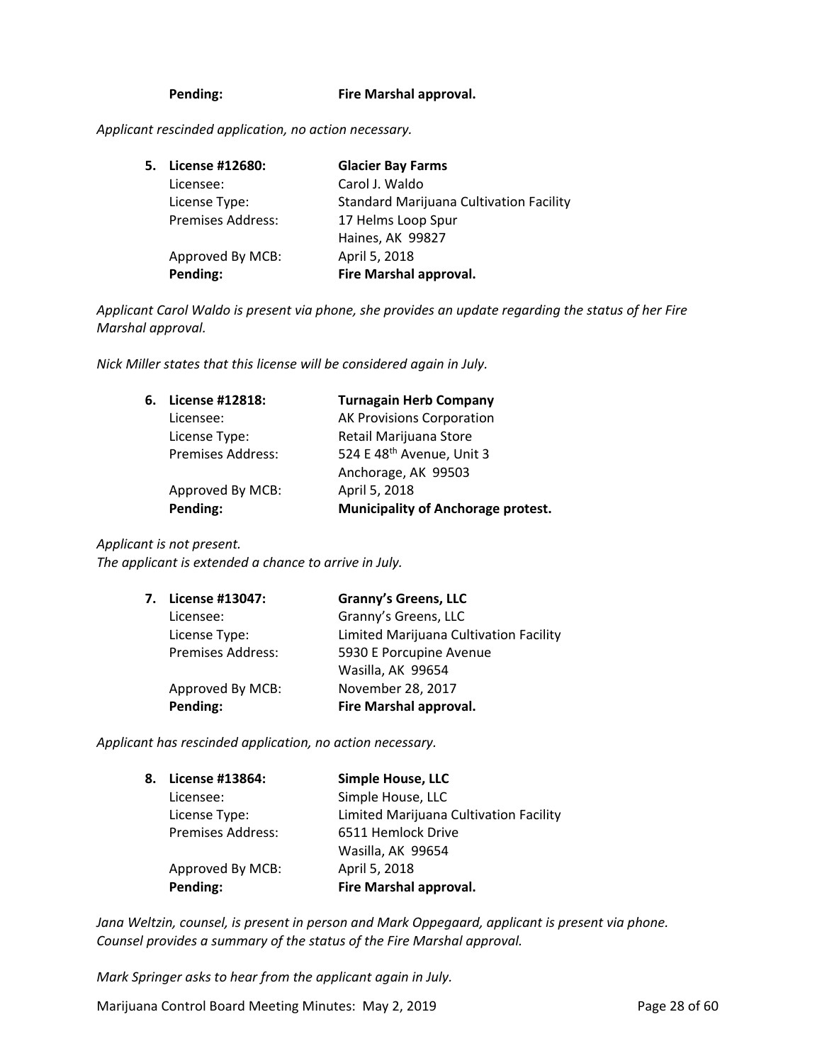**Pending:** **Fire Marshal approval.**

*Applicant rescinded application, no action necessary.*

5. **License #12680:** **Glacier Bay Farms**
   Licensee: Carol J. Waldo
   License Type: Standard Marijuana Cultivation Facility
   Premises Address: 17 Helms Loop Spur
   Haines, AK 99827
   Approved By MCB: April 5, 2018
   **Pending:** **Fire Marshal approval.**

*Applicant Carol Waldo is present via phone, she provides an update regarding the status of her Fire Marshal approval.*

*Nick Miller states that this license will be considered again in July.*

6. **License #12818:** **Turnagain Herb Company**
   Licensee: AK Provisions Corporation
   License Type: Retail Marijuana Store
   Premises Address: 524 E 48th Avenue, Unit 3
   Anchorage, AK 99503
   Approved By MCB: April 5, 2018
   **Pending:** **Municipality of Anchorage protest.**

*Applicant is not present.*
*The applicant is extended a chance to arrive in July.*

7. **License #13047:** **Granny's Greens, LLC**
   Licensee: Granny's Greens, LLC
   License Type: Limited Marijuana Cultivation Facility
   Premises Address: 5930 E Porcupine Avenue
   Wasilla, AK 99654
   Approved By MCB: November 28, 2017
   **Pending:** **Fire Marshal approval.**

*Applicant has rescinded application, no action necessary.*

8. **License #13864:** **Simple House, LLC**
   Licensee: Simple House, LLC
   License Type: Limited Marijuana Cultivation Facility
   Premises Address: 6511 Hemlock Drive
   Wasilla, AK 99654
   Approved By MCB: April 5, 2018
   **Pending:** **Fire Marshal approval.**

*Jana Weltzin, counsel, is present in person and Mark Oppegaard, applicant is present via phone. Counsel provides a summary of the status of the Fire Marshal approval.*

*Mark Springer asks to hear from the applicant again in July.*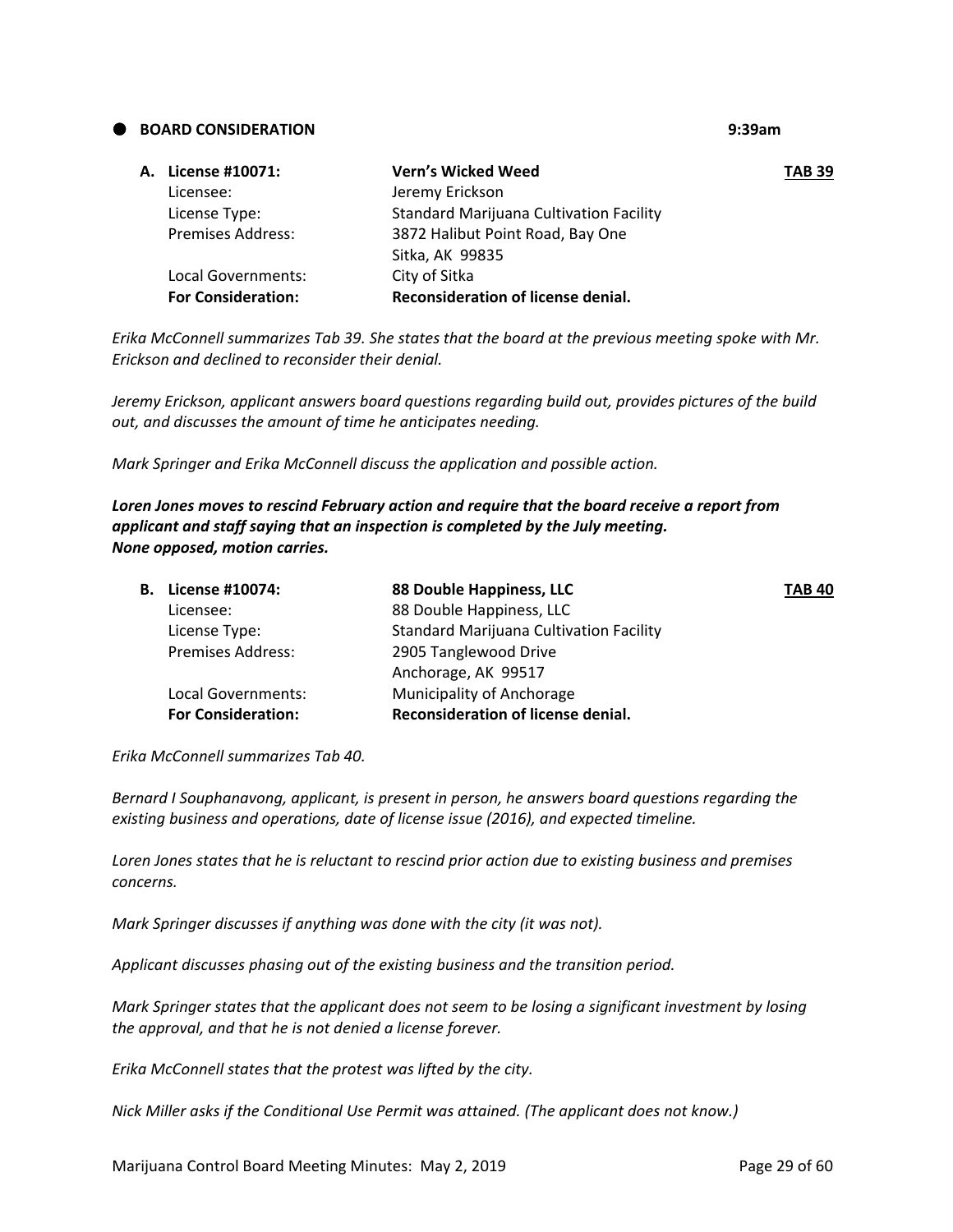- **BOARD CONSIDERATION** **9:39am**

**A. License #10071:** **Vern's Wicked Weed** **TAB 39**

| | |
|---|---|
| Licensee: | Jeremy Erickson |
| License Type: | Standard Marijuana Cultivation Facility |
| Premises Address: | 3872 Halibut Point Road, Bay One<br>Sitka, AK 99835 |
| Local Governments: | City of Sitka |
| **For Consideration:** | **Reconsideration of license denial.** |

*Erika McConnell summarizes Tab 39. She states that the board at the previous meeting spoke with Mr. Erickson and declined to reconsider their denial.*

*Jeremy Erickson, applicant answers board questions regarding build out, provides pictures of the build out, and discusses the amount of time he anticipates needing.*

*Mark Springer and Erika McConnell discuss the application and possible action.*

***Loren Jones moves to rescind February action and require that the board receive a report from applicant and staff saying that an inspection is completed by the July meeting.***
***None opposed, motion carries.***

**B. License #10074:** **88 Double Happiness, LLC** **TAB 40**

| | |
|---|---|
| Licensee: | 88 Double Happiness, LLC |
| License Type: | Standard Marijuana Cultivation Facility |
| Premises Address: | 2905 Tanglewood Drive<br>Anchorage, AK 99517 |
| Local Governments: | Municipality of Anchorage |
| **For Consideration:** | **Reconsideration of license denial.** |

*Erika McConnell summarizes Tab 40.*

*Bernard I Souphanavong, applicant, is present in person, he answers board questions regarding the existing business and operations, date of license issue (2016), and expected timeline.*

*Loren Jones states that he is reluctant to rescind prior action due to existing business and premises concerns.*

*Mark Springer discusses if anything was done with the city (it was not).*

*Applicant discusses phasing out of the existing business and the transition period.*

*Mark Springer states that the applicant does not seem to be losing a significant investment by losing the approval, and that he is not denied a license forever.*

*Erika McConnell states that the protest was lifted by the city.*

*Nick Miller asks if the Conditional Use Permit was attained. (The applicant does not know.)*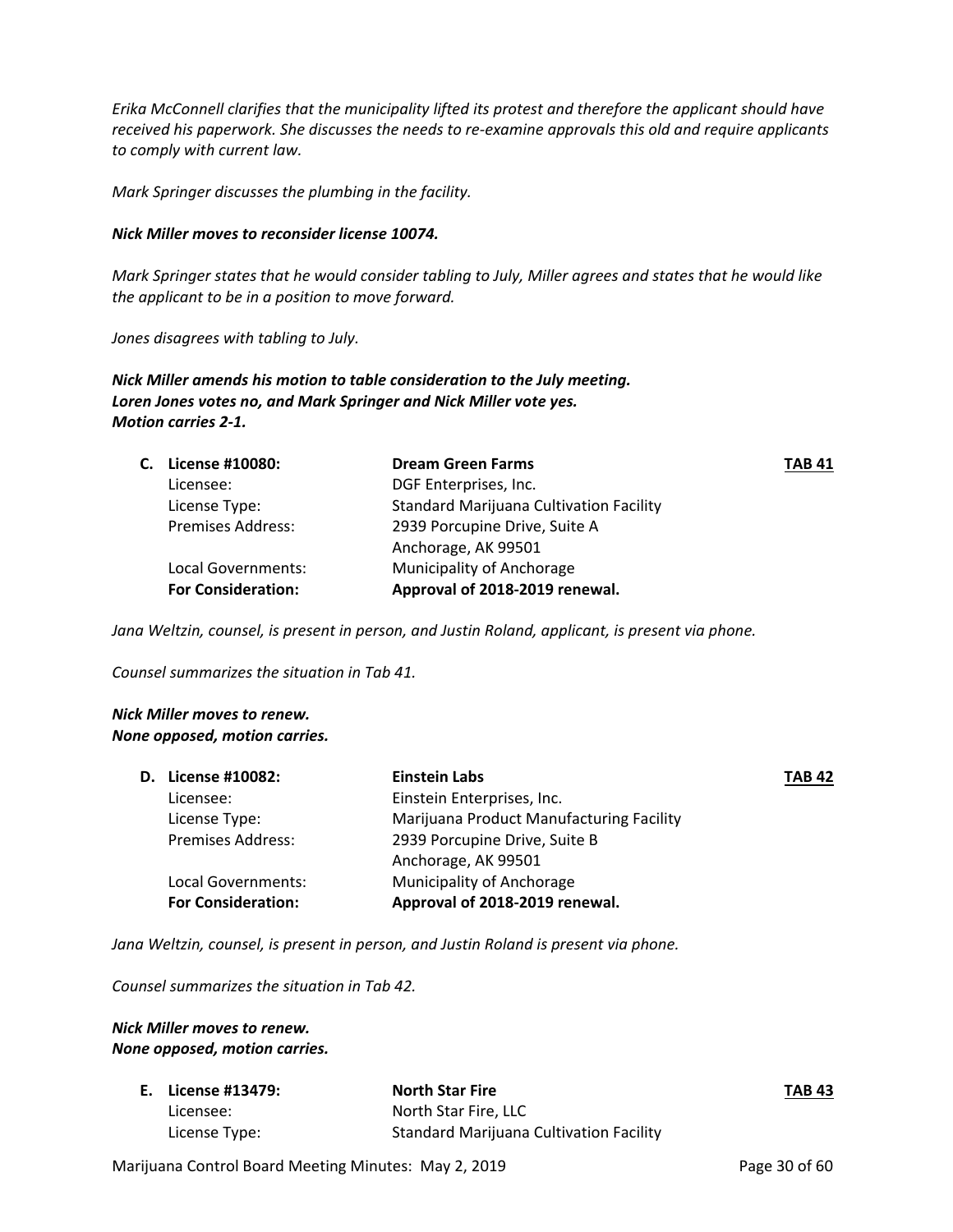*Erika McConnell clarifies that the municipality lifted its protest and therefore the applicant should have received his paperwork. She discusses the needs to re-examine approvals this old and require applicants to comply with current law.*

*Mark Springer discusses the plumbing in the facility.*

***Nick Miller moves to reconsider license 10074.***

*Mark Springer states that he would consider tabling to July, Miller agrees and states that he would like the applicant to be in a position to move forward.*

*Jones disagrees with tabling to July.*

***Nick Miller amends his motion to table consideration to the July meeting.***
***Loren Jones votes no, and Mark Springer and Nick Miller vote yes.***
***Motion carries 2-1.***

| **C. License #10080:** | **Dream Green Farms** | **TAB 41** |
|---|---|---|
| Licensee: | DGF Enterprises, Inc. | |
| License Type: | Standard Marijuana Cultivation Facility | |
| Premises Address: | 2939 Porcupine Drive, Suite A<br>Anchorage, AK 99501 | |
| Local Governments: | Municipality of Anchorage | |
| **For Consideration:** | **Approval of 2018-2019 renewal.** | |

*Jana Weltzin, counsel, is present in person, and Justin Roland, applicant, is present via phone.*

*Counsel summarizes the situation in Tab 41.*

***Nick Miller moves to renew.***
***None opposed, motion carries.***

| **D. License #10082:** | **Einstein Labs** | **TAB 42** |
|---|---|---|
| Licensee: | Einstein Enterprises, Inc. | |
| License Type: | Marijuana Product Manufacturing Facility | |
| Premises Address: | 2939 Porcupine Drive, Suite B<br>Anchorage, AK 99501 | |
| Local Governments: | Municipality of Anchorage | |
| **For Consideration:** | **Approval of 2018-2019 renewal.** | |

*Jana Weltzin, counsel, is present in person, and Justin Roland is present via phone.*

*Counsel summarizes the situation in Tab 42.*

***Nick Miller moves to renew.***
***None opposed, motion carries.***

| **E. License #13479:** | **North Star Fire** | **TAB 43** |
|---|---|---|
| Licensee: | North Star Fire, LLC | |
| License Type: | Standard Marijuana Cultivation Facility | |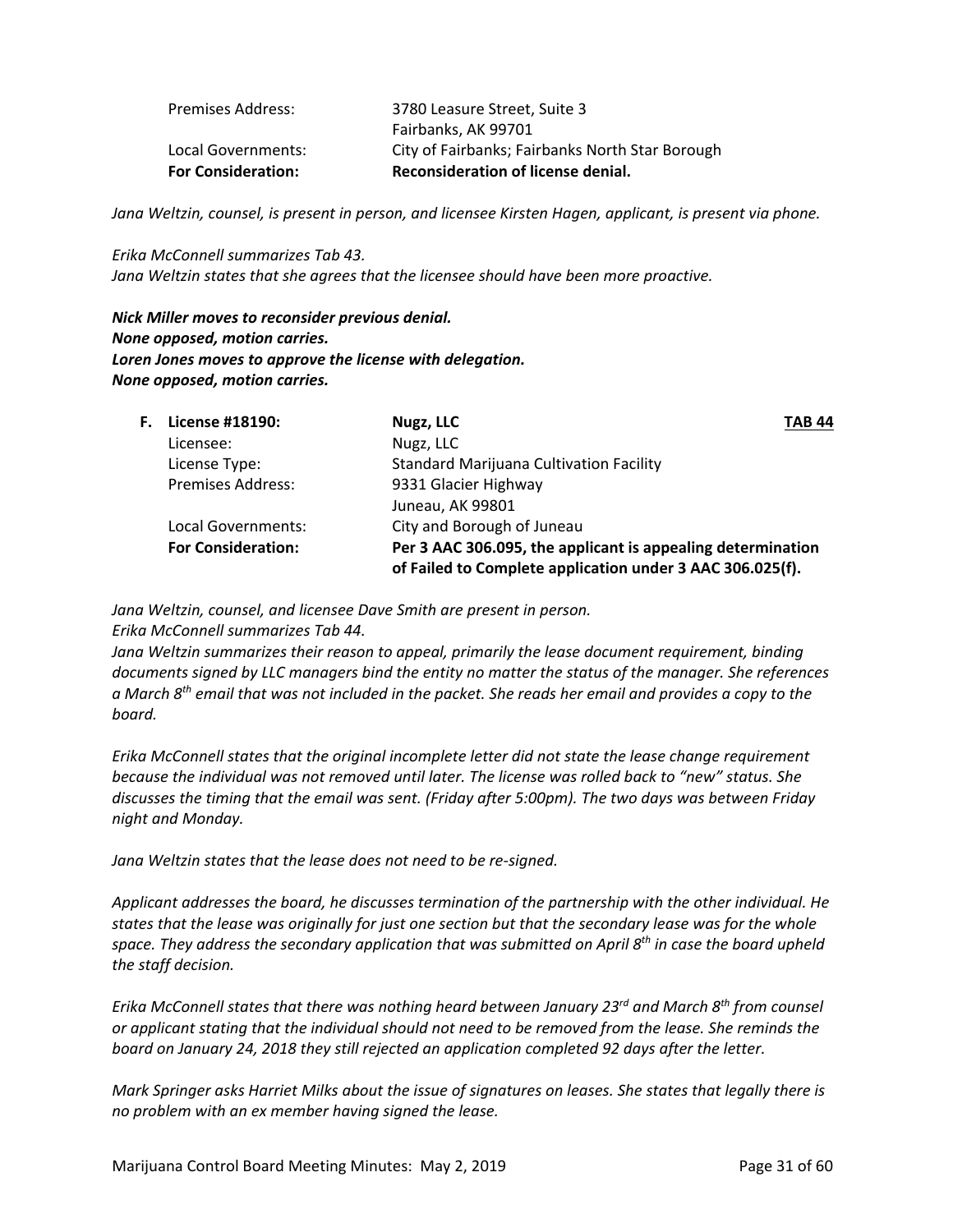| | |
|---|---|
| Premises Address: | 3780 Leasure Street, Suite 3 |
| | Fairbanks, AK 99701 |
| Local Governments: | City of Fairbanks; Fairbanks North Star Borough |
| **For Consideration:** | **Reconsideration of license denial.** |

*Jana Weltzin, counsel, is present in person, and licensee Kirsten Hagen, applicant, is present via phone.*

*Erika McConnell summarizes Tab 43.*
*Jana Weltzin states that she agrees that the licensee should have been more proactive.*

***Nick Miller moves to reconsider previous denial.***
***None opposed, motion carries.***
***Loren Jones moves to approve the license with delegation.***
***None opposed, motion carries.***

| | | | |
|---|---|---|---|
| **F.** | **License #18190:** | **Nugz, LLC** | **TAB 44** |
| | Licensee: | Nugz, LLC | |
| | License Type: | Standard Marijuana Cultivation Facility | |
| | Premises Address: | 9331 Glacier Highway | |
| | | Juneau, AK 99801 | |
| | Local Governments: | City and Borough of Juneau | |
| | **For Consideration:** | **Per 3 AAC 306.095, the applicant is appealing determination of Failed to Complete application under 3 AAC 306.025(f).** | |

*Jana Weltzin, counsel, and licensee Dave Smith are present in person.*
*Erika McConnell summarizes Tab 44.*
*Jana Weltzin summarizes their reason to appeal, primarily the lease document requirement, binding documents signed by LLC managers bind the entity no matter the status of the manager. She references a March 8th email that was not included in the packet. She reads her email and provides a copy to the board.*

*Erika McConnell states that the original incomplete letter did not state the lease change requirement because the individual was not removed until later. The license was rolled back to "new" status. She discusses the timing that the email was sent. (Friday after 5:00pm). The two days was between Friday night and Monday.*

*Jana Weltzin states that the lease does not need to be re-signed.*

*Applicant addresses the board, he discusses termination of the partnership with the other individual. He states that the lease was originally for just one section but that the secondary lease was for the whole space. They address the secondary application that was submitted on April 8th in case the board upheld the staff decision.*

*Erika McConnell states that there was nothing heard between January 23rd and March 8th from counsel or applicant stating that the individual should not need to be removed from the lease. She reminds the board on January 24, 2018 they still rejected an application completed 92 days after the letter.*

*Mark Springer asks Harriet Milks about the issue of signatures on leases. She states that legally there is no problem with an ex member having signed the lease.*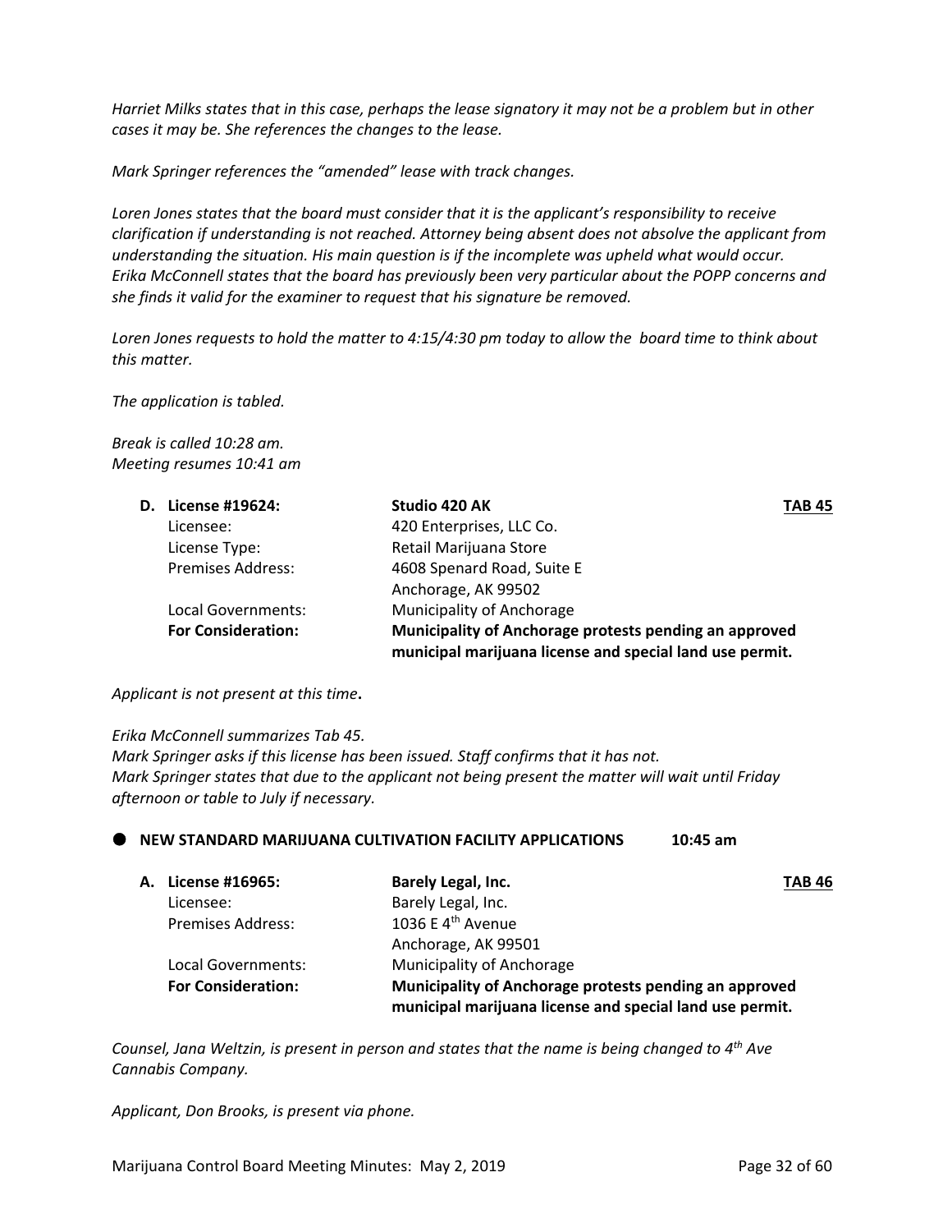*Harriet Milks states that in this case, perhaps the lease signatory it may not be a problem but in other cases it may be. She references the changes to the lease.*

*Mark Springer references the "amended" lease with track changes.*

*Loren Jones states that the board must consider that it is the applicant's responsibility to receive clarification if understanding is not reached. Attorney being absent does not absolve the applicant from understanding the situation. His main question is if the incomplete was upheld what would occur. Erika McConnell states that the board has previously been very particular about the POPP concerns and she finds it valid for the examiner to request that his signature be removed.*

*Loren Jones requests to hold the matter to 4:15/4:30 pm today to allow the board time to think about this matter.*

*The application is tabled.*

*Break is called 10:28 am.*
*Meeting resumes 10:41 am*

| **D. License #19624:** | **Studio 420 AK** | **TAB 45** |
|---|---|---|
| Licensee: | 420 Enterprises, LLC Co. | |
| License Type: | Retail Marijuana Store | |
| Premises Address: | 4608 Spenard Road, Suite E<br>Anchorage, AK 99502 | |
| Local Governments: | Municipality of Anchorage | |
| **For Consideration:** | **Municipality of Anchorage protests pending an approved municipal marijuana license and special land use permit.** | |

*Applicant is not present at this time***.**

*Erika McConnell summarizes Tab 45.*
*Mark Springer asks if this license has been issued. Staff confirms that it has not.*
*Mark Springer states that due to the applicant not being present the matter will wait until Friday afternoon or table to July if necessary.*

- **NEW STANDARD MARIJUANA CULTIVATION FACILITY APPLICATIONS 10:45 am**

| **A. License #16965:** | **Barely Legal, Inc.** | **TAB 46** |
|---|---|---|
| Licensee: | Barely Legal, Inc. | |
| Premises Address: | 1036 E 4th Avenue<br>Anchorage, AK 99501 | |
| Local Governments: | Municipality of Anchorage | |
| **For Consideration:** | **Municipality of Anchorage protests pending an approved municipal marijuana license and special land use permit.** | |

*Counsel, Jana Weltzin, is present in person and states that the name is being changed to 4th Ave Cannabis Company.*

*Applicant, Don Brooks, is present via phone.*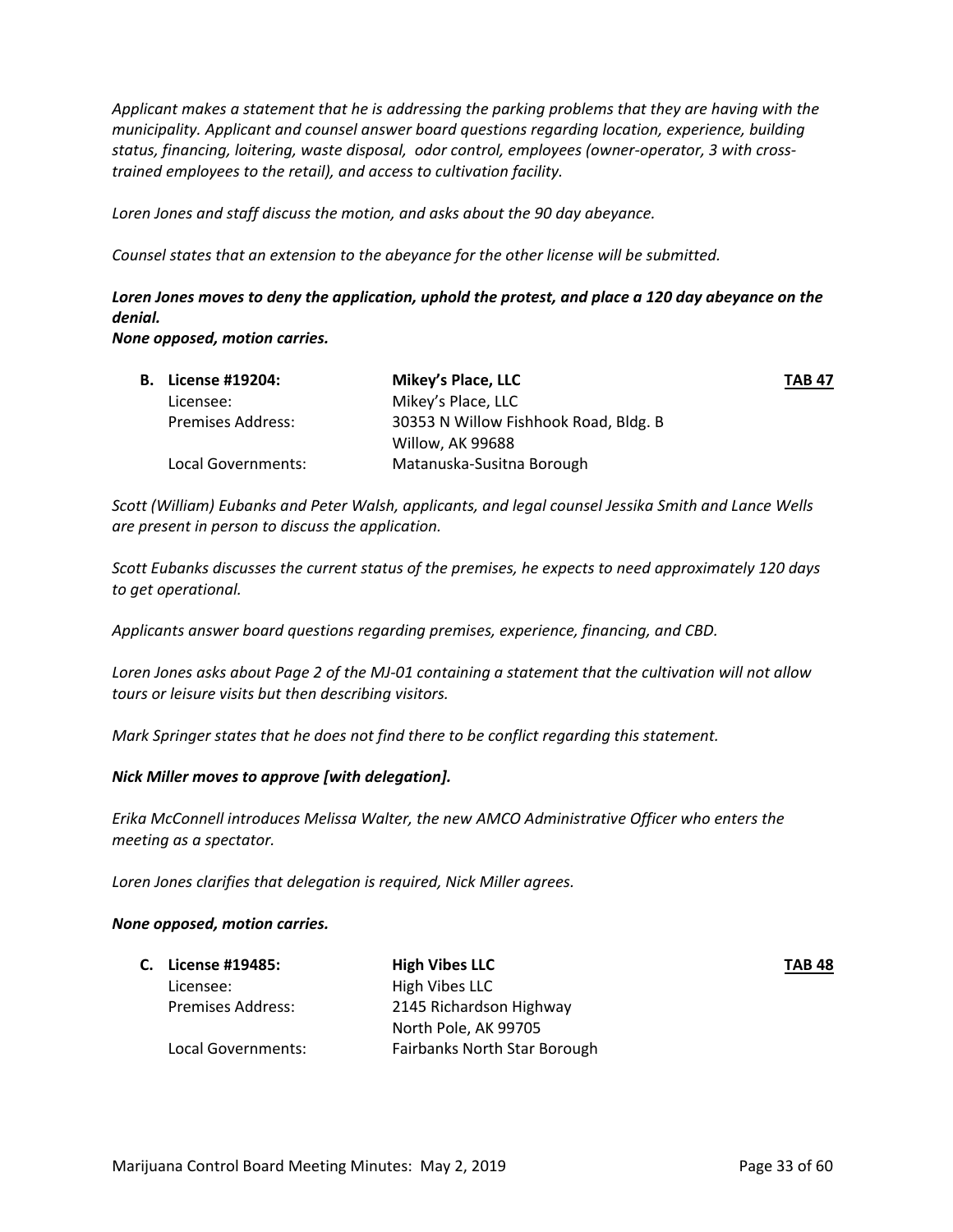*Applicant makes a statement that he is addressing the parking problems that they are having with the municipality. Applicant and counsel answer board questions regarding location, experience, building status, financing, loitering, waste disposal, odor control, employees (owner-operator, 3 with cross-trained employees to the retail), and access to cultivation facility.*

*Loren Jones and staff discuss the motion, and asks about the 90 day abeyance.*

*Counsel states that an extension to the abeyance for the other license will be submitted.*

***Loren Jones moves to deny the application, uphold the protest, and place a 120 day abeyance on the denial.***
***None opposed, motion carries.***

**B. License #19204:** **Mikey's Place, LLC** **TAB 47**
Licensee: Mikey's Place, LLC
Premises Address: 30353 N Willow Fishhook Road, Bldg. B
Willow, AK 99688
Local Governments: Matanuska-Susitna Borough

*Scott (William) Eubanks and Peter Walsh, applicants, and legal counsel Jessika Smith and Lance Wells are present in person to discuss the application.*

*Scott Eubanks discusses the current status of the premises, he expects to need approximately 120 days to get operational.*

*Applicants answer board questions regarding premises, experience, financing, and CBD.*

*Loren Jones asks about Page 2 of the MJ-01 containing a statement that the cultivation will not allow tours or leisure visits but then describing visitors.*

*Mark Springer states that he does not find there to be conflict regarding this statement.*

***Nick Miller moves to approve [with delegation].***

*Erika McConnell introduces Melissa Walter, the new AMCO Administrative Officer who enters the meeting as a spectator.*

*Loren Jones clarifies that delegation is required, Nick Miller agrees.*

***None opposed, motion carries.***

**C. License #19485:** **High Vibes LLC** **TAB 48**
Licensee: High Vibes LLC
Premises Address: 2145 Richardson Highway
North Pole, AK 99705
Local Governments: Fairbanks North Star Borough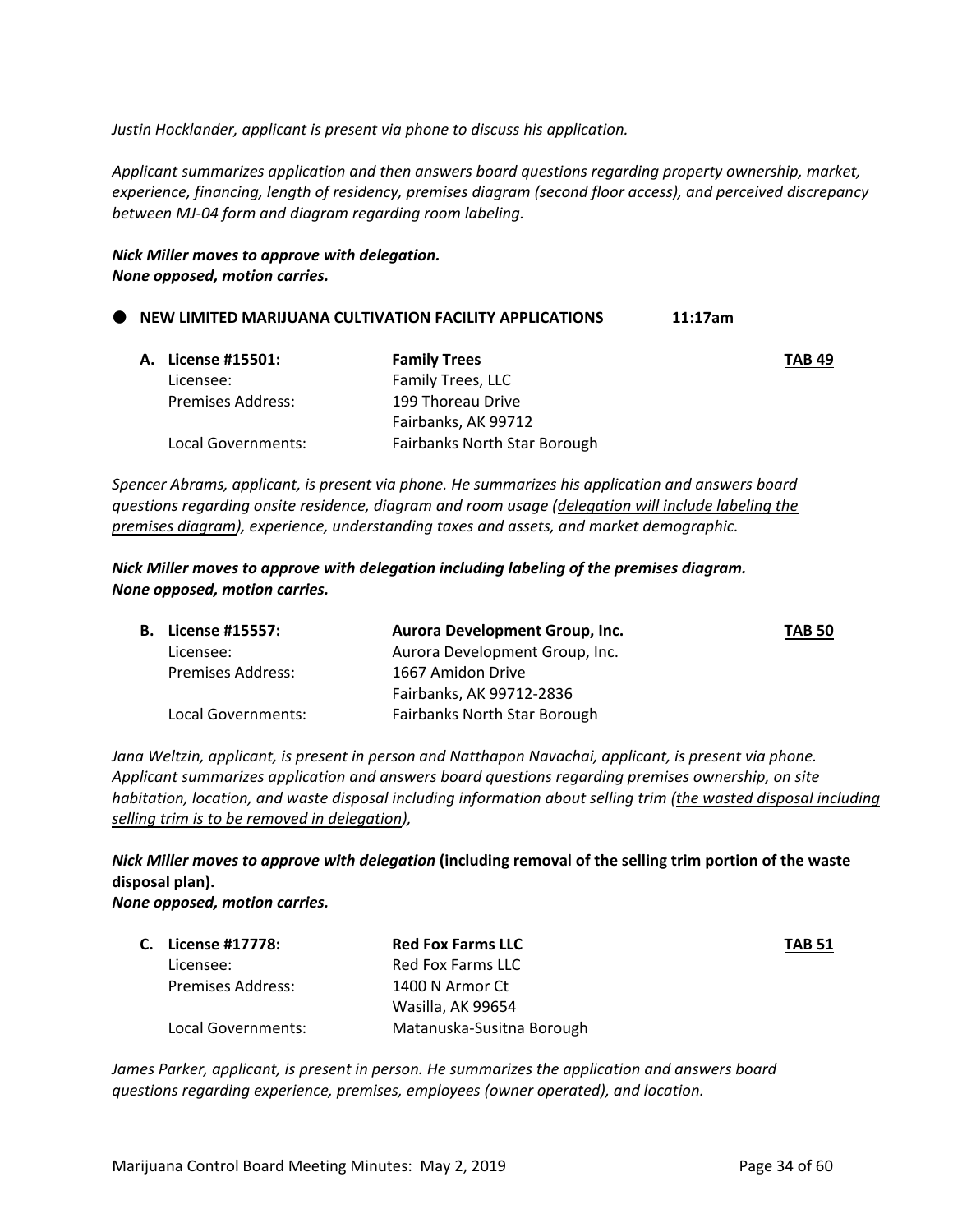*Justin Hocklander, applicant is present via phone to discuss his application.*

*Applicant summarizes application and then answers board questions regarding property ownership, market, experience, financing, length of residency, premises diagram (second floor access), and perceived discrepancy between MJ-04 form and diagram regarding room labeling.*

***Nick Miller moves to approve with delegation.***
***None opposed, motion carries.***

## ● NEW LIMITED MARIJUANA CULTIVATION FACILITY APPLICATIONS 11:17am

**A. License #15501:** **Family Trees** **TAB 49**

| | |
|---|---|
| Licensee: | Family Trees, LLC |
| Premises Address: | 199 Thoreau Drive<br>Fairbanks, AK 99712 |
| Local Governments: | Fairbanks North Star Borough |

*Spencer Abrams, applicant, is present via phone. He summarizes his application and answers board questions regarding onsite residence, diagram and room usage (<u>delegation will include labeling the premises diagram</u>), experience, understanding taxes and assets, and market demographic.*

***Nick Miller moves to approve with delegation including labeling of the premises diagram.***
***None opposed, motion carries.***

**B. License #15557:** **Aurora Development Group, Inc.** **TAB 50**

| | |
|---|---|
| Licensee: | Aurora Development Group, Inc. |
| Premises Address: | 1667 Amidon Drive<br>Fairbanks, AK 99712-2836 |
| Local Governments: | Fairbanks North Star Borough |

*Jana Weltzin, applicant, is present in person and Natthapon Navachai, applicant, is present via phone. Applicant summarizes application and answers board questions regarding premises ownership, on site habitation, location, and waste disposal including information about selling trim (<u>the wasted disposal including selling trim is to be removed in delegation</u>),*

***Nick Miller moves to approve with delegation*** **(including removal of the selling trim portion of the waste disposal plan).**
***None opposed, motion carries.***

**C. License #17778:** **Red Fox Farms LLC** **TAB 51**

| | |
|---|---|
| Licensee: | Red Fox Farms LLC |
| Premises Address: | 1400 N Armor Ct<br>Wasilla, AK 99654 |
| Local Governments: | Matanuska-Susitna Borough |

*James Parker, applicant, is present in person. He summarizes the application and answers board questions regarding experience, premises, employees (owner operated), and location.*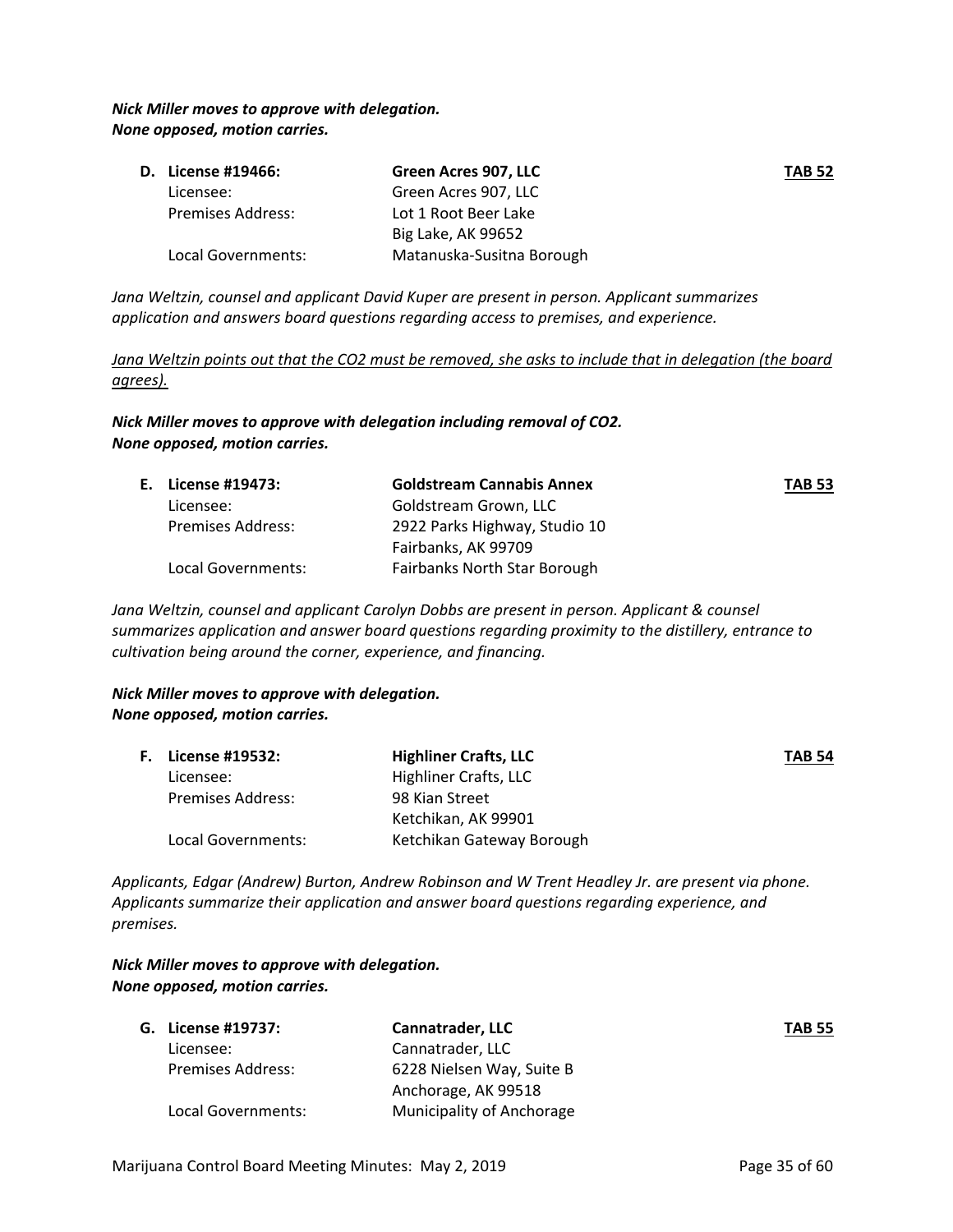***Nick Miller moves to approve with delegation.***
***None opposed, motion carries.***

| | | |
|---|---|---|
| **D. License #19466:** | **Green Acres 907, LLC** | **<u>TAB 52</u>** |
| Licensee: | Green Acres 907, LLC | |
| Premises Address: | Lot 1 Root Beer Lake<br>Big Lake, AK 99652 | |
| Local Governments: | Matanuska-Susitna Borough | |

*Jana Weltzin, counsel and applicant David Kuper are present in person. Applicant summarizes application and answers board questions regarding access to premises, and experience.*

<u>*Jana Weltzin points out that the CO2 must be removed, she asks to include that in delegation (the board agrees).*</u>

***Nick Miller moves to approve with delegation including removal of CO2.***
***None opposed, motion carries.***

| | | |
|---|---|---|
| **E. License #19473:** | **Goldstream Cannabis Annex** | **<u>TAB 53</u>** |
| Licensee: | Goldstream Grown, LLC | |
| Premises Address: | 2922 Parks Highway, Studio 10<br>Fairbanks, AK 99709 | |
| Local Governments: | Fairbanks North Star Borough | |

*Jana Weltzin, counsel and applicant Carolyn Dobbs are present in person. Applicant & counsel summarizes application and answer board questions regarding proximity to the distillery, entrance to cultivation being around the corner, experience, and financing.*

***Nick Miller moves to approve with delegation.***
***None opposed, motion carries.***

| | | |
|---|---|---|
| **F. License #19532:** | **Highliner Crafts, LLC** | **<u>TAB 54</u>** |
| Licensee: | Highliner Crafts, LLC | |
| Premises Address: | 98 Kian Street<br>Ketchikan, AK 99901 | |
| Local Governments: | Ketchikan Gateway Borough | |

*Applicants, Edgar (Andrew) Burton, Andrew Robinson and W Trent Headley Jr. are present via phone. Applicants summarize their application and answer board questions regarding experience, and premises.*

***Nick Miller moves to approve with delegation.***
***None opposed, motion carries.***

| | | |
|---|---|---|
| **G. License #19737:** | **Cannatrader, LLC** | **<u>TAB 55</u>** |
| Licensee: | Cannatrader, LLC | |
| Premises Address: | 6228 Nielsen Way, Suite B<br>Anchorage, AK 99518 | |
| Local Governments: | Municipality of Anchorage | |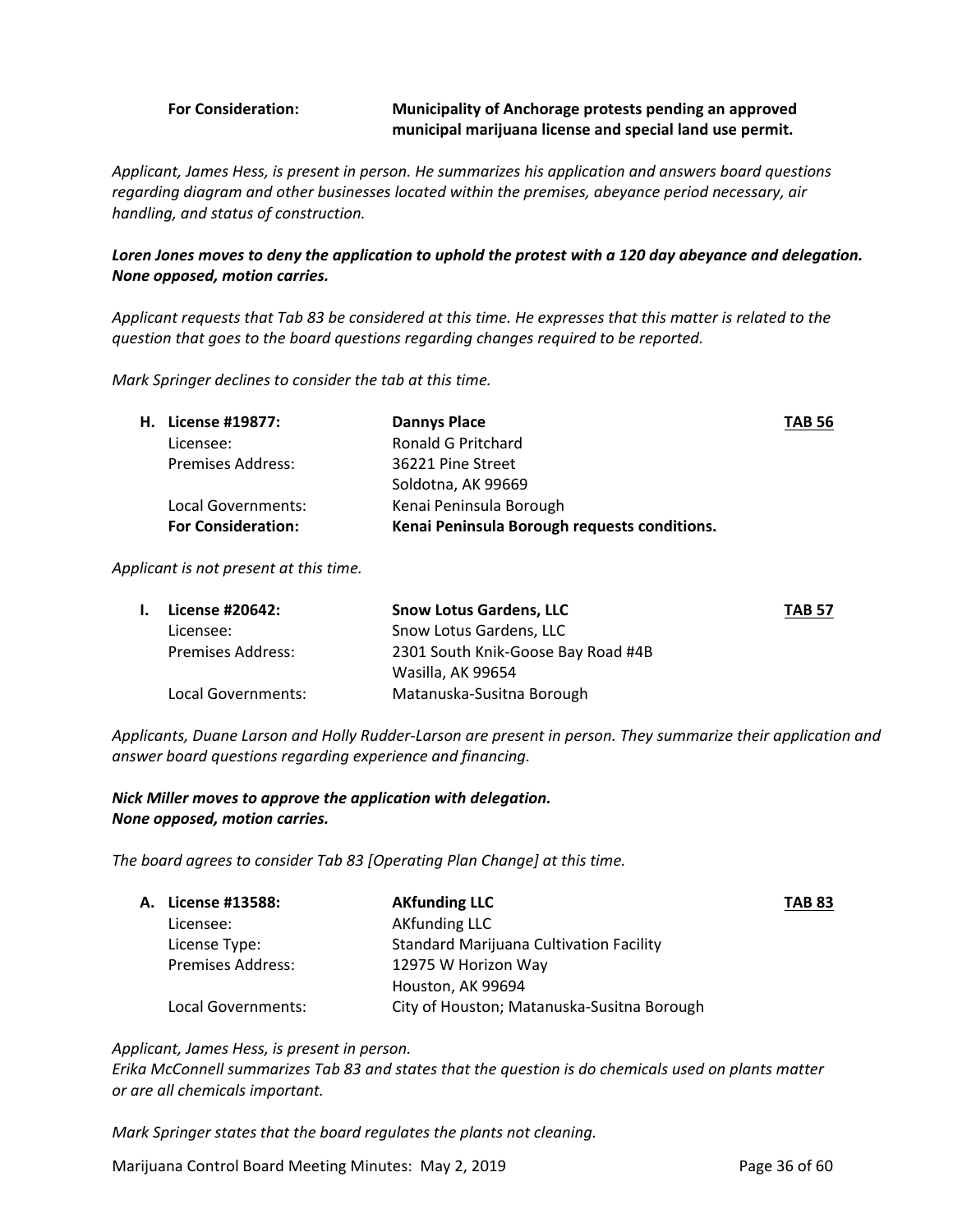| | |
|---|---|
| **For Consideration:** | **Municipality of Anchorage protests pending an approved municipal marijuana license and special land use permit.** |

*Applicant, James Hess, is present in person. He summarizes his application and answers board questions regarding diagram and other businesses located within the premises, abeyance period necessary, air handling, and status of construction.*

***Loren Jones moves to deny the application to uphold the protest with a 120 day abeyance and delegation. None opposed, motion carries.***

*Applicant requests that Tab 83 be considered at this time. He expresses that this matter is related to the question that goes to the board questions regarding changes required to be reported.*

*Mark Springer declines to consider the tab at this time.*

| | | |
|---|---|---|
| **H. License #19877:** | **Dannys Place** | **TAB 56** |
| Licensee: | Ronald G Pritchard | |
| Premises Address: | 36221 Pine Street<br>Soldotna, AK 99669 | |
| Local Governments: | Kenai Peninsula Borough | |
| **For Consideration:** | **Kenai Peninsula Borough requests conditions.** | |

*Applicant is not present at this time.*

| | | |
|---|---|---|
| **I. License #20642:** | **Snow Lotus Gardens, LLC** | **TAB 57** |
| Licensee: | Snow Lotus Gardens, LLC | |
| Premises Address: | 2301 South Knik-Goose Bay Road #4B<br>Wasilla, AK 99654 | |
| Local Governments: | Matanuska-Susitna Borough | |

*Applicants, Duane Larson and Holly Rudder-Larson are present in person. They summarize their application and answer board questions regarding experience and financing.*

***Nick Miller moves to approve the application with delegation.***
***None opposed, motion carries.***

*The board agrees to consider Tab 83 [Operating Plan Change] at this time.*

| | | |
|---|---|---|
| **A. License #13588:** | **AKfunding LLC** | **TAB 83** |
| Licensee: | AKfunding LLC | |
| License Type: | Standard Marijuana Cultivation Facility | |
| Premises Address: | 12975 W Horizon Way<br>Houston, AK 99694 | |
| Local Governments: | City of Houston; Matanuska-Susitna Borough | |

*Applicant, James Hess, is present in person.*
*Erika McConnell summarizes Tab 83 and states that the question is do chemicals used on plants matter or are all chemicals important.*

*Mark Springer states that the board regulates the plants not cleaning.*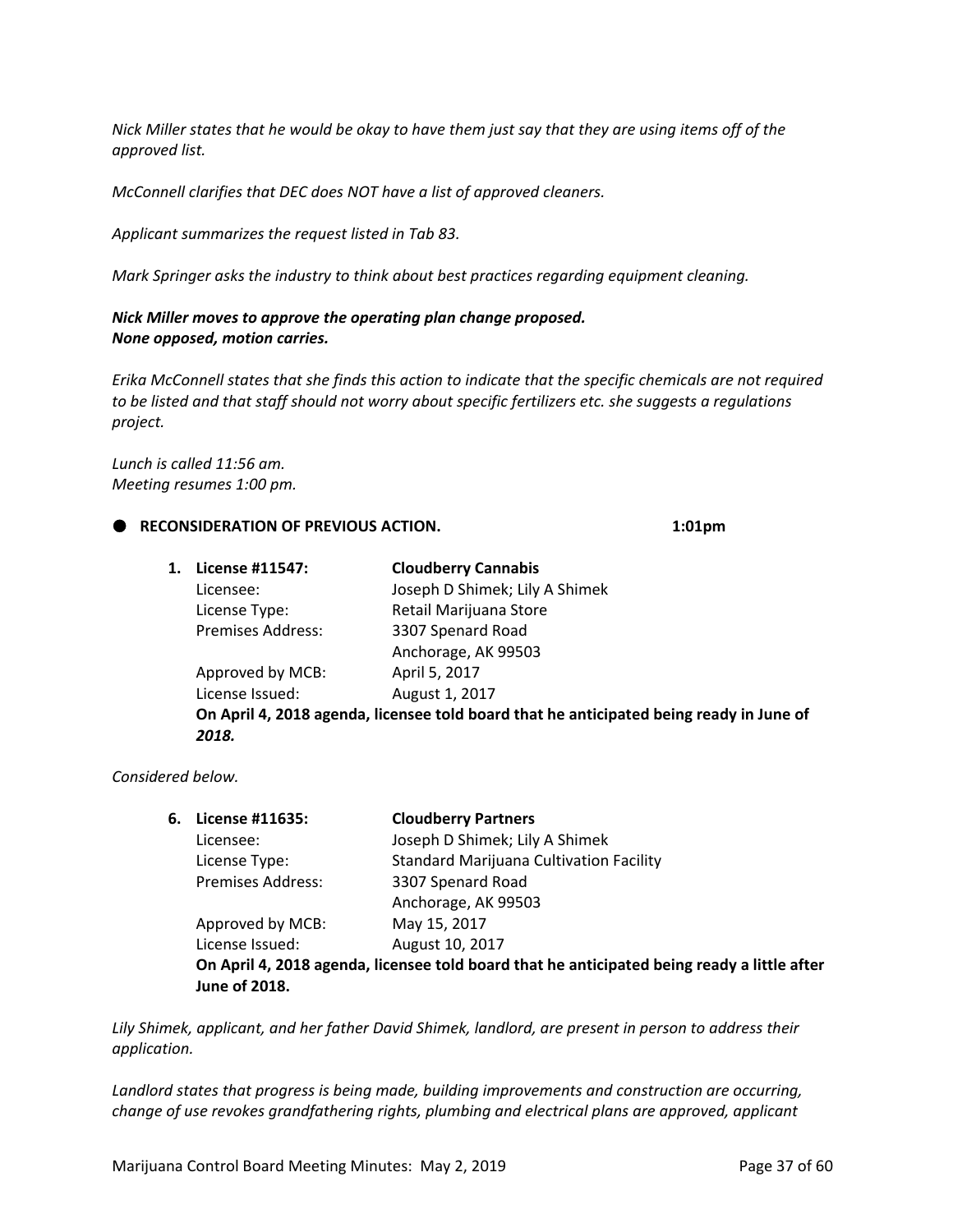*Nick Miller states that he would be okay to have them just say that they are using items off of the approved list.*

*McConnell clarifies that DEC does NOT have a list of approved cleaners.*

*Applicant summarizes the request listed in Tab 83.*

*Mark Springer asks the industry to think about best practices regarding equipment cleaning.*

***Nick Miller moves to approve the operating plan change proposed.***
***None opposed, motion carries.***

*Erika McConnell states that she finds this action to indicate that the specific chemicals are not required to be listed and that staff should not worry about specific fertilizers etc. she suggests a regulations project.*

*Lunch is called 11:56 am.*
*Meeting resumes 1:00 pm.*

- **RECONSIDERATION OF PREVIOUS ACTION.** **1:01pm**

**1. License #11547:** **Cloudberry Cannabis**
Licensee: Joseph D Shimek; Lily A Shimek
License Type: Retail Marijuana Store
Premises Address: 3307 Spenard Road
Anchorage, AK 99503
Approved by MCB: April 5, 2017
License Issued: August 1, 2017
**On April 4, 2018 agenda, licensee told board that he anticipated being ready in June of *2018.***

*Considered below.*

**6. License #11635:** **Cloudberry Partners**
Licensee: Joseph D Shimek; Lily A Shimek
License Type: Standard Marijuana Cultivation Facility
Premises Address: 3307 Spenard Road
Anchorage, AK 99503
Approved by MCB: May 15, 2017
License Issued: August 10, 2017
**On April 4, 2018 agenda, licensee told board that he anticipated being ready a little after June of 2018.**

*Lily Shimek, applicant, and her father David Shimek, landlord, are present in person to address their application.*

*Landlord states that progress is being made, building improvements and construction are occurring, change of use revokes grandfathering rights, plumbing and electrical plans are approved, applicant*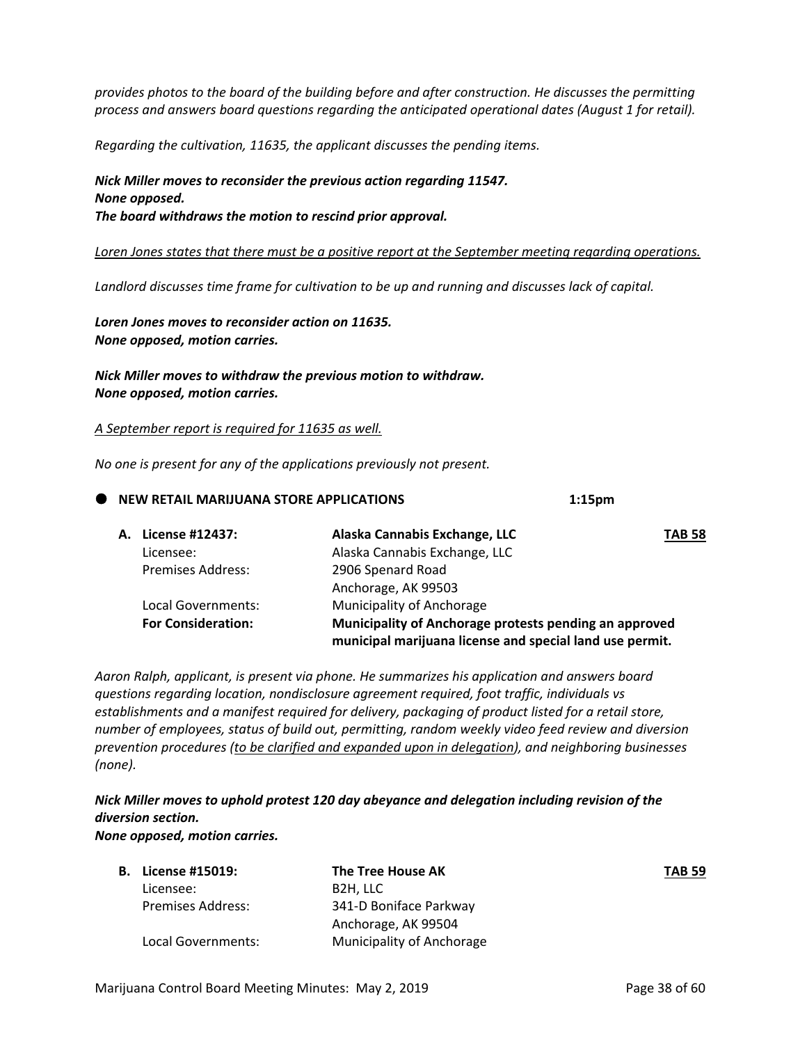*provides photos to the board of the building before and after construction. He discusses the permitting process and answers board questions regarding the anticipated operational dates (August 1 for retail).*

*Regarding the cultivation, 11635, the applicant discusses the pending items.*

***Nick Miller moves to reconsider the previous action regarding 11547.***
***None opposed.***
***The board withdraws the motion to rescind prior approval.***

*<u>Loren Jones states that there must be a positive report at the September meeting regarding operations.</u>*

*Landlord discusses time frame for cultivation to be up and running and discusses lack of capital.*

***Loren Jones moves to reconsider action on 11635.***
***None opposed, motion carries.***

***Nick Miller moves to withdraw the previous motion to withdraw.***
***None opposed, motion carries.***

*<u>A September report is required for 11635 as well.</u>*

*No one is present for any of the applications previously not present.*

- **NEW RETAIL MARIJUANA STORE APPLICATIONS** **1:15pm**

| | | |
|---|---|---|
| **A. License #12437:** | **Alaska Cannabis Exchange, LLC** | **<u>TAB 58</u>** |
| Licensee: | Alaska Cannabis Exchange, LLC | |
| Premises Address: | 2906 Spenard Road<br>Anchorage, AK 99503 | |
| Local Governments: | Municipality of Anchorage | |
| **For Consideration:** | **Municipality of Anchorage protests pending an approved municipal marijuana license and special land use permit.** | |

*Aaron Ralph, applicant, is present via phone. He summarizes his application and answers board questions regarding location, nondisclosure agreement required, foot traffic, individuals vs establishments and a manifest required for delivery, packaging of product listed for a retail store, number of employees, status of build out, permitting, random weekly video feed review and diversion prevention procedures (<u>to be clarified and expanded upon in delegation</u>), and neighboring businesses (none).*

***Nick Miller moves to uphold protest 120 day abeyance and delegation including revision of the diversion section.***
***None opposed, motion carries.***

| | | |
|---|---|---|
| **B. License #15019:** | **The Tree House AK** | **<u>TAB 59</u>** |
| Licensee: | B2H, LLC | |
| Premises Address: | 341-D Boniface Parkway<br>Anchorage, AK 99504 | |
| Local Governments: | Municipality of Anchorage | |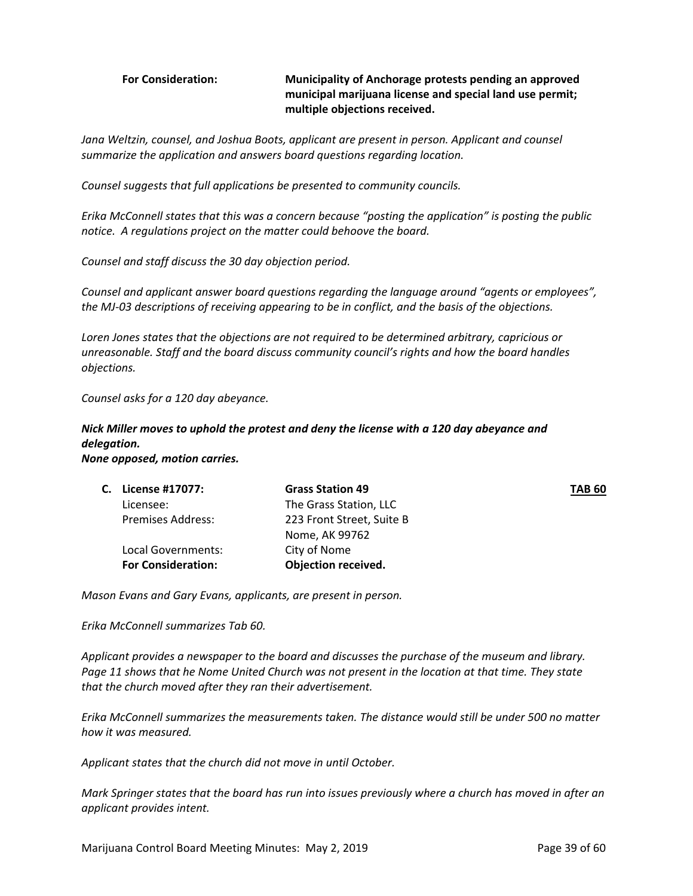| **For Consideration:** | **Municipality of Anchorage protests pending an approved municipal marijuana license and special land use permit; multiple objections received.** |
|---|---|

*Jana Weltzin, counsel, and Joshua Boots, applicant are present in person. Applicant and counsel summarize the application and answers board questions regarding location.*

*Counsel suggests that full applications be presented to community councils.*

*Erika McConnell states that this was a concern because "posting the application" is posting the public notice. A regulations project on the matter could behoove the board.*

*Counsel and staff discuss the 30 day objection period.*

*Counsel and applicant answer board questions regarding the language around "agents or employees", the MJ-03 descriptions of receiving appearing to be in conflict, and the basis of the objections.*

*Loren Jones states that the objections are not required to be determined arbitrary, capricious or unreasonable. Staff and the board discuss community council's rights and how the board handles objections.*

*Counsel asks for a 120 day abeyance.*

***Nick Miller moves to uphold the protest and deny the license with a 120 day abeyance and delegation.***
***None opposed, motion carries.***

| **C. License #17077:** | **Grass Station 49** | **TAB 60** |
|---|---|---|
| Licensee: | The Grass Station, LLC | |
| Premises Address: | 223 Front Street, Suite B<br>Nome, AK 99762 | |
| Local Governments: | City of Nome | |
| **For Consideration:** | **Objection received.** | |

*Mason Evans and Gary Evans, applicants, are present in person.*

*Erika McConnell summarizes Tab 60.*

*Applicant provides a newspaper to the board and discusses the purchase of the museum and library. Page 11 shows that he Nome United Church was not present in the location at that time. They state that the church moved after they ran their advertisement.*

*Erika McConnell summarizes the measurements taken. The distance would still be under 500 no matter how it was measured.*

*Applicant states that the church did not move in until October.*

*Mark Springer states that the board has run into issues previously where a church has moved in after an applicant provides intent.*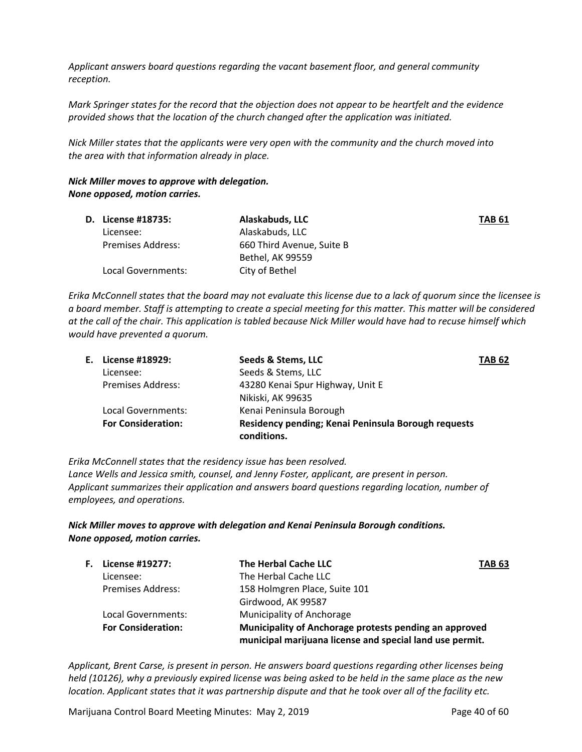*Applicant answers board questions regarding the vacant basement floor, and general community reception.*

*Mark Springer states for the record that the objection does not appear to be heartfelt and the evidence provided shows that the location of the church changed after the application was initiated.*

*Nick Miller states that the applicants were very open with the community and the church moved into the area with that information already in place.*

***Nick Miller moves to approve with delegation.***
***None opposed, motion carries.***

| D. **License #18735:** | **Alaskabuds, LLC** | **TAB 61** |
|---|---|---|
| Licensee: | Alaskabuds, LLC | |
| Premises Address: | 660 Third Avenue, Suite B<br>Bethel, AK 99559 | |
| Local Governments: | City of Bethel | |

*Erika McConnell states that the board may not evaluate this license due to a lack of quorum since the licensee is a board member. Staff is attempting to create a special meeting for this matter. This matter will be considered at the call of the chair. This application is tabled because Nick Miller would have had to recuse himself which would have prevented a quorum.*

| E. **License #18929:** | **Seeds & Stems, LLC** | **TAB 62** |
|---|---|---|
| Licensee: | Seeds & Stems, LLC | |
| Premises Address: | 43280 Kenai Spur Highway, Unit E<br>Nikiski, AK 99635 | |
| Local Governments: | Kenai Peninsula Borough | |
| **For Consideration:** | **Residency pending; Kenai Peninsula Borough requests conditions.** | |

*Erika McConnell states that the residency issue has been resolved.*
*Lance Wells and Jessica smith, counsel, and Jenny Foster, applicant, are present in person.*
*Applicant summarizes their application and answers board questions regarding location, number of employees, and operations.*

***Nick Miller moves to approve with delegation and Kenai Peninsula Borough conditions.***
***None opposed, motion carries.***

| F. **License #19277:** | **The Herbal Cache LLC** | **TAB 63** |
|---|---|---|
| Licensee: | The Herbal Cache LLC | |
| Premises Address: | 158 Holmgren Place, Suite 101<br>Girdwood, AK 99587 | |
| Local Governments: | Municipality of Anchorage | |
| **For Consideration:** | **Municipality of Anchorage protests pending an approved municipal marijuana license and special land use permit.** | |

*Applicant, Brent Carse, is present in person. He answers board questions regarding other licenses being held (10126), why a previously expired license was being asked to be held in the same place as the new location. Applicant states that it was partnership dispute and that he took over all of the facility etc.*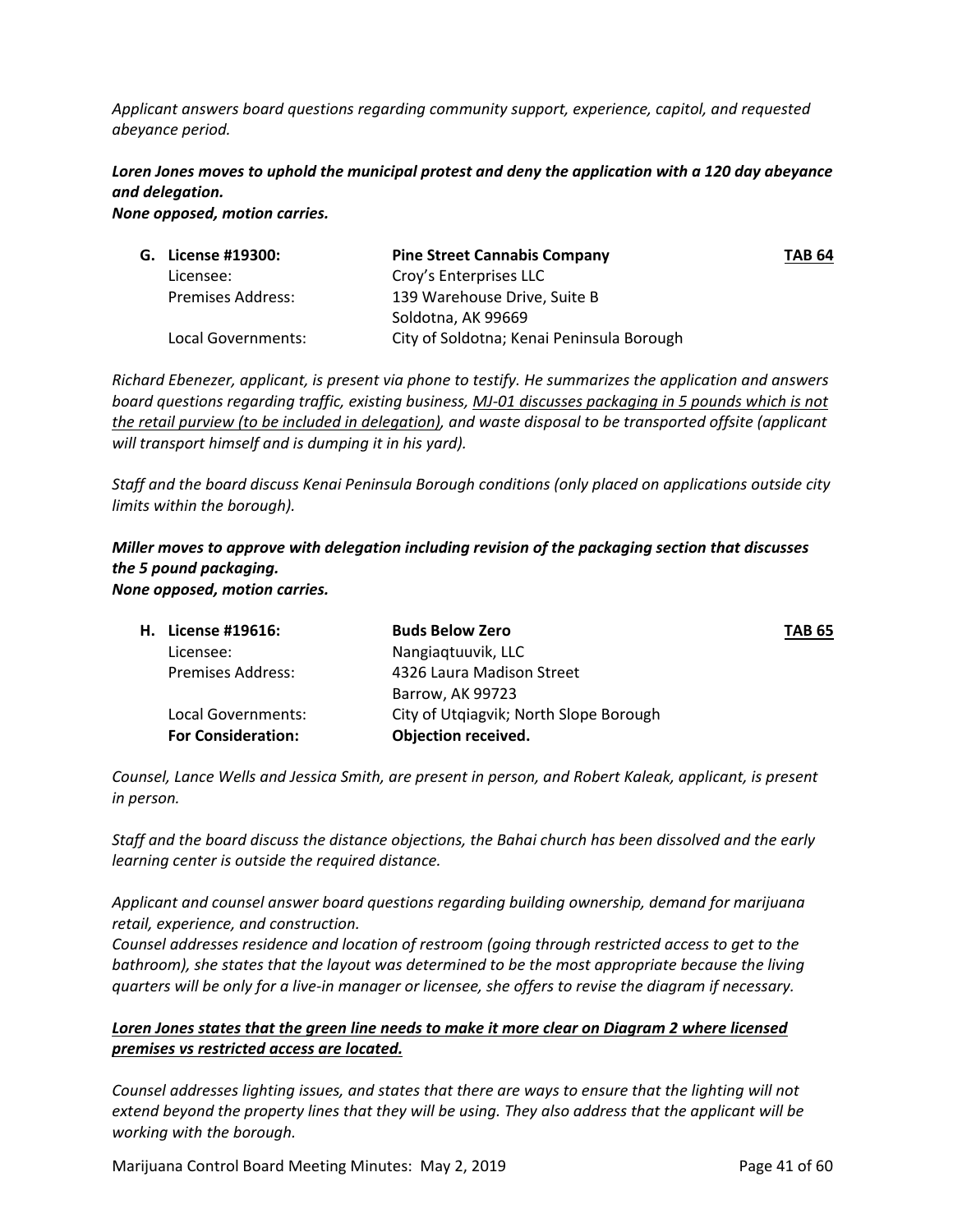*Applicant answers board questions regarding community support, experience, capitol, and requested abeyance period.*

***Loren Jones moves to uphold the municipal protest and deny the application with a 120 day abeyance and delegation.***
***None opposed, motion carries.***

| | | |
|---|---|---|
| **G. License #19300:** | **Pine Street Cannabis Company** | **TAB 64** |
| Licensee: | Croy's Enterprises LLC | |
| Premises Address: | 139 Warehouse Drive, Suite B<br>Soldotna, AK 99669 | |
| Local Governments: | City of Soldotna; Kenai Peninsula Borough | |

*Richard Ebenezer, applicant, is present via phone to testify. He summarizes the application and answers board questions regarding traffic, existing business, <u>MJ-01 discusses packaging in 5 pounds which is not the retail purview (to be included in delegation)</u>, and waste disposal to be transported offsite (applicant will transport himself and is dumping it in his yard).*

*Staff and the board discuss Kenai Peninsula Borough conditions (only placed on applications outside city limits within the borough).*

***Miller moves to approve with delegation including revision of the packaging section that discusses the 5 pound packaging.***
***None opposed, motion carries.***

| | | |
|---|---|---|
| **H. License #19616:** | **Buds Below Zero** | **TAB 65** |
| Licensee: | Nangiaqtuuvik, LLC | |
| Premises Address: | 4326 Laura Madison Street<br>Barrow, AK 99723 | |
| Local Governments: | City of Utqiagvik; North Slope Borough | |
| **For Consideration:** | **Objection received.** | |

*Counsel, Lance Wells and Jessica Smith, are present in person, and Robert Kaleak, applicant, is present in person.*

*Staff and the board discuss the distance objections, the Bahai church has been dissolved and the early learning center is outside the required distance.*

*Applicant and counsel answer board questions regarding building ownership, demand for marijuana retail, experience, and construction.*
*Counsel addresses residence and location of restroom (going through restricted access to get to the bathroom), she states that the layout was determined to be the most appropriate because the living quarters will be only for a live-in manager or licensee, she offers to revise the diagram if necessary.*

***<u>Loren Jones states that the green line needs to make it more clear on Diagram 2 where licensed premises vs restricted access are located.</u>***

*Counsel addresses lighting issues, and states that there are ways to ensure that the lighting will not extend beyond the property lines that they will be using. They also address that the applicant will be working with the borough.*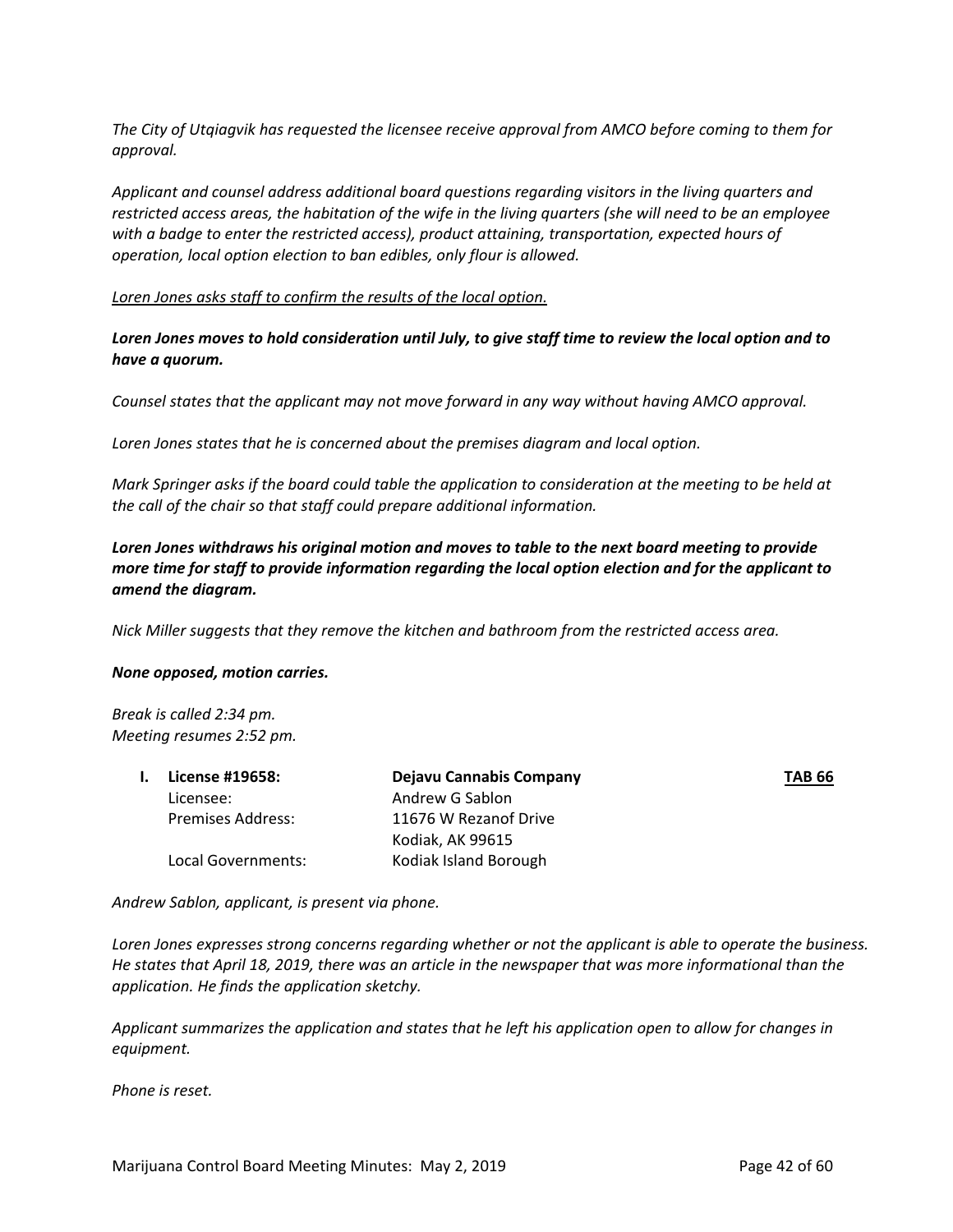*The City of Utqiagvik has requested the licensee receive approval from AMCO before coming to them for approval.*

*Applicant and counsel address additional board questions regarding visitors in the living quarters and restricted access areas, the habitation of the wife in the living quarters (she will need to be an employee with a badge to enter the restricted access), product attaining, transportation, expected hours of operation, local option election to ban edibles, only flour is allowed.*

*<u>Loren Jones asks staff to confirm the results of the local option.</u>*

***Loren Jones moves to hold consideration until July, to give staff time to review the local option and to have a quorum.***

*Counsel states that the applicant may not move forward in any way without having AMCO approval.*

*Loren Jones states that he is concerned about the premises diagram and local option.*

*Mark Springer asks if the board could table the application to consideration at the meeting to be held at the call of the chair so that staff could prepare additional information.*

***Loren Jones withdraws his original motion and moves to table to the next board meeting to provide more time for staff to provide information regarding the local option election and for the applicant to amend the diagram.***

*Nick Miller suggests that they remove the kitchen and bathroom from the restricted access area.*

***None opposed, motion carries.***

*Break is called 2:34 pm.*
*Meeting resumes 2:52 pm.*

| **I. License #19658:** | **Dejavu Cannabis Company** | **<u>TAB 66</u>** |
|---|---|---|
| Licensee: | Andrew G Sablon | |
| Premises Address: | 11676 W Rezanof Drive<br>Kodiak, AK 99615 | |
| Local Governments: | Kodiak Island Borough | |

*Andrew Sablon, applicant, is present via phone.*

*Loren Jones expresses strong concerns regarding whether or not the applicant is able to operate the business. He states that April 18, 2019, there was an article in the newspaper that was more informational than the application. He finds the application sketchy.*

*Applicant summarizes the application and states that he left his application open to allow for changes in equipment.*

*Phone is reset.*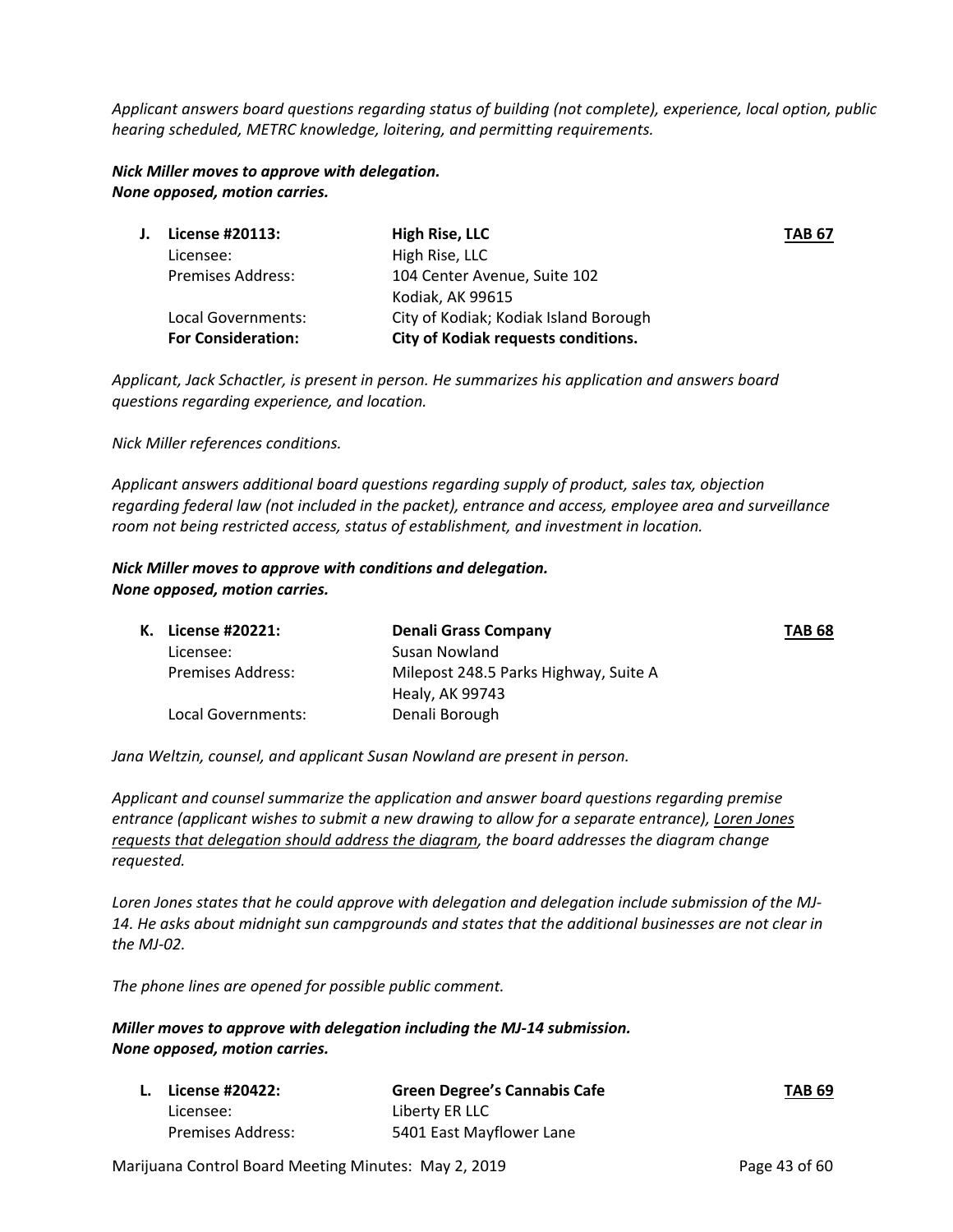*Applicant answers board questions regarding status of building (not complete), experience, local option, public hearing scheduled, METRC knowledge, loitering, and permitting requirements.*

***Nick Miller moves to approve with delegation.***
***None opposed, motion carries.***

| | | |
|---|---|---|
| **J. License #20113:** | **High Rise, LLC** | **TAB 67** |
| Licensee: | High Rise, LLC | |
| Premises Address: | 104 Center Avenue, Suite 102<br>Kodiak, AK 99615 | |
| Local Governments: | City of Kodiak; Kodiak Island Borough | |
| **For Consideration:** | **City of Kodiak requests conditions.** | |

*Applicant, Jack Schactler, is present in person. He summarizes his application and answers board questions regarding experience, and location.*

*Nick Miller references conditions.*

*Applicant answers additional board questions regarding supply of product, sales tax, objection regarding federal law (not included in the packet), entrance and access, employee area and surveillance room not being restricted access, status of establishment, and investment in location.*

***Nick Miller moves to approve with conditions and delegation.***
***None opposed, motion carries.***

| | | |
|---|---|---|
| **K. License #20221:** | **Denali Grass Company** | **TAB 68** |
| Licensee: | Susan Nowland | |
| Premises Address: | Milepost 248.5 Parks Highway, Suite A<br>Healy, AK 99743 | |
| Local Governments: | Denali Borough | |

*Jana Weltzin, counsel, and applicant Susan Nowland are present in person.*

*Applicant and counsel summarize the application and answer board questions regarding premise entrance (applicant wishes to submit a new drawing to allow for a separate entrance), <u>Loren Jones requests that delegation should address the diagram</u>, the board addresses the diagram change requested.*

*Loren Jones states that he could approve with delegation and delegation include submission of the MJ-14. He asks about midnight sun campgrounds and states that the additional businesses are not clear in the MJ-02.*

*The phone lines are opened for possible public comment.*

***Miller moves to approve with delegation including the MJ-14 submission.***
***None opposed, motion carries.***

| | | |
|---|---|---|
| **L. License #20422:** | **Green Degree's Cannabis Cafe** | **TAB 69** |
| Licensee: | Liberty ER LLC | |
| Premises Address: | 5401 East Mayflower Lane | |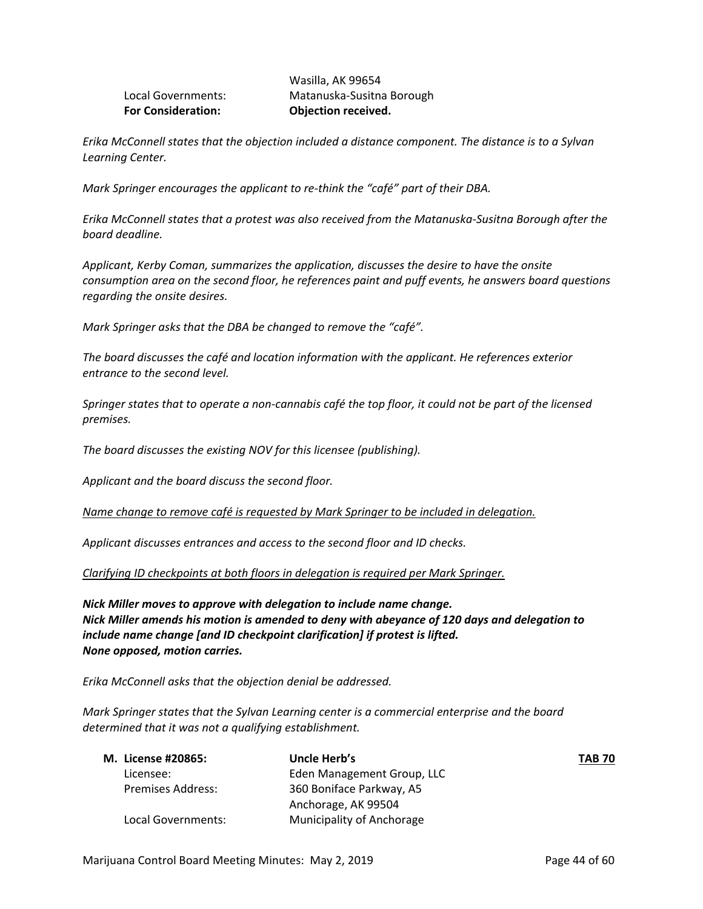| | |
|---|---|
| | Wasilla, AK 99654 |
| Local Governments: | Matanuska-Susitna Borough |
| **For Consideration:** | **Objection received.** |

*Erika McConnell states that the objection included a distance component. The distance is to a Sylvan Learning Center.*

*Mark Springer encourages the applicant to re-think the "café" part of their DBA.*

*Erika McConnell states that a protest was also received from the Matanuska-Susitna Borough after the board deadline.*

*Applicant, Kerby Coman, summarizes the application, discusses the desire to have the onsite consumption area on the second floor, he references paint and puff events, he answers board questions regarding the onsite desires.*

*Mark Springer asks that the DBA be changed to remove the "café".*

*The board discusses the café and location information with the applicant. He references exterior entrance to the second level.*

*Springer states that to operate a non-cannabis café the top floor, it could not be part of the licensed premises.*

*The board discusses the existing NOV for this licensee (publishing).*

*Applicant and the board discuss the second floor.*

<u>*Name change to remove café is requested by Mark Springer to be included in delegation.*</u>

*Applicant discusses entrances and access to the second floor and ID checks.*

<u>*Clarifying ID checkpoints at both floors in delegation is required per Mark Springer.*</u>

***Nick Miller moves to approve with delegation to include name change.***
***Nick Miller amends his motion is amended to deny with abeyance of 120 days and delegation to include name change [and ID checkpoint clarification] if protest is lifted.***
***None opposed, motion carries.***

*Erika McConnell asks that the objection denial be addressed.*

*Mark Springer states that the Sylvan Learning center is a commercial enterprise and the board determined that it was not a qualifying establishment.*

| | | |
|---|---|---|
| **M. License #20865:** | **Uncle Herb's** | **<u>TAB 70</u>** |
| Licensee: | Eden Management Group, LLC | |
| Premises Address: | 360 Boniface Parkway, A5 | |
| | Anchorage, AK 99504 | |
| Local Governments: | Municipality of Anchorage | |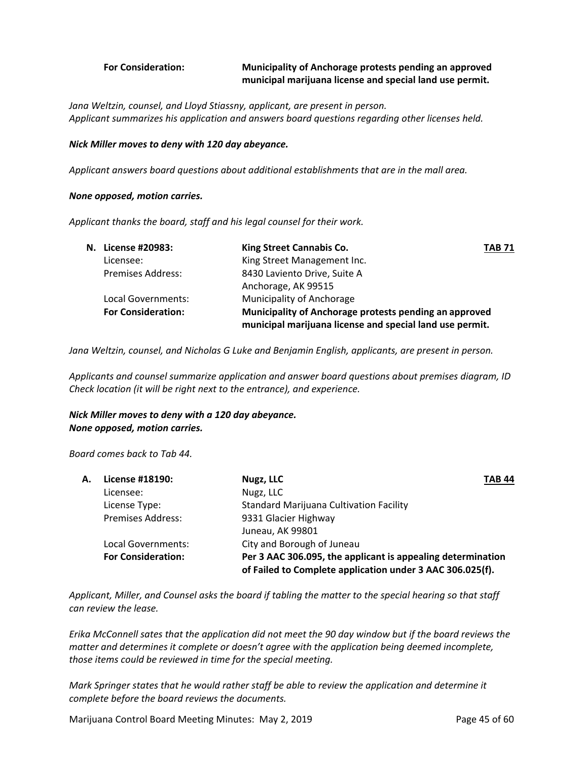| | |
|---|---|
| **For Consideration:** | **Municipality of Anchorage protests pending an approved municipal marijuana license and special land use permit.** |

*Jana Weltzin, counsel, and Lloyd Stiassny, applicant, are present in person.*
*Applicant summarizes his application and answers board questions regarding other licenses held.*

***Nick Miller moves to deny with 120 day abeyance.***

*Applicant answers board questions about additional establishments that are in the mall area.*

***None opposed, motion carries.***

*Applicant thanks the board, staff and his legal counsel for their work.*

| | | | |
|---|---|---|---|
| **N.** | **License #20983:** | **King Street Cannabis Co.** | **TAB 71** |
| | Licensee: | King Street Management Inc. | |
| | Premises Address: | 8430 Laviento Drive, Suite A<br>Anchorage, AK 99515 | |
| | Local Governments: | Municipality of Anchorage | |
| | **For Consideration:** | **Municipality of Anchorage protests pending an approved municipal marijuana license and special land use permit.** | |

*Jana Weltzin, counsel, and Nicholas G Luke and Benjamin English, applicants, are present in person.*

*Applicants and counsel summarize application and answer board questions about premises diagram, ID Check location (it will be right next to the entrance), and experience.*

***Nick Miller moves to deny with a 120 day abeyance.***
***None opposed, motion carries.***

*Board comes back to Tab 44.*

| | | | |
|---|---|---|---|
| **A.** | **License #18190:** | **Nugz, LLC** | **TAB 44** |
| | Licensee: | Nugz, LLC | |
| | License Type: | Standard Marijuana Cultivation Facility | |
| | Premises Address: | 9331 Glacier Highway<br>Juneau, AK 99801 | |
| | Local Governments: | City and Borough of Juneau | |
| | **For Consideration:** | **Per 3 AAC 306.095, the applicant is appealing determination of Failed to Complete application under 3 AAC 306.025(f).** | |

*Applicant, Miller, and Counsel asks the board if tabling the matter to the special hearing so that staff can review the lease.*

*Erika McConnell sates that the application did not meet the 90 day window but if the board reviews the matter and determines it complete or doesn't agree with the application being deemed incomplete, those items could be reviewed in time for the special meeting.*

*Mark Springer states that he would rather staff be able to review the application and determine it complete before the board reviews the documents.*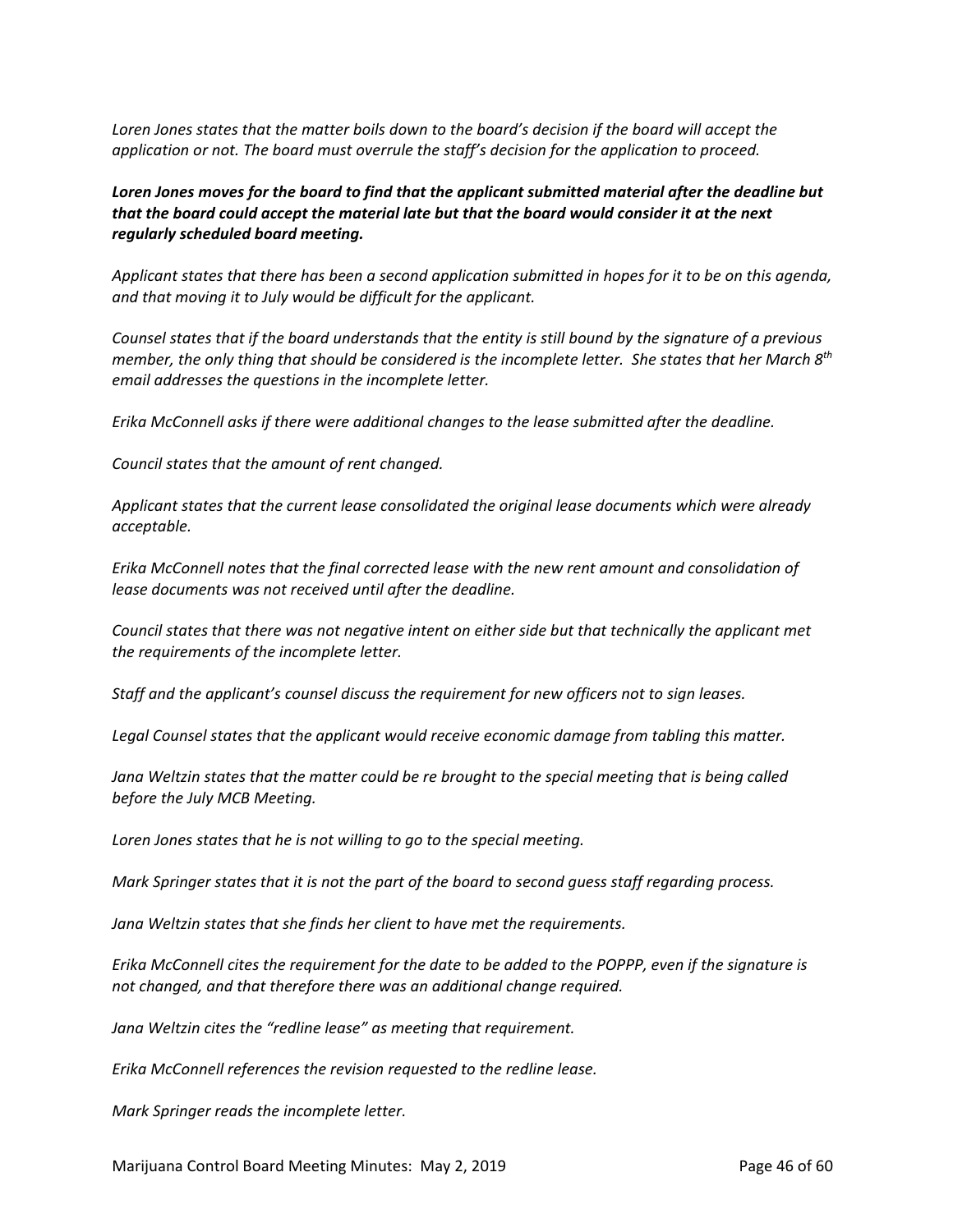*Loren Jones states that the matter boils down to the board's decision if the board will accept the application or not. The board must overrule the staff's decision for the application to proceed.*

***Loren Jones moves for the board to find that the applicant submitted material after the deadline but that the board could accept the material late but that the board would consider it at the next regularly scheduled board meeting.***

*Applicant states that there has been a second application submitted in hopes for it to be on this agenda, and that moving it to July would be difficult for the applicant.*

*Counsel states that if the board understands that the entity is still bound by the signature of a previous member, the only thing that should be considered is the incomplete letter. She states that her March 8th email addresses the questions in the incomplete letter.*

*Erika McConnell asks if there were additional changes to the lease submitted after the deadline.*

*Council states that the amount of rent changed.*

*Applicant states that the current lease consolidated the original lease documents which were already acceptable.*

*Erika McConnell notes that the final corrected lease with the new rent amount and consolidation of lease documents was not received until after the deadline.*

*Council states that there was not negative intent on either side but that technically the applicant met the requirements of the incomplete letter.*

*Staff and the applicant's counsel discuss the requirement for new officers not to sign leases.*

*Legal Counsel states that the applicant would receive economic damage from tabling this matter.*

*Jana Weltzin states that the matter could be re brought to the special meeting that is being called before the July MCB Meeting.*

*Loren Jones states that he is not willing to go to the special meeting.*

*Mark Springer states that it is not the part of the board to second guess staff regarding process.*

*Jana Weltzin states that she finds her client to have met the requirements.*

*Erika McConnell cites the requirement for the date to be added to the POPPP, even if the signature is not changed, and that therefore there was an additional change required.*

*Jana Weltzin cites the "redline lease" as meeting that requirement.*

*Erika McConnell references the revision requested to the redline lease.*

*Mark Springer reads the incomplete letter.*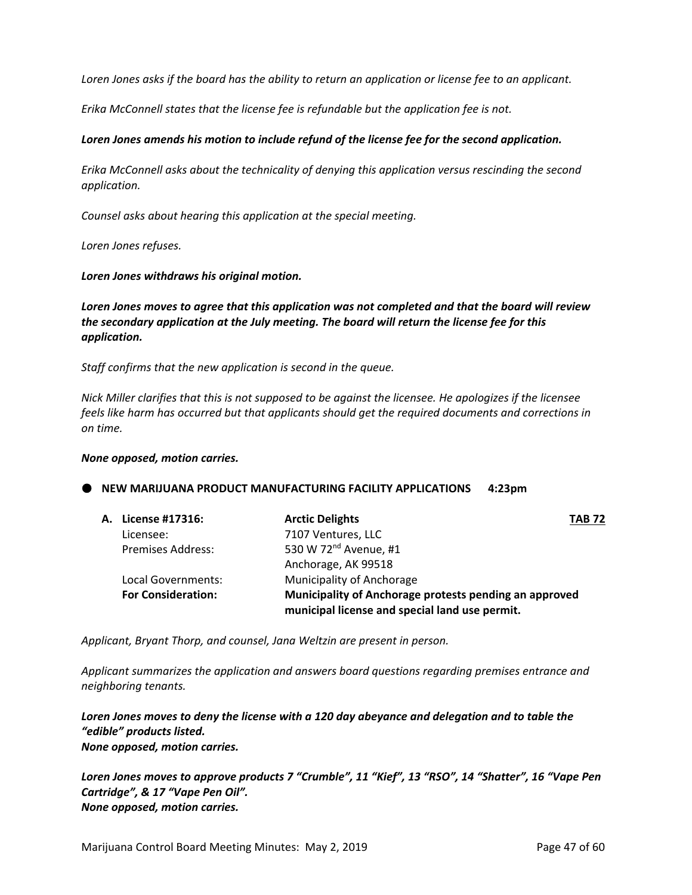*Loren Jones asks if the board has the ability to return an application or license fee to an applicant.*

*Erika McConnell states that the license fee is refundable but the application fee is not.*

***Loren Jones amends his motion to include refund of the license fee for the second application.***

*Erika McConnell asks about the technicality of denying this application versus rescinding the second application.*

*Counsel asks about hearing this application at the special meeting.*

*Loren Jones refuses.*

***Loren Jones withdraws his original motion.***

***Loren Jones moves to agree that this application was not completed and that the board will review the secondary application at the July meeting. The board will return the license fee for this application.***

*Staff confirms that the new application is second in the queue.*

*Nick Miller clarifies that this is not supposed to be against the licensee. He apologizes if the licensee feels like harm has occurred but that applicants should get the required documents and corrections in on time.*

***None opposed, motion carries.***

- **NEW MARIJUANA PRODUCT MANUFACTURING FACILITY APPLICATIONS 4:23pm**

**A. License #17316:** **Arctic Delights** **TAB 72**

| | |
|---|---|
| Licensee: | 7107 Ventures, LLC |
| Premises Address: | 530 W 72nd Avenue, #1<br>Anchorage, AK 99518 |
| Local Governments: | Municipality of Anchorage |
| **For Consideration:** | **Municipality of Anchorage protests pending an approved municipal license and special land use permit.** |

*Applicant, Bryant Thorp, and counsel, Jana Weltzin are present in person.*

*Applicant summarizes the application and answers board questions regarding premises entrance and neighboring tenants.*

***Loren Jones moves to deny the license with a 120 day abeyance and delegation and to table the "edible" products listed.***
***None opposed, motion carries.***

***Loren Jones moves to approve products 7 "Crumble", 11 "Kief", 13 "RSO", 14 "Shatter", 16 "Vape Pen Cartridge", & 17 "Vape Pen Oil".***
***None opposed, motion carries.***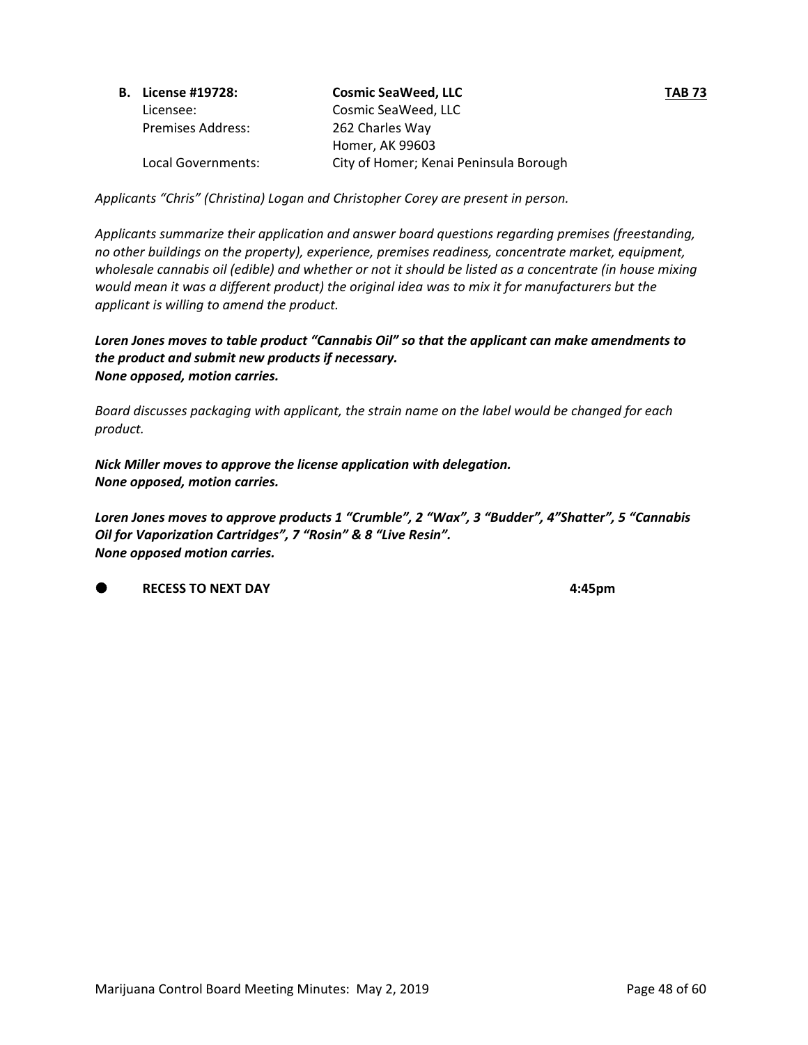**B. License #19728:** **Cosmic SeaWeed, LLC** **TAB 73**

Licensee: Cosmic SeaWeed, LLC

Premises Address: 262 Charles Way
Homer, AK 99603

Local Governments: City of Homer; Kenai Peninsula Borough

*Applicants "Chris" (Christina) Logan and Christopher Corey are present in person.*

*Applicants summarize their application and answer board questions regarding premises (freestanding, no other buildings on the property), experience, premises readiness, concentrate market, equipment, wholesale cannabis oil (edible) and whether or not it should be listed as a concentrate (in house mixing would mean it was a different product) the original idea was to mix it for manufacturers but the applicant is willing to amend the product.*

***Loren Jones moves to table product "Cannabis Oil" so that the applicant can make amendments to the product and submit new products if necessary.***
***None opposed, motion carries.***

*Board discusses packaging with applicant, the strain name on the label would be changed for each product.*

***Nick Miller moves to approve the license application with delegation.***
***None opposed, motion carries.***

***Loren Jones moves to approve products 1 "Crumble", 2 "Wax", 3 "Budder", 4"Shatter", 5 "Cannabis Oil for Vaporization Cartridges", 7 "Rosin" & 8 "Live Resin".***
***None opposed motion carries.***

- **RECESS TO NEXT DAY** **4:45pm**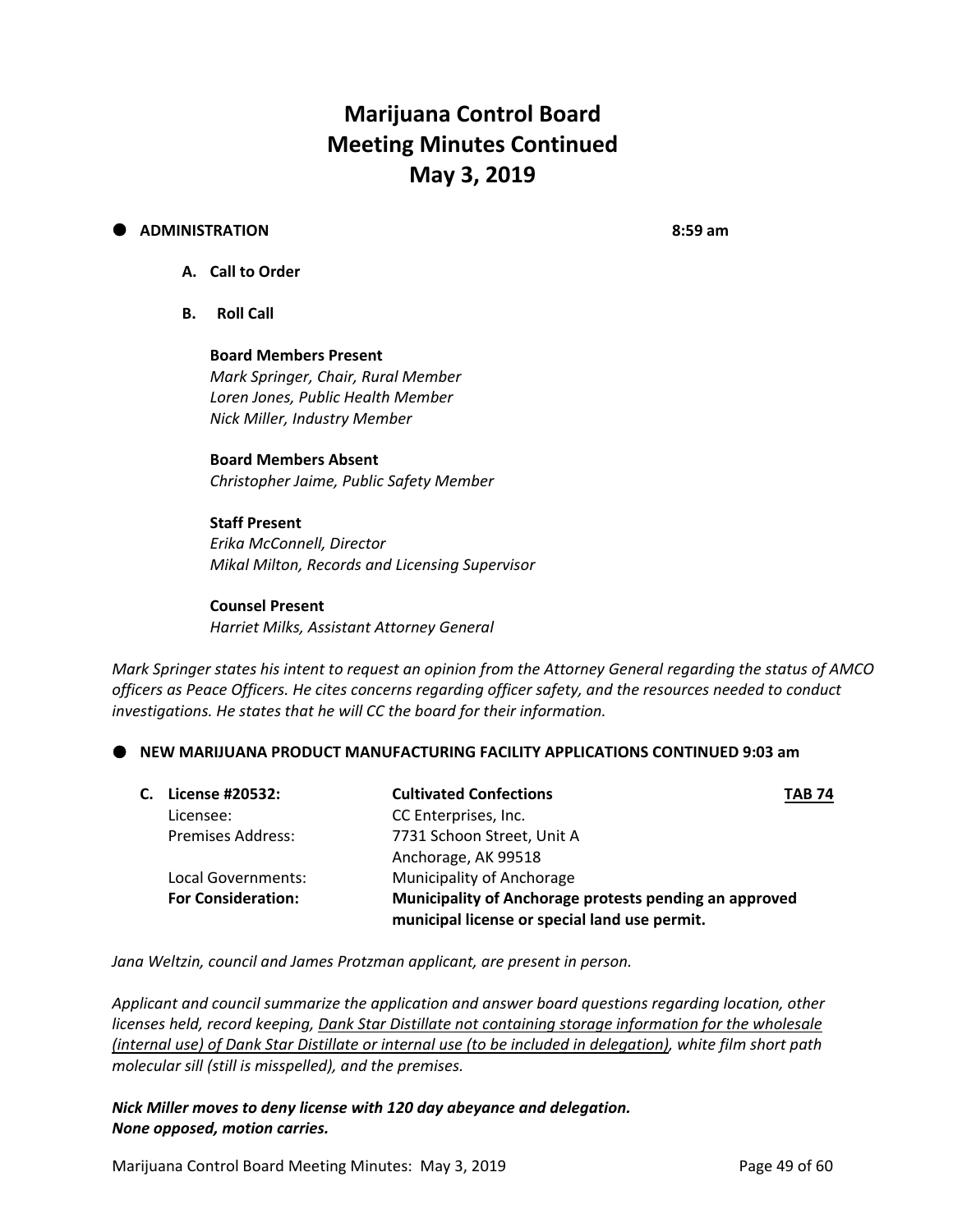# Marijuana Control Board Meeting Minutes Continued May 3, 2019

## ADMINISTRATION 8:59 am

**A. Call to Order**

**B. Roll Call**

**Board Members Present**
*Mark Springer, Chair, Rural Member*
*Loren Jones, Public Health Member*
*Nick Miller, Industry Member*

**Board Members Absent**
*Christopher Jaime, Public Safety Member*

**Staff Present**
*Erika McConnell, Director*
*Mikal Milton, Records and Licensing Supervisor*

**Counsel Present**
*Harriet Milks, Assistant Attorney General*

*Mark Springer states his intent to request an opinion from the Attorney General regarding the status of AMCO officers as Peace Officers. He cites concerns regarding officer safety, and the resources needed to conduct investigations. He states that he will CC the board for their information.*

## NEW MARIJUANA PRODUCT MANUFACTURING FACILITY APPLICATIONS CONTINUED 9:03 am

| **C. License #20532:** | **Cultivated Confections** | **TAB 74** |
|---|---|---|
| Licensee: | CC Enterprises, Inc. | |
| Premises Address: | 7731 Schoon Street, Unit A<br>Anchorage, AK 99518 | |
| Local Governments: | Municipality of Anchorage | |
| **For Consideration:** | **Municipality of Anchorage protests pending an approved municipal license or special land use permit.** | |

*Jana Weltzin, council and James Protzman applicant, are present in person.*

*Applicant and council summarize the application and answer board questions regarding location, other licenses held, record keeping, Dank Star Distillate not containing storage information for the wholesale (internal use) of Dank Star Distillate or internal use (to be included in delegation), white film short path molecular sill (still is misspelled), and the premises.*

***Nick Miller moves to deny license with 120 day abeyance and delegation.***
***None opposed, motion carries.***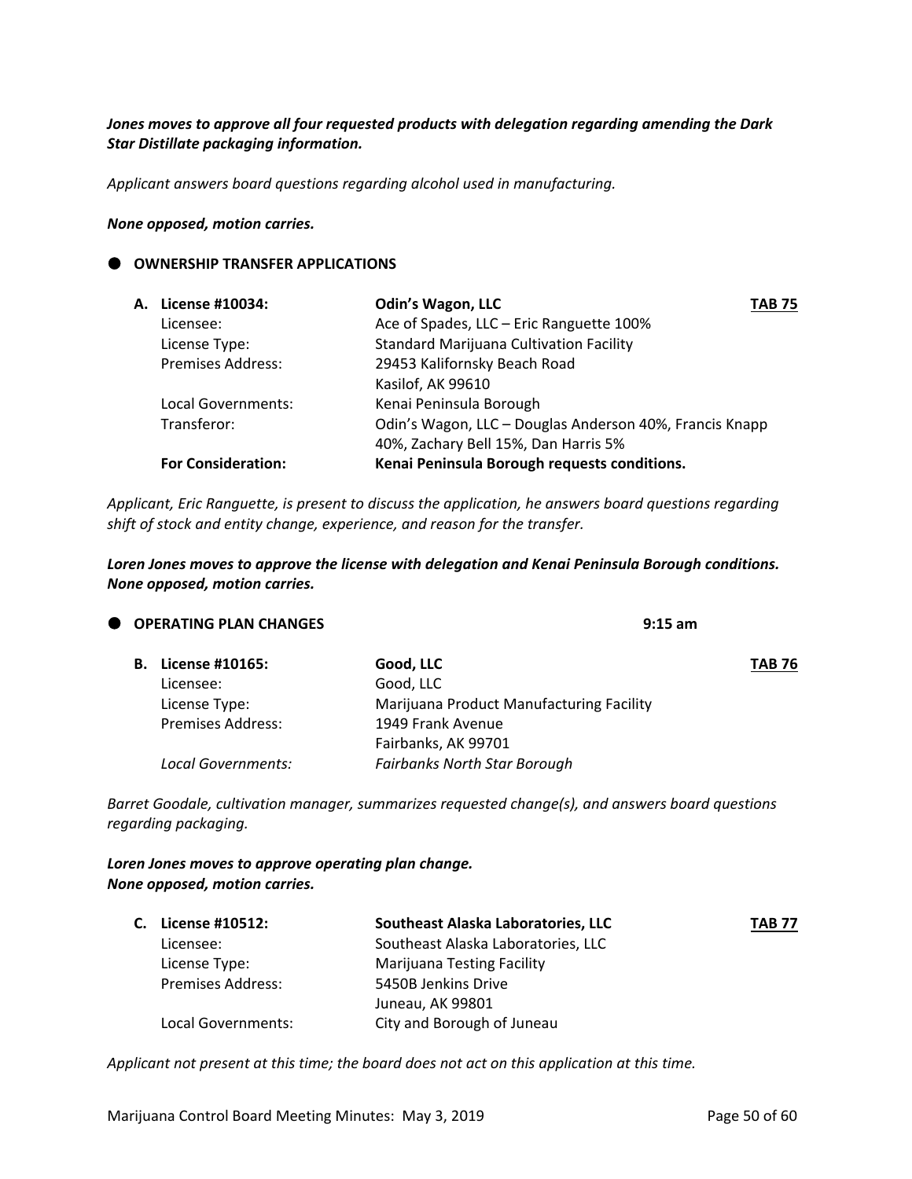***Jones moves to approve all four requested products with delegation regarding amending the Dark Star Distillate packaging information.***

*Applicant answers board questions regarding alcohol used in manufacturing.*

***None opposed, motion carries.***

● **OWNERSHIP TRANSFER APPLICATIONS**

| | | |
|---|---|---|
| **A. License #10034:** | **Odin's Wagon, LLC** | **TAB 75** |
| Licensee: | Ace of Spades, LLC – Eric Ranguette 100% | |
| License Type: | Standard Marijuana Cultivation Facility | |
| Premises Address: | 29453 Kalifornsky Beach Road<br>Kasilof, AK 99610 | |
| Local Governments: | Kenai Peninsula Borough | |
| Transferor: | Odin's Wagon, LLC – Douglas Anderson 40%, Francis Knapp 40%, Zachary Bell 15%, Dan Harris 5% | |
| **For Consideration:** | **Kenai Peninsula Borough requests conditions.** | |

*Applicant, Eric Ranguette, is present to discuss the application, he answers board questions regarding shift of stock and entity change, experience, and reason for the transfer.*

***Loren Jones moves to approve the license with delegation and Kenai Peninsula Borough conditions. None opposed, motion carries.***

● **OPERATING PLAN CHANGES** **9:15 am**

| | | |
|---|---|---|
| **B. License #10165:** | **Good, LLC** | **TAB 76** |
| Licensee: | Good, LLC | |
| License Type: | Marijuana Product Manufacturing Facility | |
| Premises Address: | 1949 Frank Avenue<br>Fairbanks, AK 99701 | |
| *Local Governments:* | *Fairbanks North Star Borough* | |

*Barret Goodale, cultivation manager, summarizes requested change(s), and answers board questions regarding packaging.*

***Loren Jones moves to approve operating plan change.***
***None opposed, motion carries.***

| | | |
|---|---|---|
| **C. License #10512:** | **Southeast Alaska Laboratories, LLC** | **TAB 77** |
| Licensee: | Southeast Alaska Laboratories, LLC | |
| License Type: | Marijuana Testing Facility | |
| Premises Address: | 5450B Jenkins Drive<br>Juneau, AK 99801 | |
| Local Governments: | City and Borough of Juneau | |

*Applicant not present at this time; the board does not act on this application at this time.*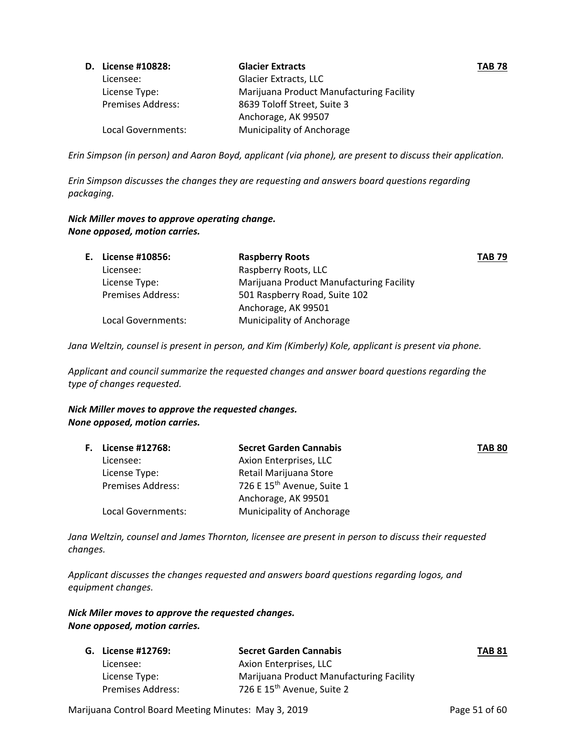**D. License #10828: Glacier Extracts TAB 78**

| | | |
|---|---|---|
| Licensee: | Glacier Extracts, LLC | |
| License Type: | Marijuana Product Manufacturing Facility | |
| Premises Address: | 8639 Toloff Street, Suite 3<br>Anchorage, AK 99507 | |
| Local Governments: | Municipality of Anchorage | |

*Erin Simpson (in person) and Aaron Boyd, applicant (via phone), are present to discuss their application.*

*Erin Simpson discusses the changes they are requesting and answers board questions regarding packaging.*

***Nick Miller moves to approve operating change.***
***None opposed, motion carries.***

**E. License #10856: Raspberry Roots TAB 79**

| | | |
|---|---|---|
| Licensee: | Raspberry Roots, LLC | |
| License Type: | Marijuana Product Manufacturing Facility | |
| Premises Address: | 501 Raspberry Road, Suite 102<br>Anchorage, AK 99501 | |
| Local Governments: | Municipality of Anchorage | |

*Jana Weltzin, counsel is present in person, and Kim (Kimberly) Kole, applicant is present via phone.*

*Applicant and council summarize the requested changes and answer board questions regarding the type of changes requested.*

***Nick Miller moves to approve the requested changes.***
***None opposed, motion carries.***

**F. License #12768: Secret Garden Cannabis TAB 80**

| | | |
|---|---|---|
| Licensee: | Axion Enterprises, LLC | |
| License Type: | Retail Marijuana Store | |
| Premises Address: | 726 E 15th Avenue, Suite 1<br>Anchorage, AK 99501 | |
| Local Governments: | Municipality of Anchorage | |

*Jana Weltzin, counsel and James Thornton, licensee are present in person to discuss their requested changes.*

*Applicant discusses the changes requested and answers board questions regarding logos, and equipment changes.*

***Nick Miler moves to approve the requested changes.***
***None opposed, motion carries.***

**G. License #12769: Secret Garden Cannabis TAB 81**

| | | |
|---|---|---|
| Licensee: | Axion Enterprises, LLC | |
| License Type: | Marijuana Product Manufacturing Facility | |
| Premises Address: | 726 E 15th Avenue, Suite 2 | |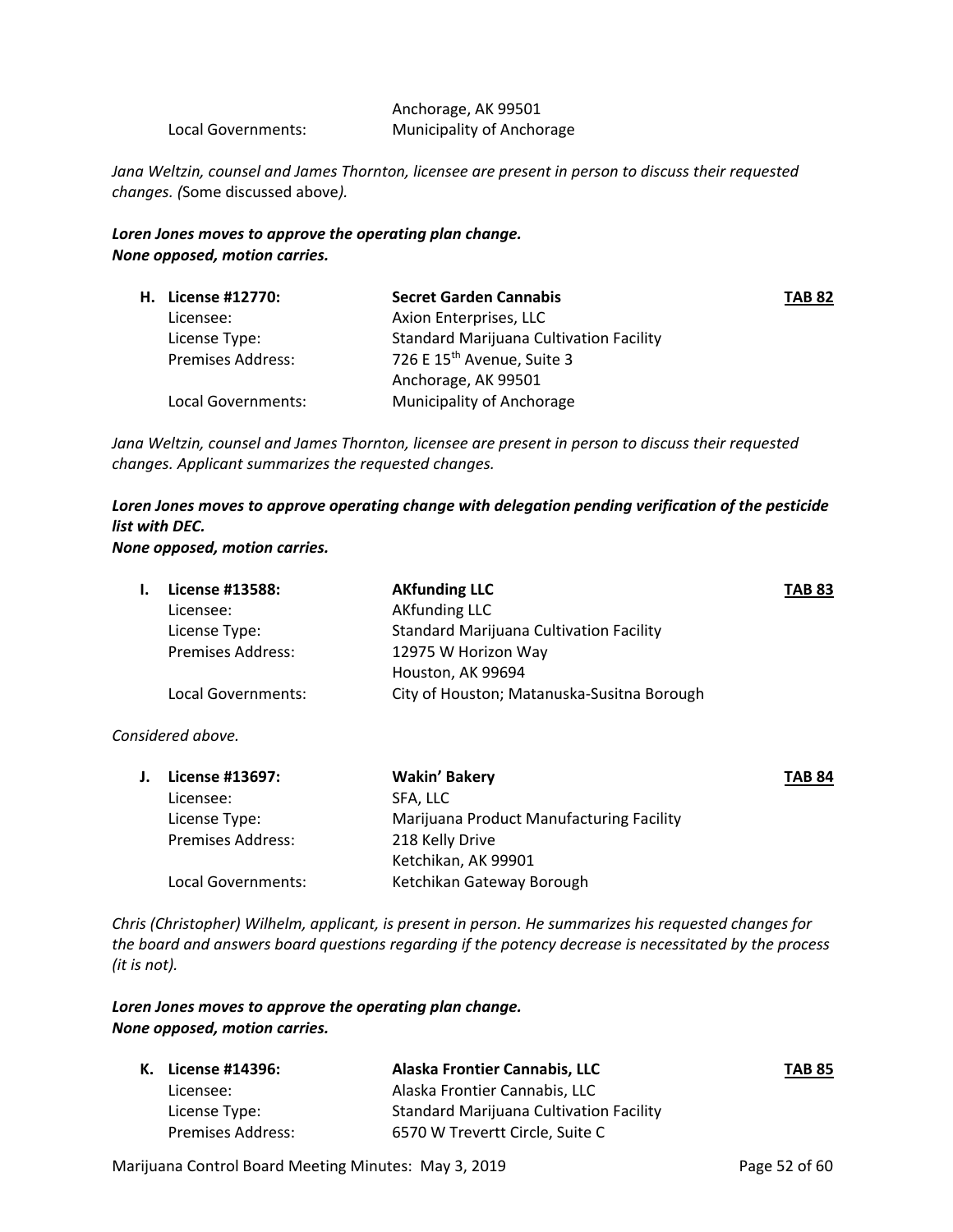| | |
|---|---|
| | Anchorage, AK 99501 |
| Local Governments: | Municipality of Anchorage |

*Jana Weltzin, counsel and James Thornton, licensee are present in person to discuss their requested changes. (*Some discussed above*).*

***Loren Jones moves to approve the operating plan change.***
***None opposed, motion carries.***

| | | |
|---|---|---|
| **H. License #12770:** | **Secret Garden Cannabis** | **TAB 82** |
| Licensee: | Axion Enterprises, LLC | |
| License Type: | Standard Marijuana Cultivation Facility | |
| Premises Address: | 726 E 15th Avenue, Suite 3 | |
| | Anchorage, AK 99501 | |
| Local Governments: | Municipality of Anchorage | |

*Jana Weltzin, counsel and James Thornton, licensee are present in person to discuss their requested changes. Applicant summarizes the requested changes.*

***Loren Jones moves to approve operating change with delegation pending verification of the pesticide list with DEC.***
***None opposed, motion carries.***

| | | |
|---|---|---|
| **I. License #13588:** | **AKfunding LLC** | **TAB 83** |
| Licensee: | AKfunding LLC | |
| License Type: | Standard Marijuana Cultivation Facility | |
| Premises Address: | 12975 W Horizon Way | |
| | Houston, AK 99694 | |
| Local Governments: | City of Houston; Matanuska-Susitna Borough | |

*Considered above.*

| | | |
|---|---|---|
| **J. License #13697:** | **Wakin' Bakery** | **TAB 84** |
| Licensee: | SFA, LLC | |
| License Type: | Marijuana Product Manufacturing Facility | |
| Premises Address: | 218 Kelly Drive | |
| | Ketchikan, AK 99901 | |
| Local Governments: | Ketchikan Gateway Borough | |

*Chris (Christopher) Wilhelm, applicant, is present in person. He summarizes his requested changes for the board and answers board questions regarding if the potency decrease is necessitated by the process (it is not).*

***Loren Jones moves to approve the operating plan change.***
***None opposed, motion carries.***

| | | |
|---|---|---|
| **K. License #14396:** | **Alaska Frontier Cannabis, LLC** | **TAB 85** |
| Licensee: | Alaska Frontier Cannabis, LLC | |
| License Type: | Standard Marijuana Cultivation Facility | |
| Premises Address: | 6570 W Trevertt Circle, Suite C | |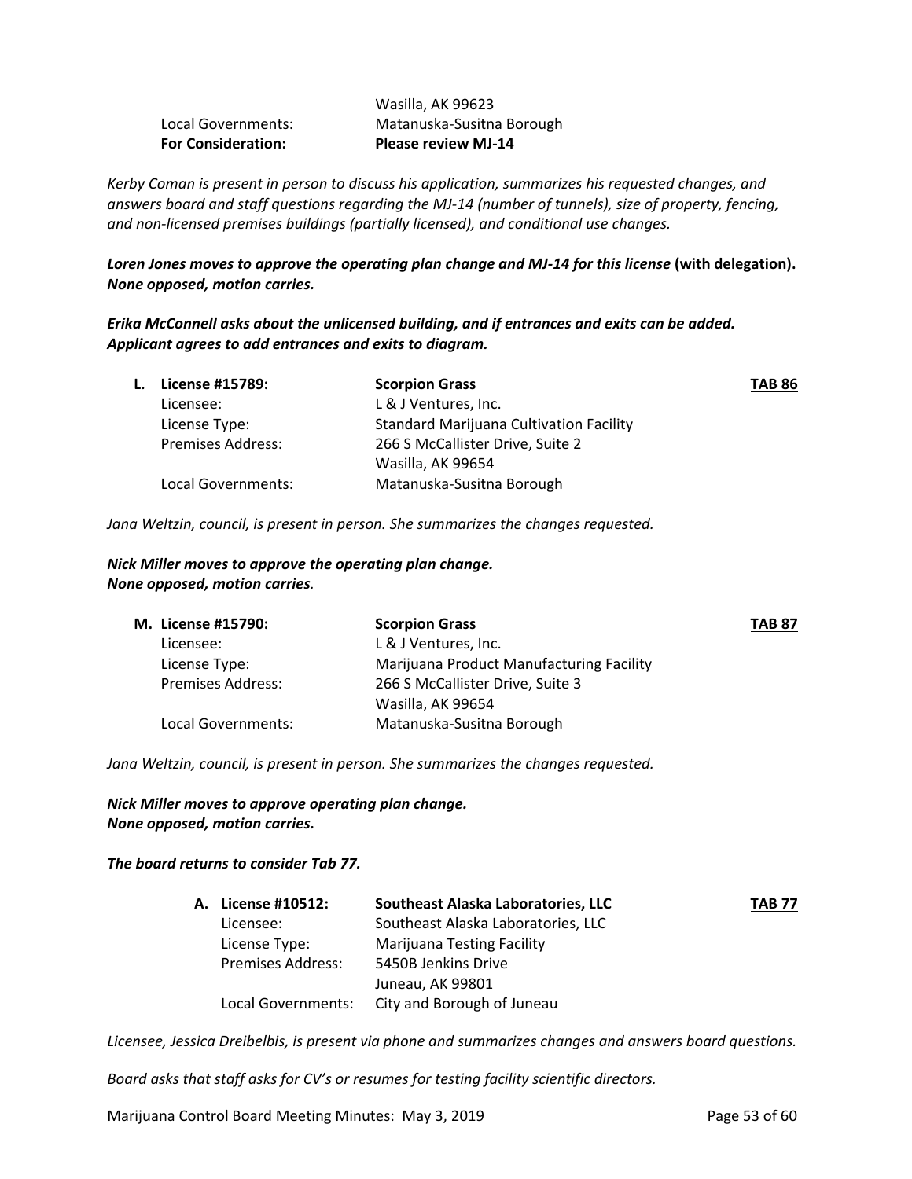| | |
|---|---|
| | Wasilla, AK 99623 |
| Local Governments: | Matanuska-Susitna Borough |
| **For Consideration:** | **Please review MJ-14** |

*Kerby Coman is present in person to discuss his application, summarizes his requested changes, and answers board and staff questions regarding the MJ-14 (number of tunnels), size of property, fencing, and non-licensed premises buildings (partially licensed), and conditional use changes.*

***Loren Jones moves to approve the operating plan change and MJ-14 for this license*** **(with delegation).** ***None opposed, motion carries.***

***Erika McConnell asks about the unlicensed building, and if entrances and exits can be added. Applicant agrees to add entrances and exits to diagram.***

| | | |
|---|---|---|
| **L. License #15789:** | **Scorpion Grass** | **TAB 86** |
| Licensee: | L & J Ventures, Inc. | |
| License Type: | Standard Marijuana Cultivation Facility | |
| Premises Address: | 266 S McCallister Drive, Suite 2 | |
| | Wasilla, AK 99654 | |
| Local Governments: | Matanuska-Susitna Borough | |

*Jana Weltzin, council, is present in person. She summarizes the changes requested.*

***Nick Miller moves to approve the operating plan change.***
***None opposed, motion carries.***

| | | |
|---|---|---|
| **M. License #15790:** | **Scorpion Grass** | **TAB 87** |
| Licensee: | L & J Ventures, Inc. | |
| License Type: | Marijuana Product Manufacturing Facility | |
| Premises Address: | 266 S McCallister Drive, Suite 3 | |
| | Wasilla, AK 99654 | |
| Local Governments: | Matanuska-Susitna Borough | |

*Jana Weltzin, council, is present in person. She summarizes the changes requested.*

***Nick Miller moves to approve operating plan change.***
***None opposed, motion carries.***

***The board returns to consider Tab 77.***

| | | |
|---|---|---|
| **A. License #10512:** | **Southeast Alaska Laboratories, LLC** | **TAB 77** |
| Licensee: | Southeast Alaska Laboratories, LLC | |
| License Type: | Marijuana Testing Facility | |
| Premises Address: | 5450B Jenkins Drive | |
| | Juneau, AK 99801 | |
| Local Governments: | City and Borough of Juneau | |

*Licensee, Jessica Dreibelbis, is present via phone and summarizes changes and answers board questions.*

*Board asks that staff asks for CV's or resumes for testing facility scientific directors.*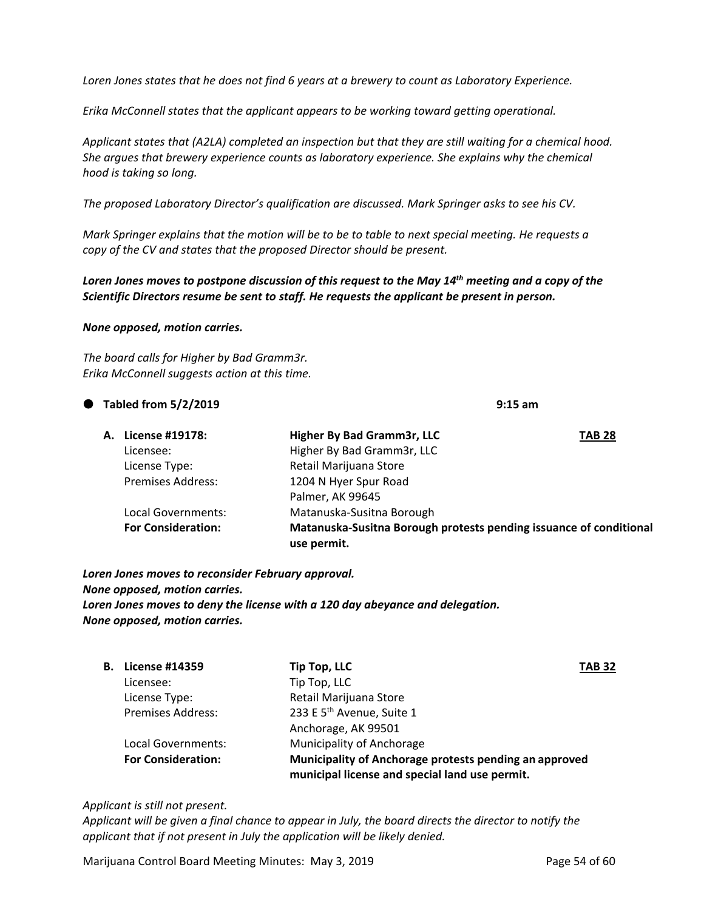*Loren Jones states that he does not find 6 years at a brewery to count as Laboratory Experience.*

*Erika McConnell states that the applicant appears to be working toward getting operational.*

*Applicant states that (A2LA) completed an inspection but that they are still waiting for a chemical hood. She argues that brewery experience counts as laboratory experience. She explains why the chemical hood is taking so long.*

*The proposed Laboratory Director's qualification are discussed. Mark Springer asks to see his CV.*

*Mark Springer explains that the motion will be to be to table to next special meeting. He requests a copy of the CV and states that the proposed Director should be present.*

***Loren Jones moves to postpone discussion of this request to the May 14th meeting and a copy of the Scientific Directors resume be sent to staff. He requests the applicant be present in person.***

***None opposed, motion carries.***

*The board calls for Higher by Bad Gramm3r.*
*Erika McConnell suggests action at this time.*

- **Tabled from 5/2/2019** 9:15 am

**A. License #19178:** **Higher By Bad Gramm3r, LLC** **TAB 28**

| | |
|---|---|
| Licensee: | Higher By Bad Gramm3r, LLC |
| License Type: | Retail Marijuana Store |
| Premises Address: | 1204 N Hyer Spur Road<br>Palmer, AK 99645 |
| Local Governments: | Matanuska-Susitna Borough |
| **For Consideration:** | **Matanuska-Susitna Borough protests pending issuance of conditional use permit.** |

***Loren Jones moves to reconsider February approval.***
***None opposed, motion carries.***
***Loren Jones moves to deny the license with a 120 day abeyance and delegation.***
***None opposed, motion carries.***

**B. License #14359** **Tip Top, LLC** **TAB 32**

| | |
|---|---|
| Licensee: | Tip Top, LLC |
| License Type: | Retail Marijuana Store |
| Premises Address: | 233 E 5th Avenue, Suite 1<br>Anchorage, AK 99501 |
| Local Governments: | Municipality of Anchorage |
| **For Consideration:** | **Municipality of Anchorage protests pending an approved municipal license and special land use permit.** |

*Applicant is still not present.*
*Applicant will be given a final chance to appear in July, the board directs the director to notify the applicant that if not present in July the application will be likely denied.*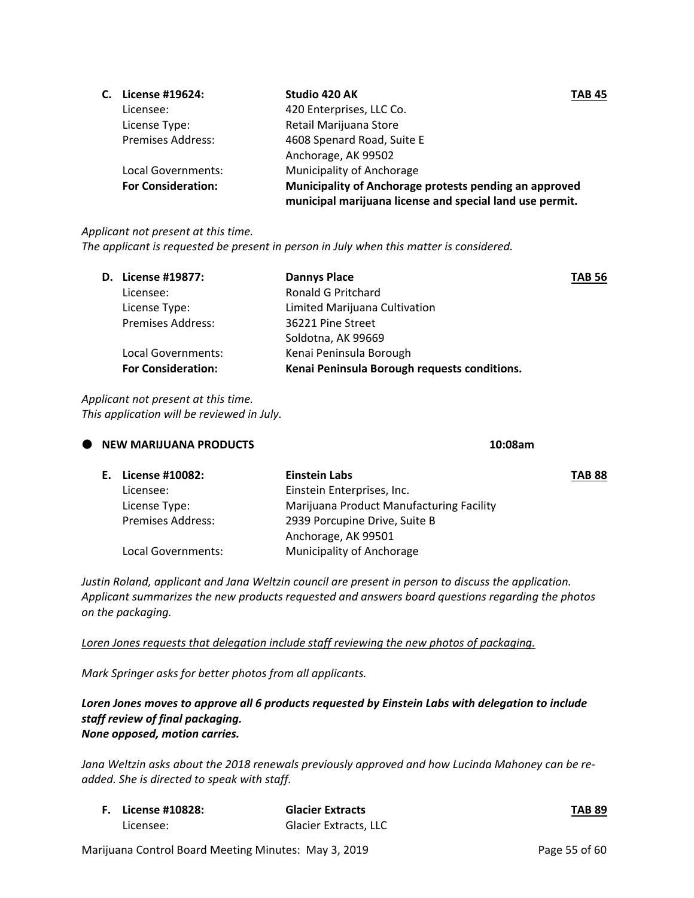**C. License #19624:** **Studio 420 AK** **TAB 45**

| | |
|---|---|
| Licensee: | 420 Enterprises, LLC Co. |
| License Type: | Retail Marijuana Store |
| Premises Address: | 4608 Spenard Road, Suite E<br>Anchorage, AK 99502 |
| Local Governments: | Municipality of Anchorage |
| **For Consideration:** | **Municipality of Anchorage protests pending an approved municipal marijuana license and special land use permit.** |

*Applicant not present at this time.*
*The applicant is requested be present in person in July when this matter is considered.*

**D. License #19877:** **Dannys Place** **TAB 56**

| | |
|---|---|
| Licensee: | Ronald G Pritchard |
| License Type: | Limited Marijuana Cultivation |
| Premises Address: | 36221 Pine Street<br>Soldotna, AK 99669 |
| Local Governments: | Kenai Peninsula Borough |
| **For Consideration:** | **Kenai Peninsula Borough requests conditions.** |

*Applicant not present at this time.*
*This application will be reviewed in July.*

- **NEW MARIJUANA PRODUCTS** **10:08am**

**E. License #10082:** **Einstein Labs** **TAB 88**

| | |
|---|---|
| Licensee: | Einstein Enterprises, Inc. |
| License Type: | Marijuana Product Manufacturing Facility |
| Premises Address: | 2939 Porcupine Drive, Suite B<br>Anchorage, AK 99501 |
| Local Governments: | Municipality of Anchorage |

*Justin Roland, applicant and Jana Weltzin council are present in person to discuss the application. Applicant summarizes the new products requested and answers board questions regarding the photos on the packaging.*

<u>*Loren Jones requests that delegation include staff reviewing the new photos of packaging.*</u>

*Mark Springer asks for better photos from all applicants.*

***Loren Jones moves to approve all 6 products requested by Einstein Labs with delegation to include staff review of final packaging.***
***None opposed, motion carries.***

*Jana Weltzin asks about the 2018 renewals previously approved and how Lucinda Mahoney can be re-added. She is directed to speak with staff.*

**F. License #10828:** **Glacier Extracts** **TAB 89**

| | |
|---|---|
| Licensee: | Glacier Extracts, LLC |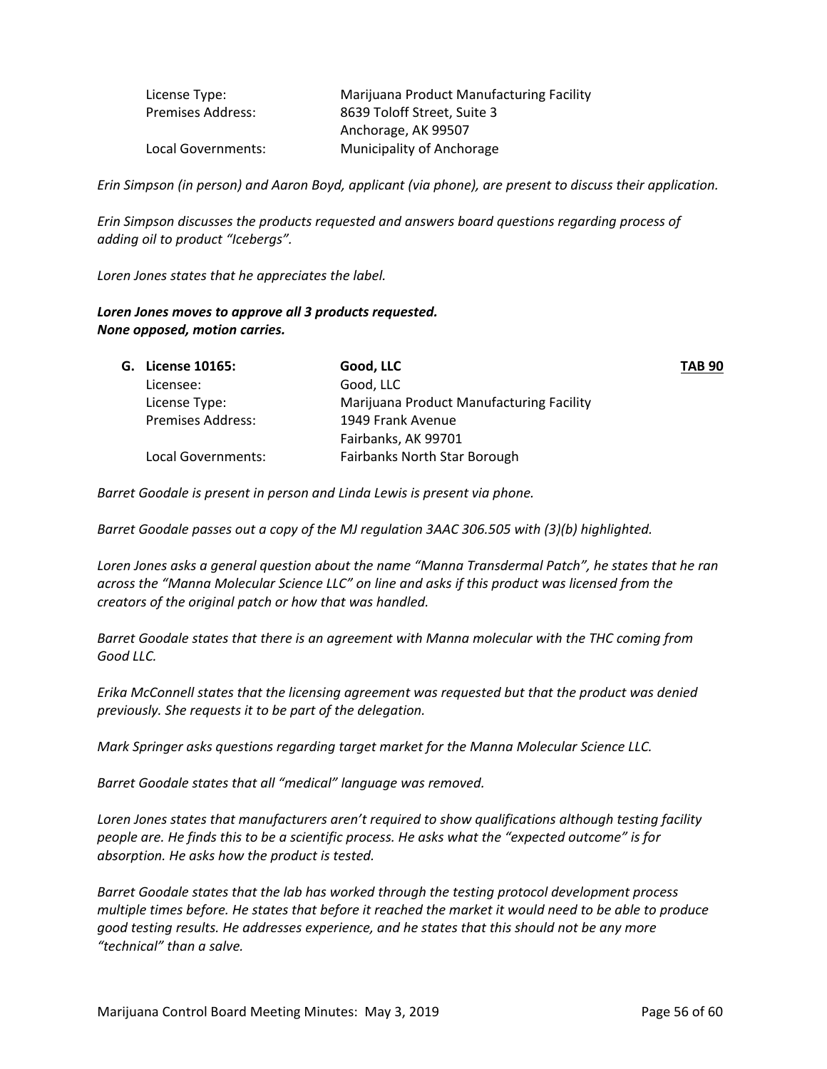| | |
|---|---|
| License Type: | Marijuana Product Manufacturing Facility |
| Premises Address: | 8639 Toloff Street, Suite 3<br>Anchorage, AK 99507 |
| Local Governments: | Municipality of Anchorage |

*Erin Simpson (in person) and Aaron Boyd, applicant (via phone), are present to discuss their application.*

*Erin Simpson discusses the products requested and answers board questions regarding process of adding oil to product "Icebergs".*

*Loren Jones states that he appreciates the label.*

***Loren Jones moves to approve all 3 products requested.***
***None opposed, motion carries.***

| | | |
|---|---|---|
| **G. License 10165:** | **Good, LLC** | **TAB 90** |
| Licensee: | Good, LLC | |
| License Type: | Marijuana Product Manufacturing Facility | |
| Premises Address: | 1949 Frank Avenue<br>Fairbanks, AK 99701 | |
| Local Governments: | Fairbanks North Star Borough | |

*Barret Goodale is present in person and Linda Lewis is present via phone.*

*Barret Goodale passes out a copy of the MJ regulation 3AAC 306.505 with (3)(b) highlighted.*

*Loren Jones asks a general question about the name "Manna Transdermal Patch", he states that he ran across the "Manna Molecular Science LLC" on line and asks if this product was licensed from the creators of the original patch or how that was handled.*

*Barret Goodale states that there is an agreement with Manna molecular with the THC coming from Good LLC.*

*Erika McConnell states that the licensing agreement was requested but that the product was denied previously. She requests it to be part of the delegation.*

*Mark Springer asks questions regarding target market for the Manna Molecular Science LLC.*

*Barret Goodale states that all "medical" language was removed.*

*Loren Jones states that manufacturers aren't required to show qualifications although testing facility people are. He finds this to be a scientific process. He asks what the "expected outcome" is for absorption. He asks how the product is tested.*

*Barret Goodale states that the lab has worked through the testing protocol development process multiple times before. He states that before it reached the market it would need to be able to produce good testing results. He addresses experience, and he states that this should not be any more "technical" than a salve.*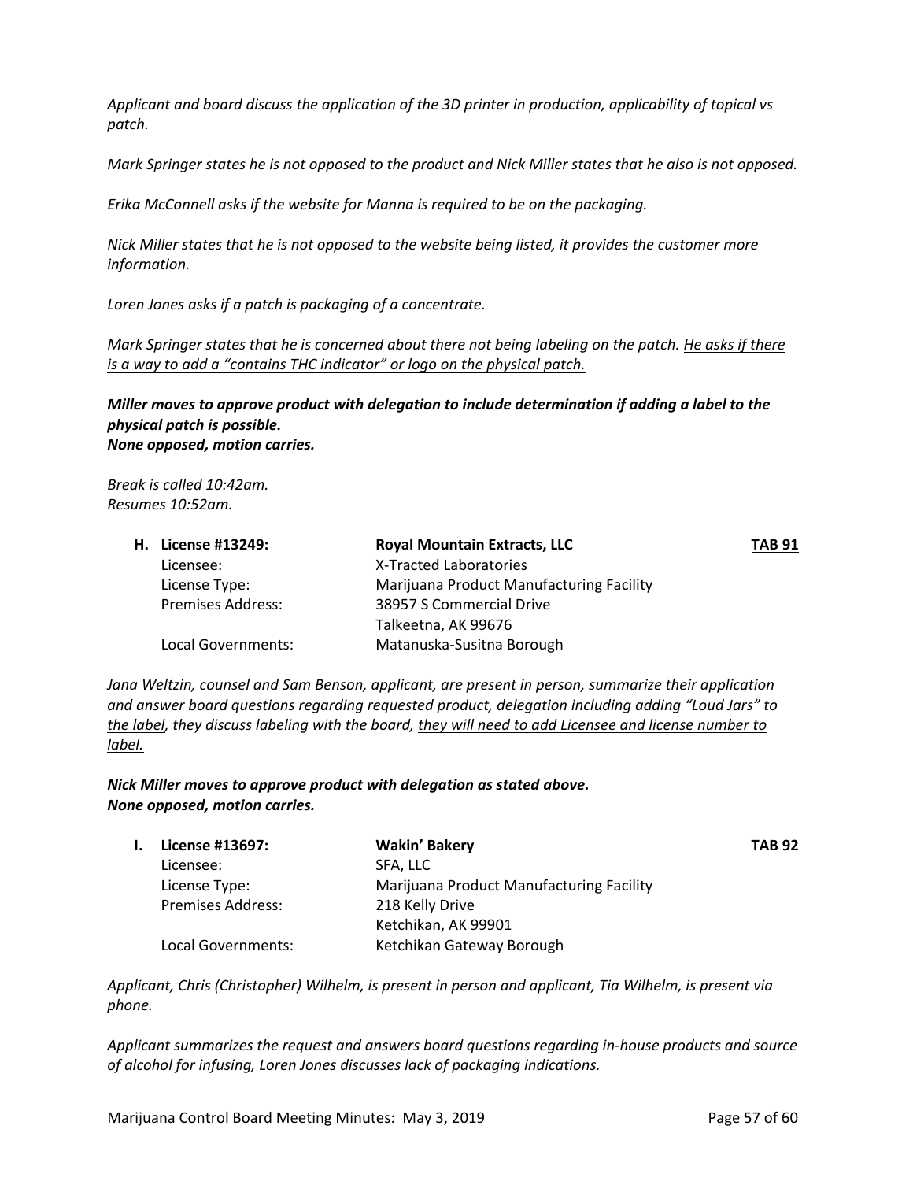*Applicant and board discuss the application of the 3D printer in production, applicability of topical vs patch.*

*Mark Springer states he is not opposed to the product and Nick Miller states that he also is not opposed.*

*Erika McConnell asks if the website for Manna is required to be on the packaging.*

*Nick Miller states that he is not opposed to the website being listed, it provides the customer more information.*

*Loren Jones asks if a patch is packaging of a concentrate.*

*Mark Springer states that he is concerned about there not being labeling on the patch. <u>He asks if there is a way to add a "contains THC indicator" or logo on the physical patch.</u>*

***Miller moves to approve product with delegation to include determination if adding a label to the physical patch is possible.***
***None opposed, motion carries.***

*Break is called 10:42am.*
*Resumes 10:52am.*

| **H. License #13249:** | **Royal Mountain Extracts, LLC** | **<u>TAB 91</u>** |
|---|---|---|
| Licensee: | X-Tracted Laboratories | |
| License Type: | Marijuana Product Manufacturing Facility | |
| Premises Address: | 38957 S Commercial Drive<br>Talkeetna, AK 99676 | |
| Local Governments: | Matanuska-Susitna Borough | |

*Jana Weltzin, counsel and Sam Benson, applicant, are present in person, summarize their application and answer board questions regarding requested product, <u>delegation including adding "Loud Jars" to the label</u>, they discuss labeling with the board, <u>they will need to add Licensee and license number to label.</u>*

***Nick Miller moves to approve product with delegation as stated above.***
***None opposed, motion carries.***

| **I. License #13697:** | **Wakin' Bakery** | **<u>TAB 92</u>** |
|---|---|---|
| Licensee: | SFA, LLC | |
| License Type: | Marijuana Product Manufacturing Facility | |
| Premises Address: | 218 Kelly Drive<br>Ketchikan, AK 99901 | |
| Local Governments: | Ketchikan Gateway Borough | |

*Applicant, Chris (Christopher) Wilhelm, is present in person and applicant, Tia Wilhelm, is present via phone.*

*Applicant summarizes the request and answers board questions regarding in-house products and source of alcohol for infusing, Loren Jones discusses lack of packaging indications.*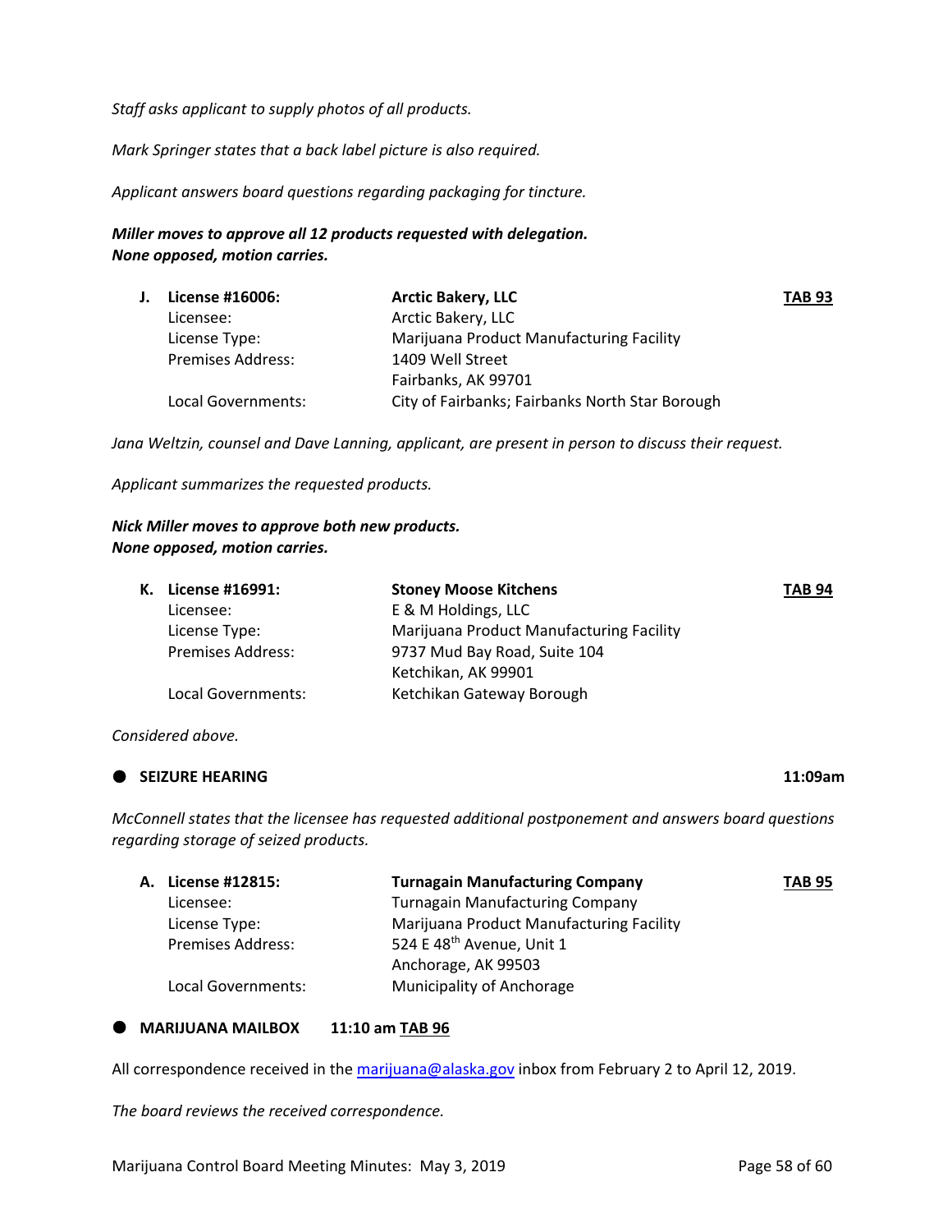*Staff asks applicant to supply photos of all products.*

*Mark Springer states that a back label picture is also required.*

*Applicant answers board questions regarding packaging for tincture.*

***Miller moves to approve all 12 products requested with delegation.***
***None opposed, motion carries.***

| | | | |
|---|---|---|---|
| **J.** | **License #16006:** | **Arctic Bakery, LLC** | **TAB 93** |
| | Licensee: | Arctic Bakery, LLC | |
| | License Type: | Marijuana Product Manufacturing Facility | |
| | Premises Address: | 1409 Well Street<br>Fairbanks, AK 99701 | |
| | Local Governments: | City of Fairbanks; Fairbanks North Star Borough | |

*Jana Weltzin, counsel and Dave Lanning, applicant, are present in person to discuss their request.*

*Applicant summarizes the requested products.*

***Nick Miller moves to approve both new products.***
***None opposed, motion carries.***

| | | | |
|---|---|---|---|
| **K.** | **License #16991:** | **Stoney Moose Kitchens** | **TAB 94** |
| | Licensee: | E & M Holdings, LLC | |
| | License Type: | Marijuana Product Manufacturing Facility | |
| | Premises Address: | 9737 Mud Bay Road, Suite 104<br>Ketchikan, AK 99901 | |
| | Local Governments: | Ketchikan Gateway Borough | |

*Considered above.*

- **SEIZURE HEARING** **11:09am**

*McConnell states that the licensee has requested additional postponement and answers board questions regarding storage of seized products.*

| | | | |
|---|---|---|---|
| **A.** | **License #12815:** | **Turnagain Manufacturing Company** | **TAB 95** |
| | Licensee: | Turnagain Manufacturing Company | |
| | License Type: | Marijuana Product Manufacturing Facility | |
| | Premises Address: | 524 E 48th Avenue, Unit 1<br>Anchorage, AK 99503 | |
| | Local Governments: | Municipality of Anchorage | |

- **MARIJUANA MAILBOX** **11:10 am** **TAB 96**

All correspondence received in the marijuana@alaska.gov inbox from February 2 to April 12, 2019.

*The board reviews the received correspondence.*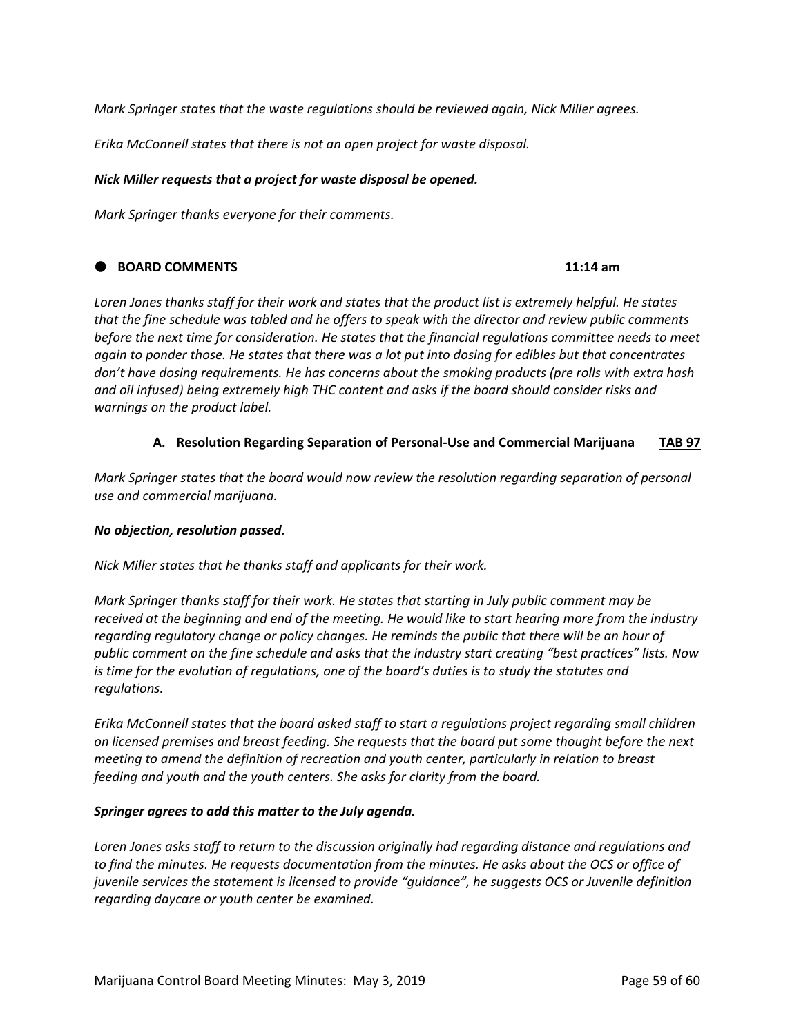*Mark Springer states that the waste regulations should be reviewed again, Nick Miller agrees.*

*Erika McConnell states that there is not an open project for waste disposal.*

***Nick Miller requests that a project for waste disposal be opened.***

*Mark Springer thanks everyone for their comments.*

## ● BOARD COMMENTS 11:14 am

*Loren Jones thanks staff for their work and states that the product list is extremely helpful. He states that the fine schedule was tabled and he offers to speak with the director and review public comments before the next time for consideration. He states that the financial regulations committee needs to meet again to ponder those. He states that there was a lot put into dosing for edibles but that concentrates don't have dosing requirements. He has concerns about the smoking products (pre rolls with extra hash and oil infused) being extremely high THC content and asks if the board should consider risks and warnings on the product label.*

### A. Resolution Regarding Separation of Personal-Use and Commercial Marijuana TAB 97

*Mark Springer states that the board would now review the resolution regarding separation of personal use and commercial marijuana.*

***No objection, resolution passed.***

*Nick Miller states that he thanks staff and applicants for their work.*

*Mark Springer thanks staff for their work. He states that starting in July public comment may be received at the beginning and end of the meeting. He would like to start hearing more from the industry regarding regulatory change or policy changes. He reminds the public that there will be an hour of public comment on the fine schedule and asks that the industry start creating "best practices" lists. Now is time for the evolution of regulations, one of the board's duties is to study the statutes and regulations.*

*Erika McConnell states that the board asked staff to start a regulations project regarding small children on licensed premises and breast feeding. She requests that the board put some thought before the next meeting to amend the definition of recreation and youth center, particularly in relation to breast feeding and youth and the youth centers. She asks for clarity from the board.*

***Springer agrees to add this matter to the July agenda.***

*Loren Jones asks staff to return to the discussion originally had regarding distance and regulations and to find the minutes. He requests documentation from the minutes. He asks about the OCS or office of juvenile services the statement is licensed to provide "guidance", he suggests OCS or Juvenile definition regarding daycare or youth center be examined.*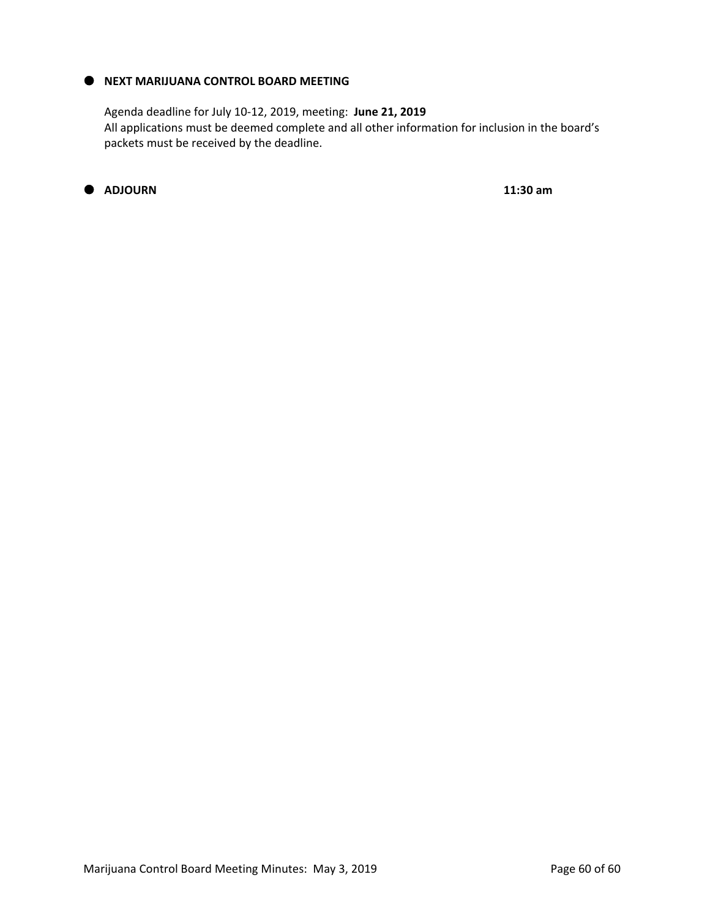- **NEXT MARIJUANA CONTROL BOARD MEETING**

  Agenda deadline for July 10-12, 2019, meeting: **June 21, 2019**
  All applications must be deemed complete and all other information for inclusion in the board's packets must be received by the deadline.

- **ADJOURN** **11:30 am**